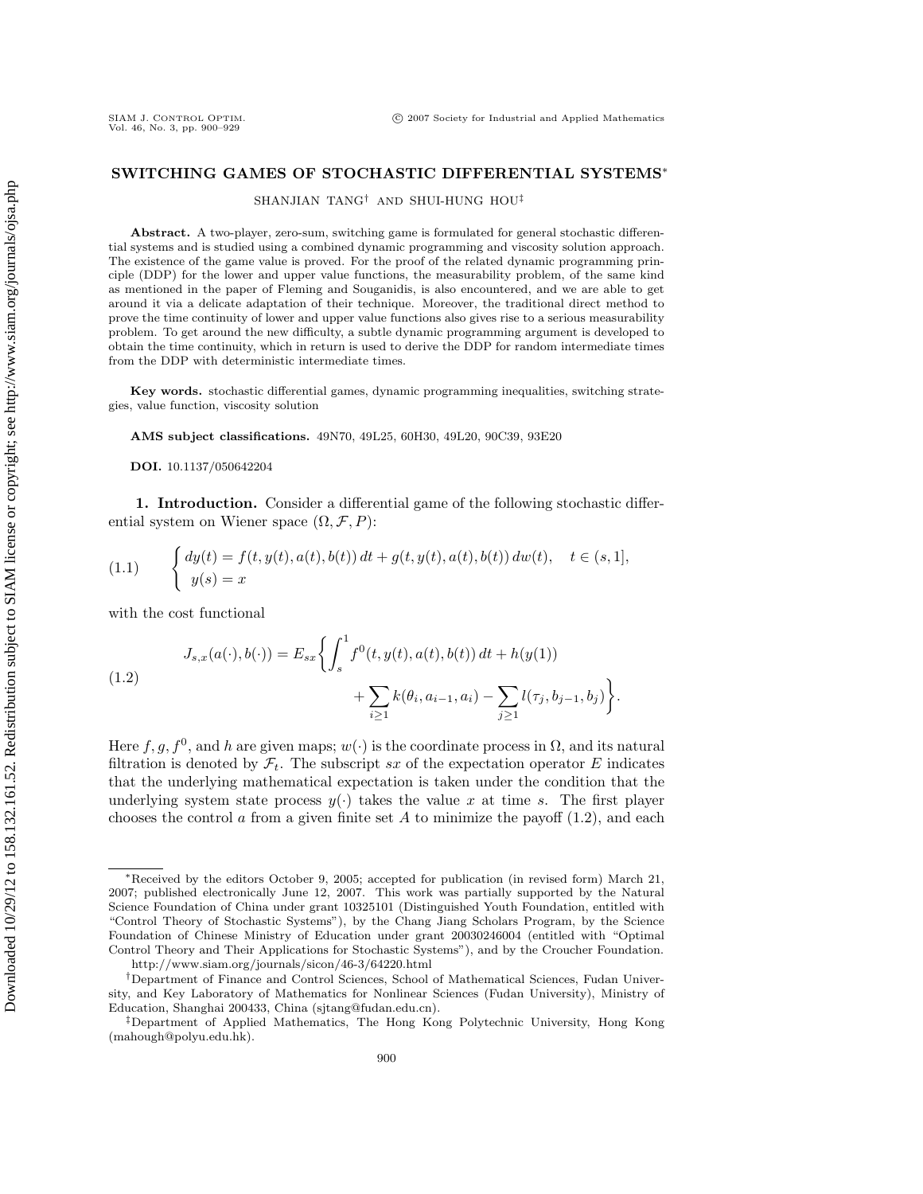# SWITCHING GAMES OF STOCHASTIC DIFFERENTIAL SYSTEMS*

SHANJIAN TANG[†] AND SHUI-HUNG HOU[‡]

**Abstract.** A two-player, zero-sum, switching game is formulated for general stochastic differential systems and is studied using a combined dynamic programming and viscosity solution approach. The existence of the game value is proved. For the proof of the related dynamic programming principle (DDP) for the lower and upper value functions, the measurability problem, of the same kind as mentioned in the paper of Fleming and Souganidis, is also encountered, and we are able to get around it via a delicate adaptation of their technique. Moreover, the traditional direct method to prove the time continuity of lower and upper value functions also gives rise to a serious measurability problem. To get around the new difficulty, a subtle dynamic programming argument is developed to obtain the time continuity, which in return is used to derive the DDP for random intermediate times from the DDP with deterministic intermediate times.

**Key words.** stochastic differential games, dynamic programming inequalities, switching strategies, value function, viscosity solution

**AMS subject classifications.** 49N70, 49L25, 60H30, 49L20, 90C39, 93E20

**DOI.** 10.1137/050642204

## 1. Introduction.

Consider a differential game of the following stochastic differential system on Wiener space $(\Omega, \mathcal{F}, P)$:

$$
\text{(1.1)} \qquad \begin{cases} dy(t) = f(t, y(t), a(t), b(t))\, dt + g(t, y(t), a(t), b(t))\, dw(t), \quad t \in (s, 1], \\ y(s) = x \end{cases}
$$

with the cost functional

$$
\text{(1.2)} \qquad \begin{aligned} J_{s,x}(a(\cdot), b(\cdot)) = E_{sx}\bigg\{ & \int_s^1 f^0(t, y(t), a(t), b(t))\, dt + h(y(1)) \\ & + \sum_{i \geq 1} k(\theta_i, a_{i-1}, a_i) - \sum_{j \geq 1} l(\tau_j, b_{j-1}, b_j) \bigg\}. \end{aligned}
$$

Here $f, g, f^0$, and $h$ are given maps; $w(\cdot)$ is the coordinate process in $\Omega$, and its natural filtration is denoted by $\mathcal{F}_t$. The subscript $sx$ of the expectation operator $E$ indicates that the underlying mathematical expectation is taken under the condition that the underlying system state process $y(\cdot)$ takes the value $x$ at time $s$. The first player chooses the control $a$ from a given finite set $A$ to minimize the payoff (1.2), and each

---

*Received by the editors October 9, 2005; accepted for publication (in revised form) March 21, 2007; published electronically June 12, 2007. This work was partially supported by the Natural Science Foundation of China under grant 10325101 (Distinguished Youth Foundation, entitled with "Control Theory of Stochastic Systems"), by the Chang Jiang Scholars Program, by the Science Foundation of Chinese Ministry of Education under grant 20030246004 (entitled with "Optimal Control Theory and Their Applications for Stochastic Systems"), and by the Croucher Foundation. http://www.siam.org/journals/sicon/46-3/64220.html

[†]Department of Finance and Control Sciences, School of Mathematical Sciences, Fudan University, and Key Laboratory of Mathematics for Nonlinear Sciences (Fudan University), Ministry of Education, Shanghai 200433, China (sjtang@fudan.edu.cn).

[‡]Department of Applied Mathematics, The Hong Kong Polytechnic University, Hong Kong (mahough@polyu.edu.hk).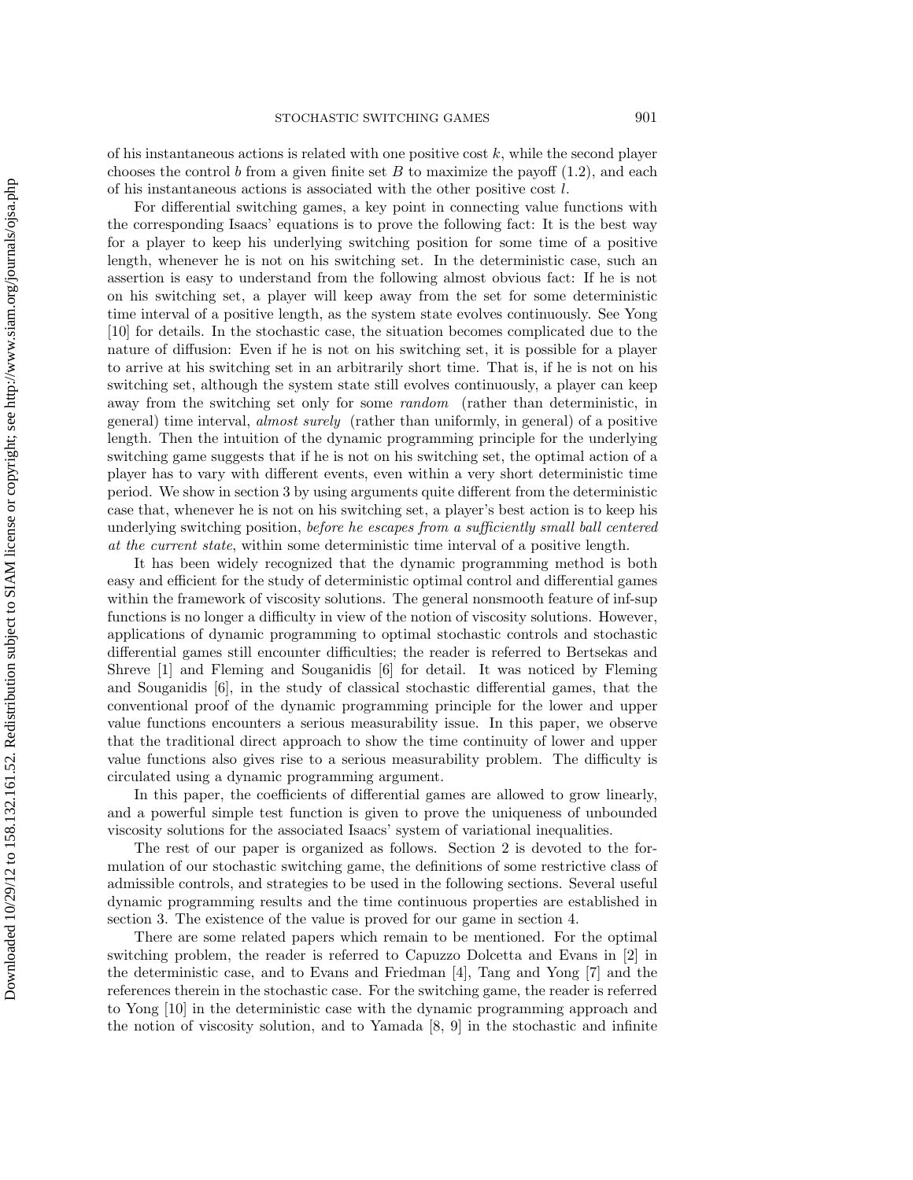of his instantaneous actions is related with one positive cost $k$, while the second player chooses the control $b$ from a given finite set $B$ to maximize the payoff (1.2), and each of his instantaneous actions is associated with the other positive cost $l$.

For differential switching games, a key point in connecting value functions with the corresponding Isaacs' equations is to prove the following fact: It is the best way for a player to keep his underlying switching position for some time of a positive length, whenever he is not on his switching set. In the deterministic case, such an assertion is easy to understand from the following almost obvious fact: If he is not on his switching set, a player will keep away from the set for some deterministic time interval of a positive length, as the system state evolves continuously. See Yong [10] for details. In the stochastic case, the situation becomes complicated due to the nature of diffusion: Even if he is not on his switching set, it is possible for a player to arrive at his switching set in an arbitrarily short time. That is, if he is not on his switching set, although the system state still evolves continuously, a player can keep away from the switching set only for some *random* (rather than deterministic, in general) time interval, *almost surely* (rather than uniformly, in general) of a positive length. Then the intuition of the dynamic programming principle for the underlying switching game suggests that if he is not on his switching set, the optimal action of a player has to vary with different events, even within a very short deterministic time period. We show in section 3 by using arguments quite different from the deterministic case that, whenever he is not on his switching set, a player's best action is to keep his underlying switching position, *before he escapes from a sufficiently small ball centered at the current state*, within some deterministic time interval of a positive length.

It has been widely recognized that the dynamic programming method is both easy and efficient for the study of deterministic optimal control and differential games within the framework of viscosity solutions. The general nonsmooth feature of inf-sup functions is no longer a difficulty in view of the notion of viscosity solutions. However, applications of dynamic programming to optimal stochastic controls and stochastic differential games still encounter difficulties; the reader is referred to Bertsekas and Shreve [1] and Fleming and Souganidis [6] for detail. It was noticed by Fleming and Souganidis [6], in the study of classical stochastic differential games, that the conventional proof of the dynamic programming principle for the lower and upper value functions encounters a serious measurability issue. In this paper, we observe that the traditional direct approach to show the time continuity of lower and upper value functions also gives rise to a serious measurability problem. The difficulty is circulated using a dynamic programming argument.

In this paper, the coefficients of differential games are allowed to grow linearly, and a powerful simple test function is given to prove the uniqueness of unbounded viscosity solutions for the associated Isaacs' system of variational inequalities.

The rest of our paper is organized as follows. Section 2 is devoted to the formulation of our stochastic switching game, the definitions of some restrictive class of admissible controls, and strategies to be used in the following sections. Several useful dynamic programming results and the time continuous properties are established in section 3. The existence of the value is proved for our game in section 4.

There are some related papers which remain to be mentioned. For the optimal switching problem, the reader is referred to Capuzzo Dolcetta and Evans in [2] in the deterministic case, and to Evans and Friedman [4], Tang and Yong [7] and the references therein in the stochastic case. For the switching game, the reader is referred to Yong [10] in the deterministic case with the dynamic programming approach and the notion of viscosity solution, and to Yamada [8, 9] in the stochastic and infinite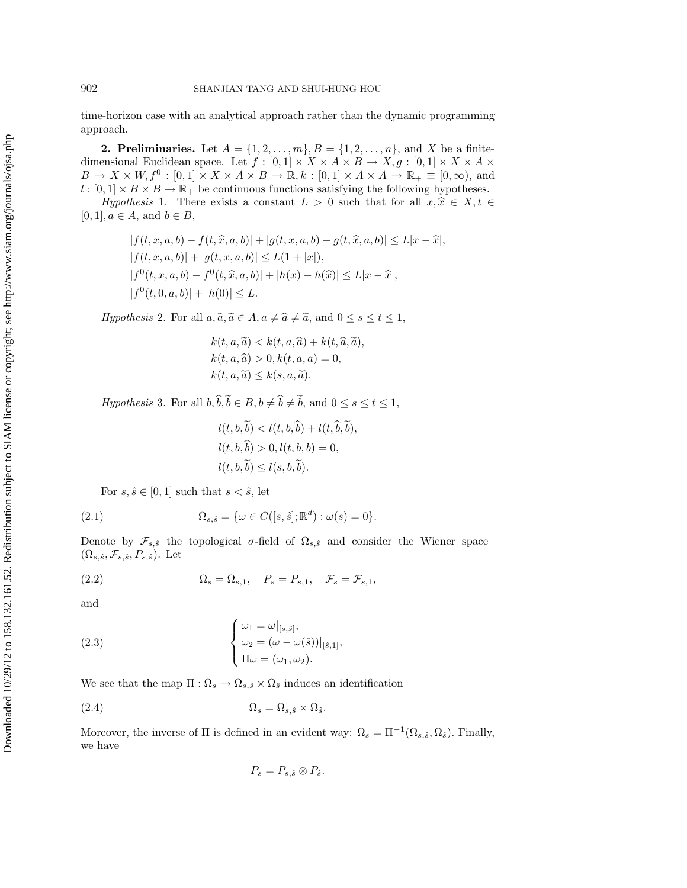time-horizon case with an analytical approach rather than the dynamic programming approach.

**2. Preliminaries.** Let $A = \{1, 2, \ldots, m\}$, $B = \{1, 2, \ldots, n\}$, and $X$ be a finite-dimensional Euclidean space. Let $f : [0,1] \times X \times A \times B \to X$, $g : [0,1] \times X \times A \times B \to X \times W$, $f^0 : [0,1] \times X \times A \times B \to \mathbb{R}$, $k : [0,1] \times A \times A \to \mathbb{R}_+ \equiv [0, \infty)$, and $l : [0,1] \times B \times B \to \mathbb{R}_+$ be continuous functions satisfying the following hypotheses.

*Hypothesis* 1. There exists a constant $L > 0$ such that for all $x, \widehat{x} \in X, t \in [0,1], a \in A$, and $b \in B$,

$$
\begin{aligned}
&|f(t,x,a,b) - f(t,\widehat{x},a,b)| + |g(t,x,a,b) - g(t,\widehat{x},a,b)| \le L|x - \widehat{x}|,\\
&|f(t,x,a,b)| + |g(t,x,a,b)| \le L(1 + |x|),\\
&|f^0(t,x,a,b) - f^0(t,\widehat{x},a,b)| + |h(x) - h(\widehat{x})| \le L|x - \widehat{x}|,\\
&|f^0(t,0,a,b)| + |h(0)| \le L.
\end{aligned}
$$

*Hypothesis* 2. For all $a, \widehat{a}, \widetilde{a} \in A, a \neq \widehat{a} \neq \widetilde{a}$, and $0 \le s \le t \le 1$,

$$
\begin{aligned}
&k(t,a,\widetilde{a}) < k(t,a,\widehat{a}) + k(t,\widehat{a},\widetilde{a}),\\
&k(t,a,\widehat{a}) > 0, k(t,a,a) = 0,\\
&k(t,a,\widetilde{a}) \le k(s,a,\widetilde{a}).
\end{aligned}
$$

*Hypothesis* 3. For all $b, \widehat{b}, \widetilde{b} \in B, b \neq \widehat{b} \neq \widetilde{b}$, and $0 \le s \le t \le 1$,

$$
\begin{aligned}
&l(t,b,\widetilde{b}) < l(t,b,\widehat{b}) + l(t,\widehat{b},\widetilde{b}),\\
&l(t,b,\widehat{b}) > 0, l(t,b,b) = 0,\\
&l(t,b,\widetilde{b}) \le l(s,b,\widetilde{b}).
\end{aligned}
$$

For $s, \hat{s} \in [0,1]$ such that $s < \hat{s}$, let

$$
\Omega_{s,\hat{s}} = \{\omega \in C([s,\hat{s}];\mathbb{R}^d) : \omega(s) = 0\}. \tag{2.1}
$$

Denote by $\mathcal{F}_{s,\hat{s}}$ the topological $\sigma$-field of $\Omega_{s,\hat{s}}$ and consider the Wiener space $(\Omega_{s,\hat{s}}, \mathcal{F}_{s,\hat{s}}, P_{s,\hat{s}})$. Let

$$
\Omega_s = \Omega_{s,1}, \quad P_s = P_{s,1}, \quad \mathcal{F}_s = \mathcal{F}_{s,1}, \tag{2.2}
$$

and

$$
\begin{cases}
\omega_1 = \omega|_{[s,\hat{s}]},\\
\omega_2 = (\omega - \omega(\hat{s}))|_{[\hat{s},1]},\\
\Pi\omega = (\omega_1, \omega_2).
\end{cases} \tag{2.3}
$$

We see that the map $\Pi : \Omega_s \to \Omega_{s,\hat{s}} \times \Omega_{\hat{s}}$ induces an identification

$$
\Omega_s = \Omega_{s,\hat{s}} \times \Omega_{\hat{s}}. \tag{2.4}
$$

Moreover, the inverse of $\Pi$ is defined in an evident way: $\Omega_s = \Pi^{-1}(\Omega_{s,\hat{s}}, \Omega_{\hat{s}})$. Finally, we have

$$
P_s = P_{s,\hat{s}} \otimes P_{\hat{s}}.
$$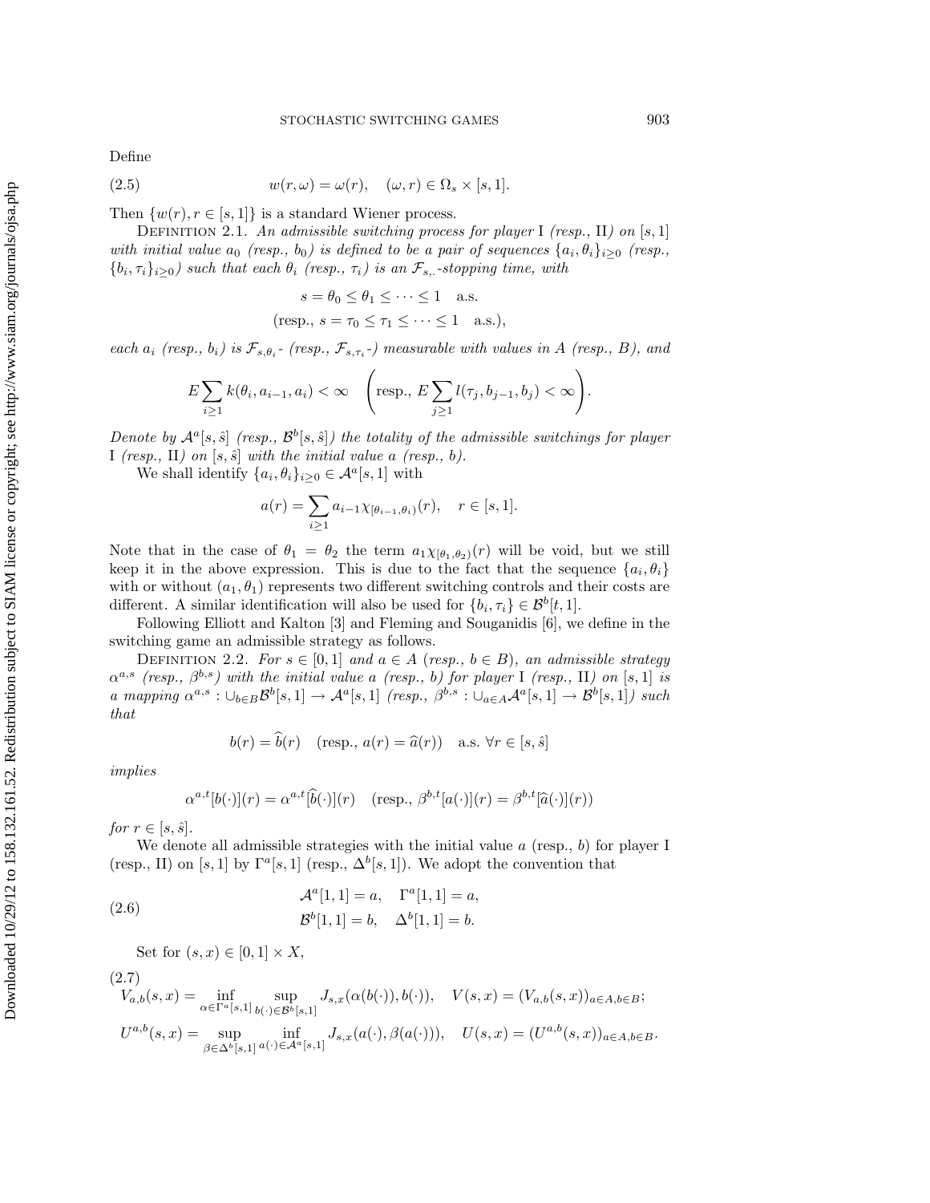Define

$$w(r, \omega) = \omega(r), \quad (\omega, r) \in \Omega_s \times [s, 1]. \tag{2.5}$$

Then $\{w(r), r \in [s, 1]\}$ is a standard Wiener process.

Definition 2.1. *An admissible switching process for player* I *(resp.,* II*) on* $[s, 1]$ *with initial value* $a_0$ *(resp.,* $b_0$*) is defined to be a pair of sequences* $\{a_i, \theta_i\}_{i \geq 0}$ *(resp.,* $\{b_i, \tau_i\}_{i \geq 0}$*) such that each* $\theta_i$ *(resp.,* $\tau_i$*) is an* $\mathcal{F}_{s,\cdot}$*-stopping time, with*

$$s = \theta_0 \leq \theta_1 \leq \cdots \leq 1 \quad \text{a.s.}$$
$$(\text{resp., } s = \tau_0 \leq \tau_1 \leq \cdots \leq 1 \quad \text{a.s.}),$$

*each* $a_i$ *(resp.,* $b_i$*) is* $\mathcal{F}_{s,\theta_i}$*- (resp.,* $\mathcal{F}_{s,\tau_i}$*-) measurable with values in* $A$ *(resp.,* $B$*), and*

$$E \sum_{i \geq 1} k(\theta_i, a_{i-1}, a_i) < \infty \quad \left(\text{resp., } E \sum_{j \geq 1} l(\tau_j, b_{j-1}, b_j) < \infty\right).$$

*Denote by* $\mathcal{A}^a[s, \hat{s}]$ *(resp.,* $\mathcal{B}^b[s, \hat{s}]$*) the totality of the admissible switchings for player* I *(resp.,* II*) on* $[s, \hat{s}]$ *with the initial value* $a$ *(resp.,* $b$*).*

We shall identify $\{a_i, \theta_i\}_{i \geq 0} \in \mathcal{A}^a[s, 1]$ with

$$a(r) = \sum_{i \geq 1} a_{i-1} \chi_{[\theta_{i-1}, \theta_i)}(r), \quad r \in [s, 1].$$

Note that in the case of $\theta_1 = \theta_2$ the term $a_1 \chi_{[\theta_1, \theta_2)}(r)$ will be void, but we still keep it in the above expression. This is due to the fact that the sequence $\{a_i, \theta_i\}$ with or without $(a_1, \theta_1)$ represents two different switching controls and their costs are different. A similar identification will also be used for $\{b_i, \tau_i\} \in \mathcal{B}^b[t, 1]$.

Following Elliott and Kalton [3] and Fleming and Souganidis [6], we define in the switching game an admissible strategy as follows.

Definition 2.2. *For* $s \in [0, 1]$ *and* $a \in A$ *(resp.,* $b \in B$*), an admissible strategy* $\alpha^{a,s}$ *(resp.,* $\beta^{b,s}$*) with the initial value* $a$ *(resp.,* $b$*) for player* I *(resp.,* II*) on* $[s, 1]$ *is a mapping* $\alpha^{a,s} : \cup_{b \in B} \mathcal{B}^b[s, 1] \to \mathcal{A}^a[s, 1]$ *(resp.,* $\beta^{b,s} : \cup_{a \in A} \mathcal{A}^a[s, 1] \to \mathcal{B}^b[s, 1]$*) such that*

$$b(r) = \widehat{b}(r) \quad (\text{resp., } a(r) = \widehat{a}(r)) \quad \text{a.s. } \forall r \in [s, \hat{s}]$$

*implies*

$$\alpha^{a,t}[b(\cdot)](r) = \alpha^{a,t}[\widehat{b}(\cdot)](r) \quad (\text{resp., } \beta^{b,t}[a(\cdot)](r) = \beta^{b,t}[\widehat{a}(\cdot)](r))$$

*for* $r \in [s, \hat{s}]$.

We denote all admissible strategies with the initial value $a$ (resp., $b$) for player I (resp., II) on $[s, 1]$ by $\Gamma^a[s, 1]$ (resp., $\Delta^b[s, 1]$). We adopt the convention that

$$\begin{aligned} &\mathcal{A}^a[1, 1] = a, \quad \Gamma^a[1, 1] = a, \\ &\mathcal{B}^b[1, 1] = b, \quad \Delta^b[1, 1] = b. \end{aligned} \tag{2.6}$$

Set for $(s, x) \in [0, 1] \times X$,

$$\begin{aligned} &V_{a,b}(s, x) = \inf_{\alpha \in \Gamma^a[s,1]} \sup_{b(\cdot) \in \mathcal{B}^b[s,1]} J_{s,x}(\alpha(b(\cdot)), b(\cdot)), \quad V(s, x) = (V_{a,b}(s, x))_{a \in A, b \in B}; \\ &U^{a,b}(s, x) = \sup_{\beta \in \Delta^b[s,1]} \inf_{a(\cdot) \in \mathcal{A}^a[s,1]} J_{s,x}(a(\cdot), \beta(a(\cdot))), \quad U(s, x) = (U^{a,b}(s, x))_{a \in A, b \in B}. \end{aligned} \tag{2.7}$$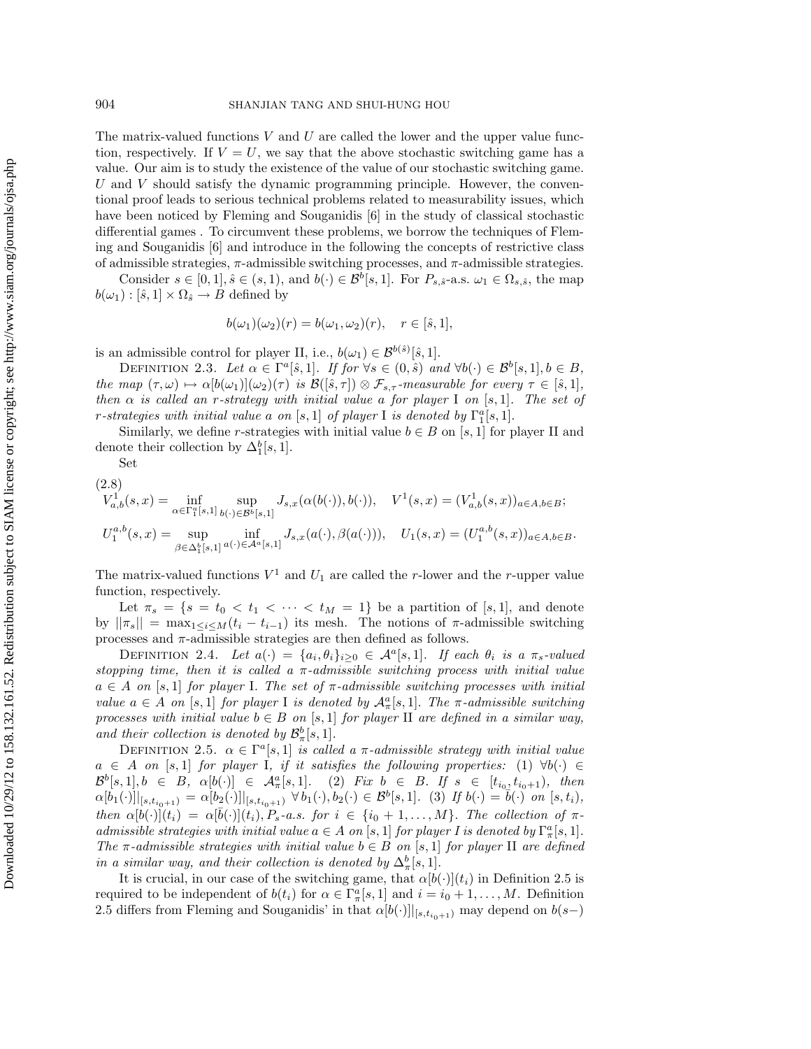The matrix-valued functions $V$ and $U$ are called the lower and the upper value function, respectively. If $V = U$, we say that the above stochastic switching game has a value. Our aim is to study the existence of the value of our stochastic switching game. $U$ and $V$ should satisfy the dynamic programming principle. However, the conventional proof leads to serious technical problems related to measurability issues, which have been noticed by Fleming and Souganidis [6] in the study of classical stochastic differential games . To circumvent these problems, we borrow the techniques of Fleming and Souganidis [6] and introduce in the following the concepts of restrictive class of admissible strategies, $\pi$-admissible switching processes, and $\pi$-admissible strategies.

Consider $s \in [0, 1], \hat{s} \in (s, 1)$, and $b(\cdot) \in \mathcal{B}^b[s, 1]$. For $P_{s,\hat{s}}$-a.s. $\omega_1 \in \Omega_{s,\hat{s}}$, the map $b(\omega_1) : [\hat{s}, 1] \times \Omega_{\hat{s}} \to B$ defined by

$$b(\omega_1)(\omega_2)(r) = b(\omega_1, \omega_2)(r), \quad r \in [\hat{s}, 1],$$

is an admissible control for player II, i.e., $b(\omega_1) \in \mathcal{B}^{b(\hat{s})}[\hat{s}, 1]$.

Definition 2.3. *Let $\alpha \in \Gamma^a[\hat{s}, 1]$. If for $\forall s \in (0, \hat{s})$ and $\forall b(\cdot) \in \mathcal{B}^b[s, 1], b \in B$, the map $(\tau, \omega) \mapsto \alpha[b(\omega_1)](\omega_2)(\tau)$ is $\mathcal{B}([\hat{s}, \tau]) \otimes \mathcal{F}_{s,\tau}$-measurable for every $\tau \in [\hat{s}, 1]$, then $\alpha$ is called an $r$-strategy with initial value $a$ for player* I *on $[s, 1]$. The set of $r$-strategies with initial value $a$ on $[s, 1]$ of player* I *is denoted by $\Gamma^a_1[s, 1]$.*

Similarly, we define $r$-strategies with initial value $b \in B$ on $[s, 1]$ for player II and denote their collection by $\Delta^b_1[s, 1]$.

Set

$$(2.8)\quad \begin{aligned} V^1_{a,b}(s, x) &= \inf_{\alpha \in \Gamma^a_1[s,1]} \sup_{b(\cdot) \in \mathcal{B}^b[s,1]} J_{s,x}(\alpha(b(\cdot)), b(\cdot)), \quad V^1(s, x) = (V^1_{a,b}(s, x))_{a \in A, b \in B}; \\ U^{a,b}_1(s, x) &= \sup_{\beta \in \Delta^b_1[s,1]} \inf_{a(\cdot) \in \mathcal{A}^a[s,1]} J_{s,x}(a(\cdot), \beta(a(\cdot))), \quad U_1(s, x) = (U^{a,b}_1(s, x))_{a \in A, b \in B}. \end{aligned}$$

The matrix-valued functions $V^1$ and $U_1$ are called the $r$-lower and the $r$-upper value function, respectively.

Let $\pi_s = \{s = t_0 < t_1 < \cdots < t_M = 1\}$ be a partition of $[s, 1]$, and denote by $||\pi_s|| = \max_{1 \le i \le M}(t_i - t_{i-1})$ its mesh. The notions of $\pi$-admissible switching processes and $\pi$-admissible strategies are then defined as follows.

Definition 2.4. *Let $a(\cdot) = \{a_i, \theta_i\}_{i \ge 0} \in \mathcal{A}^a[s, 1]$. If each $\theta_i$ is a $\pi_s$-valued stopping time, then it is called a $\pi$-admissible switching process with initial value $a \in A$ on $[s, 1]$ for player* I*. The set of $\pi$-admissible switching processes with initial value $a \in A$ on $[s, 1]$ for player* I *is denoted by $\mathcal{A}^a_\pi[s, 1]$. The $\pi$-admissible switching processes with initial value $b \in B$ on $[s, 1]$ for player* II *are defined in a similar way, and their collection is denoted by $\mathcal{B}^b_\pi[s, 1]$.*

Definition 2.5. *$\alpha \in \Gamma^a[s, 1]$ is called a $\pi$-admissible strategy with initial value $a \in A$ on $[s, 1]$ for player* I*, if it satisfies the following properties: (1) $\forall b(\cdot) \in \mathcal{B}^b[s, 1], b \in B$, $\alpha[b(\cdot)] \in \mathcal{A}^a_\pi[s, 1]$. (2) Fix $b \in B$. If $s \in [t_{i_0}, t_{i_0+1})$, then $\alpha[b_1(\cdot)]|_{[s,t_{i_0+1})} = \alpha[b_2(\cdot)]|_{[s,t_{i_0+1})}$ $\forall b_1(\cdot), b_2(\cdot) \in \mathcal{B}^b[s, 1]$. (3) If $b(\cdot) = \bar{b}(\cdot)$ on $[s, t_i)$, then $\alpha[b(\cdot)](t_i) = \alpha[\bar{b}(\cdot)](t_i), P_s$-a.s. for $i \in \{i_0 + 1, \ldots, M\}$. The collection of $\pi$-admissible strategies with initial value $a \in A$ on $[s, 1]$ for player I is denoted by $\Gamma^a_\pi[s, 1]$. The $\pi$-admissible strategies with initial value $b \in B$ on $[s, 1]$ for player* II *are defined in a similar way, and their collection is denoted by $\Delta^b_\pi[s, 1]$.*

It is crucial, in our case of the switching game, that $\alpha[b(\cdot)](t_i)$ in Definition 2.5 is required to be independent of $b(t_i)$ for $\alpha \in \Gamma^a_\pi[s, 1]$ and $i = i_0 + 1, \ldots, M$. Definition 2.5 differs from Fleming and Souganidis' in that $\alpha[b(\cdot)]|_{[s,t_{i_0+1})}$ may depend on $b(s-)$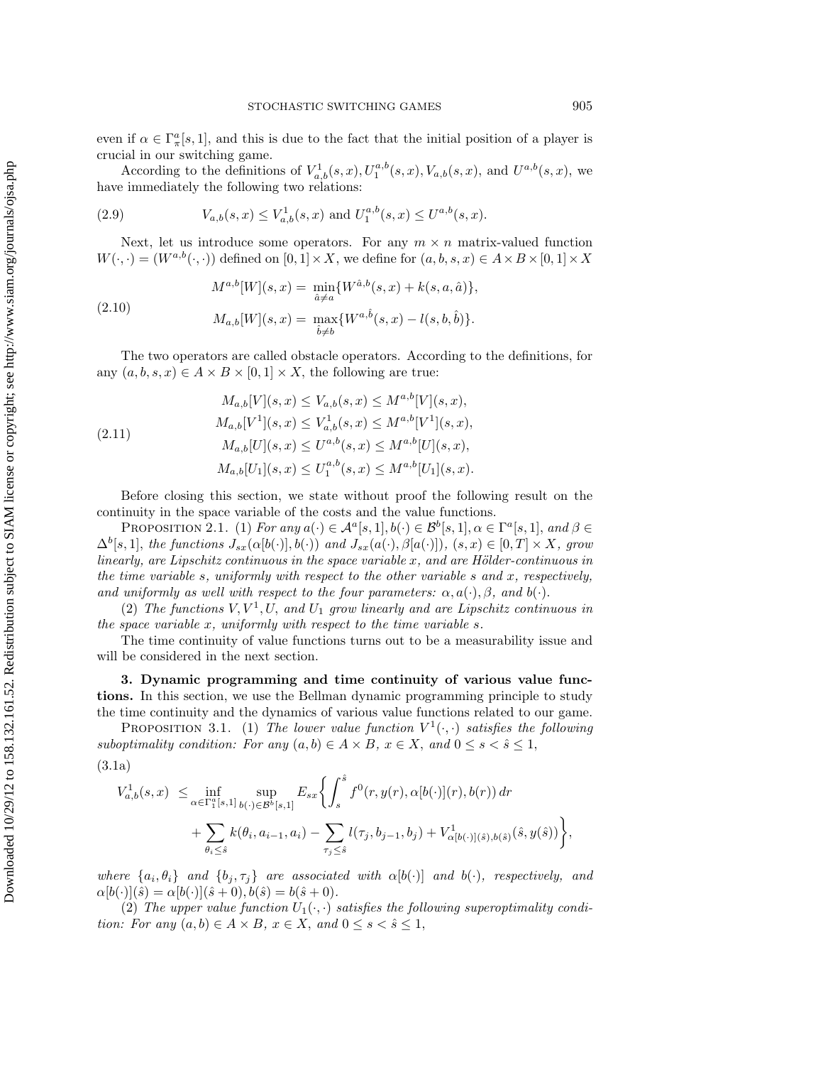even if $\alpha \in \Gamma^a_\pi[s,1]$, and this is due to the fact that the initial position of a player is crucial in our switching game.

According to the definitions of $V^1_{a,b}(s,x), U_1^{a,b}(s,x), V_{a,b}(s,x)$, and $U^{a,b}(s,x)$, we have immediately the following two relations:

$$V_{a,b}(s,x) \le V^1_{a,b}(s,x) \text{ and } U_1^{a,b}(s,x) \le U^{a,b}(s,x). \tag{2.9}$$

Next, let us introduce some operators. For any $m \times n$ matrix-valued function $W(\cdot,\cdot) = (W^{a,b}(\cdot,\cdot))$ defined on $[0,1] \times X$, we define for $(a,b,s,x) \in A \times B \times [0,1] \times X$

$$\begin{aligned} M^{a,b}[W](s,x) &= \min_{\hat{a} \ne a}\{W^{\hat{a},b}(s,x) + k(s,a,\hat{a})\}, \\ M_{a,b}[W](s,x) &= \max_{\hat{b} \ne b}\{W^{a,\hat{b}}(s,x) - l(s,b,\hat{b})\}. \end{aligned} \tag{2.10}$$

The two operators are called obstacle operators. According to the definitions, for any $(a,b,s,x) \in A \times B \times [0,1] \times X$, the following are true:

$$\begin{aligned} M_{a,b}[V](s,x) &\le V_{a,b}(s,x) \le M^{a,b}[V](s,x), \\ M_{a,b}[V^1](s,x) &\le V^1_{a,b}(s,x) \le M^{a,b}[V^1](s,x), \\ M_{a,b}[U](s,x) &\le U^{a,b}(s,x) \le M^{a,b}[U](s,x), \\ M_{a,b}[U_1](s,x) &\le U_1^{a,b}(s,x) \le M^{a,b}[U_1](s,x). \end{aligned} \tag{2.11}$$

Before closing this section, we state without proof the following result on the continuity in the space variable of the costs and the value functions.

Proposition 2.1. (1) *For any $a(\cdot) \in \mathcal{A}^a[s,1], b(\cdot) \in \mathcal{B}^b[s,1], \alpha \in \Gamma^a[s,1]$, and $\beta \in \Delta^b[s,1]$, the functions $J_{sx}(\alpha[b(\cdot)], b(\cdot))$ and $J_{sx}(a(\cdot), \beta[a(\cdot)])$, $(s,x) \in [0,T] \times X$, grow linearly, are Lipschitz continuous in the space variable $x$, and are Hölder-continuous in the time variable $s$, uniformly with respect to the other variable $s$ and $x$, respectively, and uniformly as well with respect to the four parameters: $\alpha, a(\cdot), \beta$, and $b(\cdot)$.*

(2) *The functions $V, V^1, U$, and $U_1$ grow linearly and are Lipschitz continuous in the space variable $x$, uniformly with respect to the time variable $s$.*

The time continuity of value functions turns out to be a measurability issue and will be considered in the next section.

## 3. Dynamic programming and time continuity of various value functions.

In this section, we use the Bellman dynamic programming principle to study the time continuity and the dynamics of various value functions related to our game.

Proposition 3.1. (1) *The lower value function $V^1(\cdot,\cdot)$ satisfies the following suboptimality condition: For any $(a,b) \in A \times B$, $x \in X$, and $0 \le s < \hat{s} \le 1$,*

$$\begin{aligned} V^1_{a,b}(s,x) \le \inf_{\alpha \in \Gamma^a_1[s,1]} \sup_{b(\cdot) \in \mathcal{B}^b[s,1]} E_{sx}\bigg\{ &\int_s^{\hat{s}} f^0(r, y(r), \alpha[b(\cdot)](r), b(r))\,dr \\ &+ \sum_{\theta_i \le \hat{s}} k(\theta_i, a_{i-1}, a_i) - \sum_{\tau_j \le \hat{s}} l(\tau_j, b_{j-1}, b_j) + V^1_{\alpha[b(\cdot)](\hat{s}), b(\hat{s})}(\hat{s}, y(\hat{s}))\bigg\}, \end{aligned} \tag{3.1a}$$

*where $\{a_i, \theta_i\}$ and $\{b_j, \tau_j\}$ are associated with $\alpha[b(\cdot)]$ and $b(\cdot)$, respectively, and $\alpha[b(\cdot)](\hat{s}) = \alpha[b(\cdot)](\hat{s}+0), b(\hat{s}) = b(\hat{s}+0)$.*

(2) *The upper value function $U_1(\cdot,\cdot)$ satisfies the following superoptimality condition: For any $(a,b) \in A \times B$, $x \in X$, and $0 \le s < \hat{s} \le 1$,*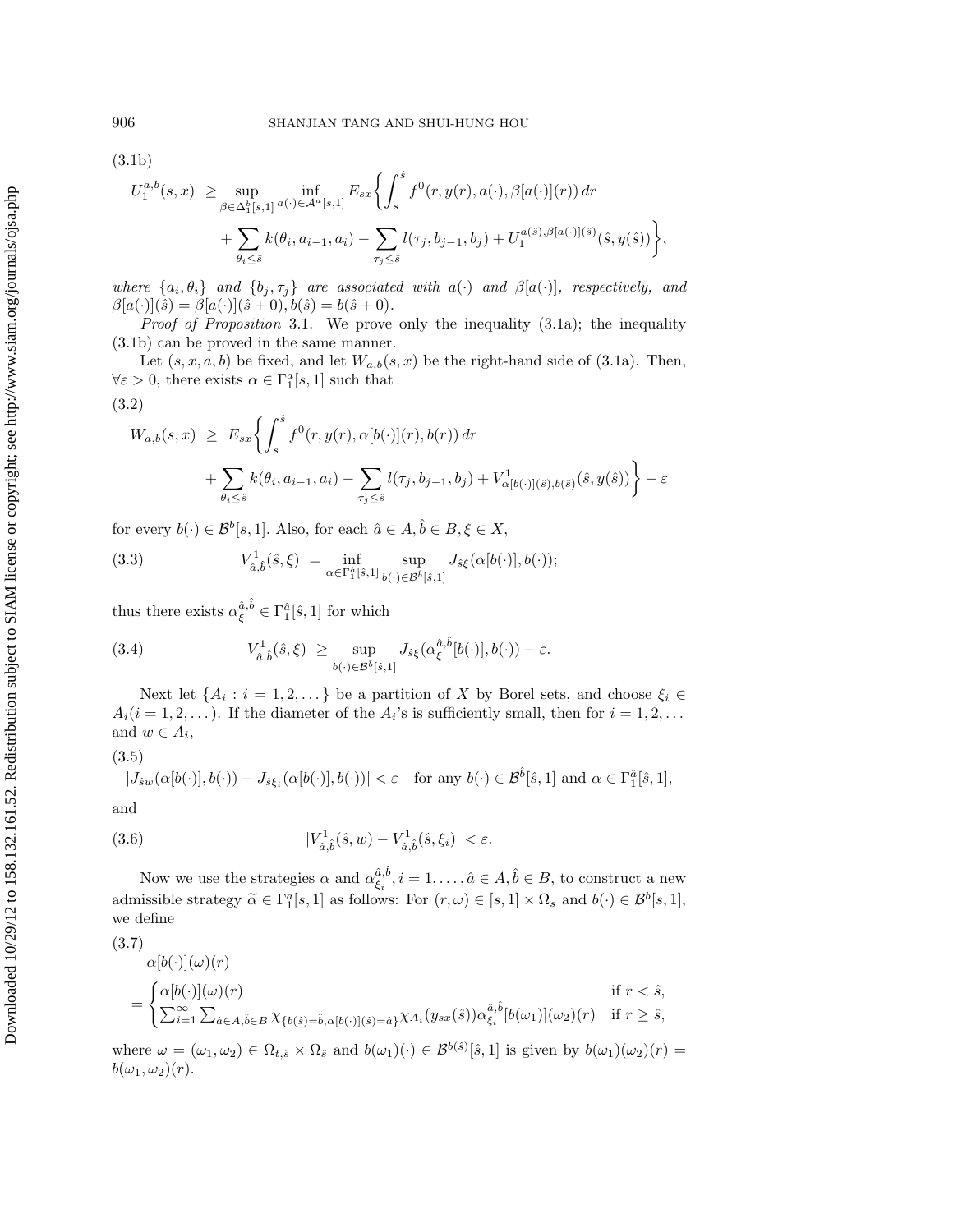(3.1b)

$$
\begin{aligned}
U_1^{a,b}(s,x) \ \geq \ & \sup_{\beta \in \Delta_1^b[s,1]} \inf_{a(\cdot)\in \mathcal{A}^a[s,1]} E_{sx}\bigg\{ \int_s^{\hat{s}} f^0(r, y(r), a(\cdot), \beta[a(\cdot)](r))\, dr \\
& + \sum_{\theta_i \leq \hat{s}} k(\theta_i, a_{i-1}, a_i) - \sum_{\tau_j \leq \hat{s}} l(\tau_j, b_{j-1}, b_j) + U_1^{a(\hat{s}),\beta[a(\cdot)](\hat{s})}(\hat{s}, y(\hat{s})) \bigg\},
\end{aligned}
$$

*where* $\{a_i, \theta_i\}$ *and* $\{b_j, \tau_j\}$ *are associated with* $a(\cdot)$ *and* $\beta[a(\cdot)]$*, respectively, and* $\beta[a(\cdot)](\hat{s}) = \beta[a(\cdot)](\hat{s}+0), b(\hat{s}) = b(\hat{s}+0)$.

*Proof of Proposition* 3.1. We prove only the inequality (3.1a); the inequality (3.1b) can be proved in the same manner.

Let $(s, x, a, b)$ be fixed, and let $W_{a,b}(s,x)$ be the right-hand side of (3.1a). Then, $\forall \varepsilon > 0$, there exists $\alpha \in \Gamma_1^a[s,1]$ such that

(3.2)

$$
\begin{aligned}
W_{a,b}(s,x) \ \geq \ & E_{sx}\bigg\{ \int_s^{\hat{s}} f^0(r, y(r), \alpha[b(\cdot)](r), b(r))\, dr \\
& + \sum_{\theta_i \leq \hat{s}} k(\theta_i, a_{i-1}, a_i) - \sum_{\tau_j \leq \hat{s}} l(\tau_j, b_{j-1}, b_j) + V^1_{\alpha[b(\cdot)](\hat{s}), b(\hat{s})}(\hat{s}, y(\hat{s})) \bigg\} - \varepsilon
\end{aligned}
$$

for every $b(\cdot) \in \mathcal{B}^b[s,1]$. Also, for each $\hat{a} \in A, \hat{b} \in B, \xi \in X$,

$$
V^1_{\hat{a},\hat{b}}(\hat{s}, \xi) \ = \inf_{\alpha \in \Gamma_1^{\hat{a}}[\hat{s},1]} \sup_{b(\cdot)\in \mathcal{B}^{\hat{b}}[\hat{s},1]} J_{\hat{s}\xi}(\alpha[b(\cdot)], b(\cdot)); \tag{3.3}
$$

thus there exists $\alpha_\xi^{\hat{a},\hat{b}} \in \Gamma_1^{\hat{a}}[\hat{s},1]$ for which

$$
V^1_{\hat{a},\hat{b}}(\hat{s}, \xi) \ \geq \sup_{b(\cdot)\in \mathcal{B}^{\hat{b}}[\hat{s},1]} J_{\hat{s}\xi}(\alpha_\xi^{\hat{a},\hat{b}}[b(\cdot)], b(\cdot)) - \varepsilon. \tag{3.4}
$$

Next let $\{A_i : i = 1, 2, \dots\}$ be a partition of $X$ by Borel sets, and choose $\xi_i \in A_i (i = 1, 2, \dots)$. If the diameter of the $A_i$'s is sufficiently small, then for $i = 1, 2, \dots$ and $w \in A_i$,

(3.5)

$$
|J_{\hat{s}w}(\alpha[b(\cdot)], b(\cdot)) - J_{\hat{s}\xi_i}(\alpha[b(\cdot)], b(\cdot))| < \varepsilon \quad \text{for any } b(\cdot) \in \mathcal{B}^{\hat{b}}[\hat{s},1] \text{ and } \alpha \in \Gamma_1^{\hat{a}}[\hat{s},1],
$$

and

$$
|V^1_{\hat{a},\hat{b}}(\hat{s}, w) - V^1_{\hat{a},\hat{b}}(\hat{s}, \xi_i)| < \varepsilon. \tag{3.6}
$$

Now we use the strategies $\alpha$ and $\alpha_{\xi_i}^{\hat{a},\hat{b}}, i = 1, \dots, \hat{a} \in A, \hat{b} \in B$, to construct a new admissible strategy $\widetilde{\alpha} \in \Gamma_1^a[s,1]$ as follows: For $(r, \omega) \in [s,1] \times \Omega_s$ and $b(\cdot) \in \mathcal{B}^b[s,1]$, we define

(3.7)

$$
\begin{aligned}
& \alpha[b(\cdot)](\omega)(r) \\
&= \begin{cases} \alpha[b(\cdot)](\omega)(r) & \text{if } r < \hat{s}, \\ \sum_{i=1}^\infty \sum_{\hat{a}\in A, \hat{b}\in B} \chi_{\{b(\hat{s})=\hat{b}, \alpha[b(\cdot)](\hat{s})=\hat{a}\}} \chi_{A_i}(y_{sx}(\hat{s})) \alpha_{\xi_i}^{\hat{a},\hat{b}}[b(\omega_1)](\omega_2)(r) & \text{if } r \geq \hat{s}, \end{cases}
\end{aligned}
$$

where $\omega = (\omega_1, \omega_2) \in \Omega_{t,\hat{s}} \times \Omega_{\hat{s}}$ and $b(\omega_1)(\cdot) \in \mathcal{B}^{b(\hat{s})}[\hat{s},1]$ is given by $b(\omega_1)(\omega_2)(r) = b(\omega_1, \omega_2)(r)$.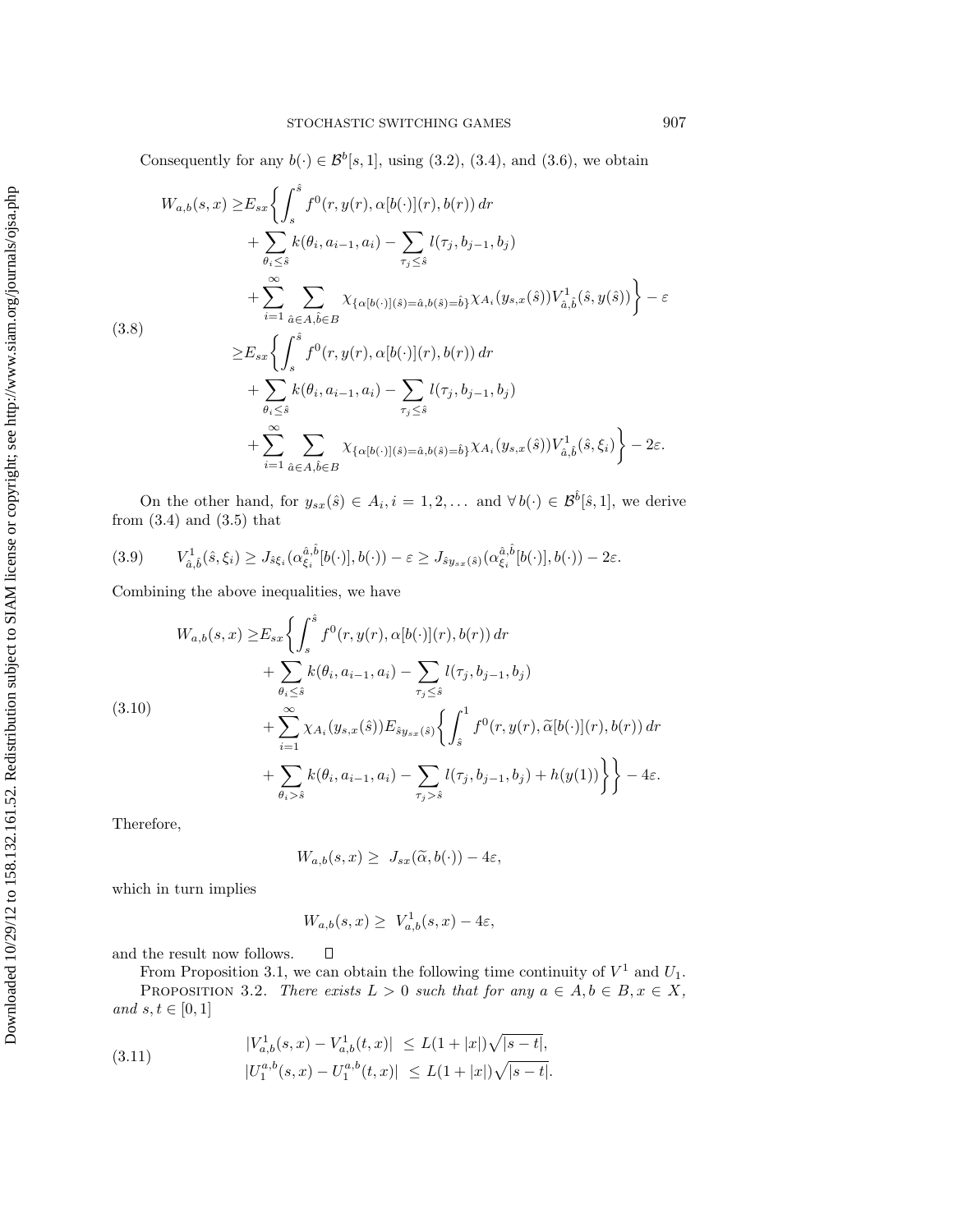Consequently for any $b(\cdot) \in \mathcal{B}^b[s,1]$, using (3.2), (3.4), and (3.6), we obtain

$$
\begin{aligned}
W_{a,b}(s,x) \geq & E_{sx}\bigg\{ \int_s^{\hat{s}} f^0(r, y(r), \alpha[b(\cdot)](r), b(r))\, dr \\
& + \sum_{\theta_i \leq \hat{s}} k(\theta_i, a_{i-1}, a_i) - \sum_{\tau_j \leq \hat{s}} l(\tau_j, b_{j-1}, b_j) \\
& + \sum_{i=1}^{\infty} \sum_{\hat{a} \in A, \hat{b} \in B} \chi_{\{\alpha[b(\cdot)](\hat{s}) = \hat{a}, b(\hat{s}) = \hat{b}\}} \chi_{A_i}(y_{s,x}(\hat{s})) V^1_{\hat{a},\hat{b}}(\hat{s}, y(\hat{s})) \bigg\} - \varepsilon \\
\geq & E_{sx}\bigg\{ \int_s^{\hat{s}} f^0(r, y(r), \alpha[b(\cdot)](r), b(r))\, dr \\
& + \sum_{\theta_i \leq \hat{s}} k(\theta_i, a_{i-1}, a_i) - \sum_{\tau_j \leq \hat{s}} l(\tau_j, b_{j-1}, b_j) \\
& + \sum_{i=1}^{\infty} \sum_{\hat{a} \in A, \hat{b} \in B} \chi_{\{\alpha[b(\cdot)](\hat{s}) = \hat{a}, b(\hat{s}) = \hat{b}\}} \chi_{A_i}(y_{s,x}(\hat{s})) V^1_{\hat{a},\hat{b}}(\hat{s}, \xi_i) \bigg\} - 2\varepsilon.
\end{aligned} \tag{3.8}
$$

On the other hand, for $y_{sx}(\hat{s}) \in A_i, i = 1, 2, \ldots$ and $\forall\, b(\cdot) \in \mathcal{B}^{\hat{b}}[\hat{s}, 1]$, we derive from (3.4) and (3.5) that

$$
V^1_{\hat{a},\hat{b}}(\hat{s}, \xi_i) \geq J_{\hat{s}\xi_i}(\alpha^{\hat{a},\hat{b}}_{\xi_i}[b(\cdot)], b(\cdot)) - \varepsilon \geq J_{\hat{s} y_{sx}(\hat{s})}(\alpha^{\hat{a},\hat{b}}_{\xi_i}[b(\cdot)], b(\cdot)) - 2\varepsilon. \tag{3.9}
$$

Combining the above inequalities, we have

$$
\begin{aligned}
W_{a,b}(s,x) \geq & E_{sx}\bigg\{ \int_s^{\hat{s}} f^0(r, y(r), \alpha[b(\cdot)](r), b(r))\, dr \\
& + \sum_{\theta_i \leq \hat{s}} k(\theta_i, a_{i-1}, a_i) - \sum_{\tau_j \leq \hat{s}} l(\tau_j, b_{j-1}, b_j) \\
& + \sum_{i=1}^{\infty} \chi_{A_i}(y_{s,x}(\hat{s})) E_{\hat{s} y_{sx}(\hat{s})} \bigg\{ \int_{\hat{s}}^1 f^0(r, y(r), \widetilde{\alpha}[b(\cdot)](r), b(r))\, dr \\
& + \sum_{\theta_i > \hat{s}} k(\theta_i, a_{i-1}, a_i) - \sum_{\tau_j > \hat{s}} l(\tau_j, b_{j-1}, b_j) + h(y(1)) \bigg\} \bigg\} - 4\varepsilon.
\end{aligned} \tag{3.10}
$$

Therefore,

$$
W_{a,b}(s,x) \geq \; J_{sx}(\widetilde{\alpha}, b(\cdot)) - 4\varepsilon,
$$

which in turn implies

$$
W_{a,b}(s,x) \geq \; V^1_{a,b}(s,x) - 4\varepsilon,
$$

and the result now follows. $\square$

From Proposition 3.1, we can obtain the following time continuity of $V^1$ and $U_1$.

PROPOSITION 3.2. *There exists $L > 0$ such that for any $a \in A, b \in B, x \in X$, and $s, t \in [0,1]$*

$$
\begin{aligned}
|V^1_{a,b}(s,x) - V^1_{a,b}(t,x)| \; &\leq L(1 + |x|)\sqrt{|s-t|}, \\
|U^{a,b}_1(s,x) - U^{a,b}_1(t,x)| \; &\leq L(1 + |x|)\sqrt{|s-t|}.
\end{aligned} \tag{3.11}
$$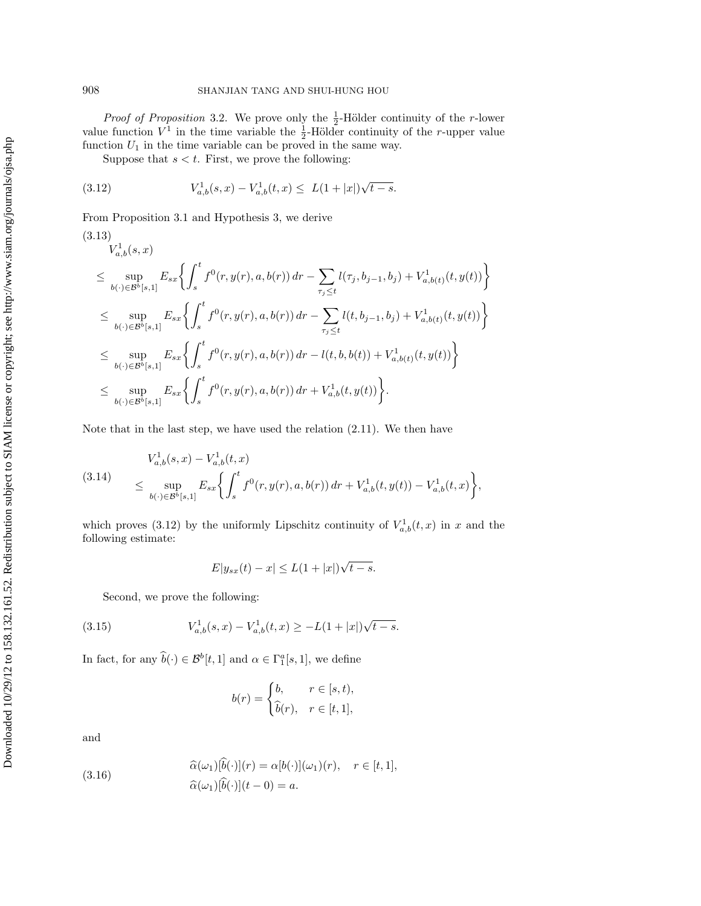*Proof of Proposition* 3.2. We prove only the $\frac{1}{2}$-Hölder continuity of the $r$-lower value function $V^1$ in the time variable the $\frac{1}{2}$-Hölder continuity of the $r$-upper value function $U_1$ in the time variable can be proved in the same way.

Suppose that $s < t$. First, we prove the following:

$$V^1_{a,b}(s,x) - V^1_{a,b}(t,x) \le L(1+|x|)\sqrt{t-s}. \tag{3.12}$$

From Proposition 3.1 and Hypothesis 3, we derive

$$\begin{aligned}
&V^1_{a,b}(s,x) \\
&\le \sup_{b(\cdot)\in\mathcal{B}^b[s,1]} E_{sx}\bigg\{\int_s^t f^0(r,y(r),a,b(r))\,dr - \sum_{\tau_j\le t} l(\tau_j,b_{j-1},b_j) + V^1_{a,b(t)}(t,y(t))\bigg\} \\
&\le \sup_{b(\cdot)\in\mathcal{B}^b[s,1]} E_{sx}\bigg\{\int_s^t f^0(r,y(r),a,b(r))\,dr - \sum_{\tau_j\le t} l(t,b_{j-1},b_j) + V^1_{a,b(t)}(t,y(t))\bigg\} \\
&\le \sup_{b(\cdot)\in\mathcal{B}^b[s,1]} E_{sx}\bigg\{\int_s^t f^0(r,y(r),a,b(r))\,dr - l(t,b,b(t)) + V^1_{a,b(t)}(t,y(t))\bigg\} \\
&\le \sup_{b(\cdot)\in\mathcal{B}^b[s,1]} E_{sx}\bigg\{\int_s^t f^0(r,y(r),a,b(r))\,dr + V^1_{a,b}(t,y(t))\bigg\}.
\end{aligned} \tag{3.13}$$

Note that in the last step, we have used the relation (2.11). We then have

$$\begin{aligned}
&V^1_{a,b}(s,x) - V^1_{a,b}(t,x) \\
&\quad\le \sup_{b(\cdot)\in\mathcal{B}^b[s,1]} E_{sx}\bigg\{\int_s^t f^0(r,y(r),a,b(r))\,dr + V^1_{a,b}(t,y(t)) - V^1_{a,b}(t,x)\bigg\},
\end{aligned} \tag{3.14}$$

which proves (3.12) by the uniformly Lipschitz continuity of $V^1_{a,b}(t,x)$ in $x$ and the following estimate:

$$E|y_{sx}(t) - x| \le L(1+|x|)\sqrt{t-s}.$$

Second, we prove the following:

$$V^1_{a,b}(s,x) - V^1_{a,b}(t,x) \ge -L(1+|x|)\sqrt{t-s}. \tag{3.15}$$

In fact, for any $\widehat{b}(\cdot) \in \mathcal{B}^b[t,1]$ and $\alpha \in \Gamma^a_1[s,1]$, we define

$$b(r) = \begin{cases} b, & r \in [s,t), \\ \widehat{b}(r), & r \in [t,1], \end{cases}$$

and

$$\begin{aligned}
&\widehat{\alpha}(\omega_1)[\widehat{b}(\cdot)](r) = \alpha[b(\cdot)](\omega_1)(r), \quad r \in [t,1], \\
&\widehat{\alpha}(\omega_1)[\widehat{b}(\cdot)](t-0) = a.
\end{aligned} \tag{3.16}$$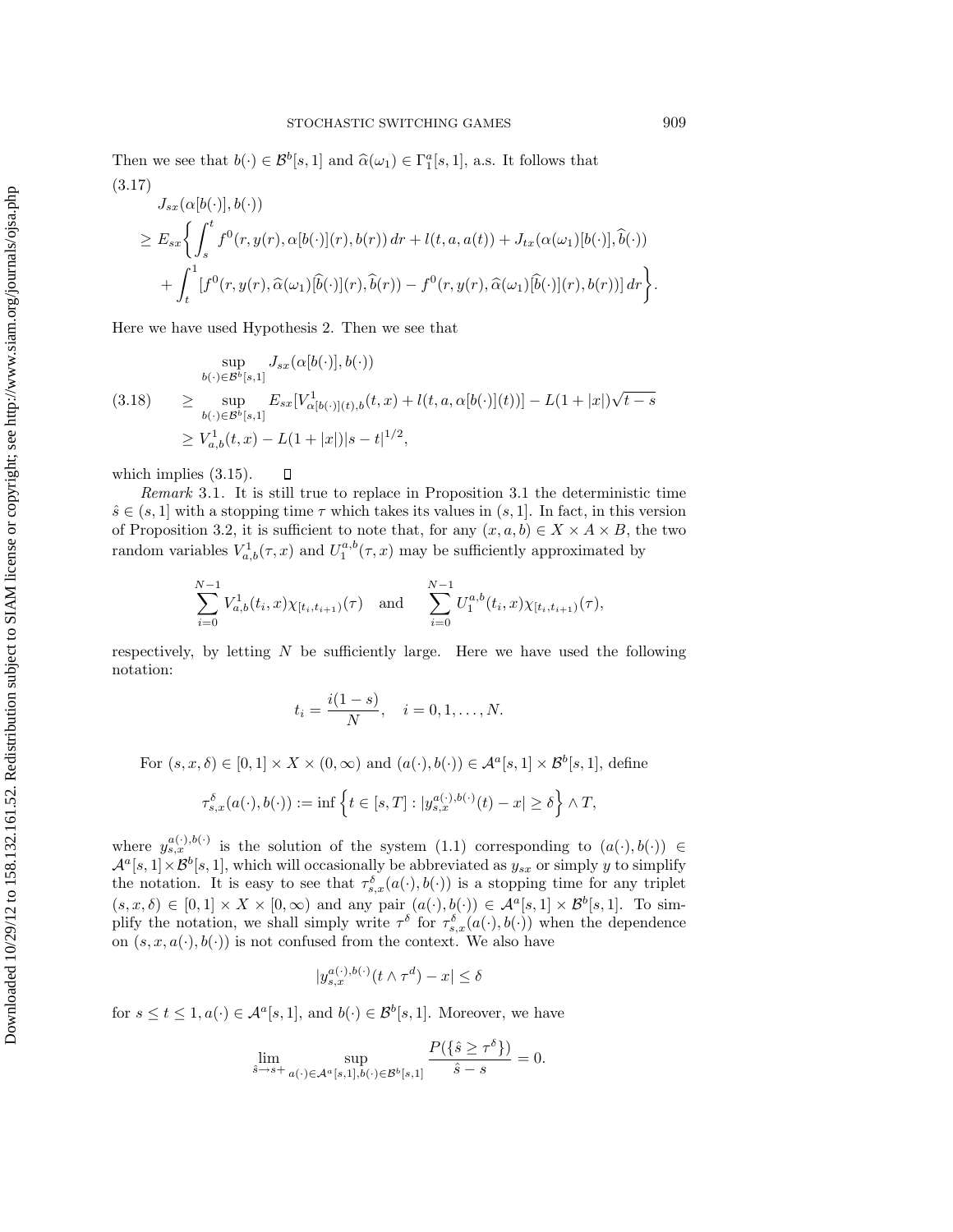Then we see that $b(\cdot) \in \mathcal{B}^b[s,1]$ and $\widehat{\alpha}(\omega_1) \in \Gamma_1^a[s,1]$, a.s. It follows that

$$
\begin{aligned}
(3.17) \quad & J_{sx}(\alpha[b(\cdot)], b(\cdot)) \\
& \geq E_{sx}\bigg\{ \int_s^t f^0(r, y(r), \alpha[b(\cdot)](r), b(r))\, dr + l(t, a, a(t)) + J_{tx}(\alpha(\omega_1)[b(\cdot)], \widehat{b}(\cdot)) \\
& \quad + \int_t^1 [f^0(r, y(r), \widehat{\alpha}(\omega_1)[\widehat{b}(\cdot)](r), \widehat{b}(r)) - f^0(r, y(r), \widehat{\alpha}(\omega_1)[\widehat{b}(\cdot)](r), b(r))]\, dr \bigg\}.
\end{aligned}
$$

Here we have used Hypothesis 2. Then we see that

$$
\begin{aligned}
& \sup_{b(\cdot)\in\mathcal{B}^b[s,1]} J_{sx}(\alpha[b(\cdot)], b(\cdot)) \\
(3.18) \quad & \geq \sup_{b(\cdot)\in\mathcal{B}^b[s,1]} E_{sx}[V^1_{\alpha[b(\cdot)](t),b}(t,x) + l(t, a, \alpha[b(\cdot)](t))] - L(1+|x|)\sqrt{t-s} \\
& \geq V^1_{a,b}(t,x) - L(1+|x|)|s-t|^{1/2},
\end{aligned}
$$

which implies (3.15). $\square$

*Remark* 3.1. It is still true to replace in Proposition 3.1 the deterministic time $\hat{s} \in (s,1]$ with a stopping time $\tau$ which takes its values in $(s,1]$. In fact, in this version of Proposition 3.2, it is sufficient to note that, for any $(x,a,b) \in X \times A \times B$, the two random variables $V^1_{a,b}(\tau,x)$ and $U_1^{a,b}(\tau,x)$ may be sufficiently approximated by

$$
\sum_{i=0}^{N-1} V^1_{a,b}(t_i,x)\chi_{[t_i,t_{i+1})}(\tau) \quad \text{and} \quad \sum_{i=0}^{N-1} U_1^{a,b}(t_i,x)\chi_{[t_i,t_{i+1})}(\tau),
$$

respectively, by letting $N$ be sufficiently large. Here we have used the following notation:

$$
t_i = \frac{i(1-s)}{N}, \quad i = 0,1,\ldots,N.
$$

For $(s,x,\delta) \in [0,1] \times X \times (0,\infty)$ and $(a(\cdot),b(\cdot)) \in \mathcal{A}^a[s,1] \times \mathcal{B}^b[s,1]$, define

$$
\tau^\delta_{s,x}(a(\cdot),b(\cdot)) := \inf\Big\{ t \in [s,T] : |y^{a(\cdot),b(\cdot)}_{s,x}(t) - x| \geq \delta \Big\} \wedge T,
$$

where $y^{a(\cdot),b(\cdot)}_{s,x}$ is the solution of the system (1.1) corresponding to $(a(\cdot),b(\cdot)) \in \mathcal{A}^a[s,1] \times \mathcal{B}^b[s,1]$, which will occasionally be abbreviated as $y_{sx}$ or simply $y$ to simplify the notation. It is easy to see that $\tau^\delta_{s,x}(a(\cdot),b(\cdot))$ is a stopping time for any triplet $(s,x,\delta) \in [0,1] \times X \times [0,\infty)$ and any pair $(a(\cdot),b(\cdot)) \in \mathcal{A}^a[s,1] \times \mathcal{B}^b[s,1]$. To simplify the notation, we shall simply write $\tau^\delta$ for $\tau^\delta_{s,x}(a(\cdot),b(\cdot))$ when the dependence on $(s,x,a(\cdot),b(\cdot))$ is not confused from the context. We also have

$$
|y^{a(\cdot),b(\cdot)}_{s,x}(t \wedge \tau^d) - x| \leq \delta
$$

for $s \leq t \leq 1$, $a(\cdot) \in \mathcal{A}^a[s,1]$, and $b(\cdot) \in \mathcal{B}^b[s,1]$. Moreover, we have

$$
\lim_{\hat{s}\to s+} \sup_{a(\cdot)\in\mathcal{A}^a[s,1], b(\cdot)\in\mathcal{B}^b[s,1]} \frac{P(\{\hat{s} \geq \tau^\delta\})}{\hat{s}-s} = 0.
$$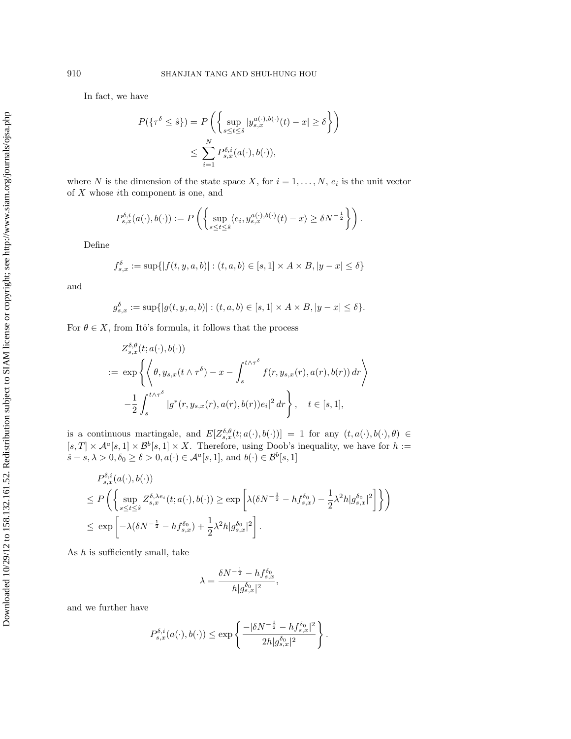In fact, we have

$$
\begin{aligned}
P(\{\tau^\delta \le \hat{s}\}) &= P\left(\left\{\sup_{s\le t\le \hat{s}} |y_{s,x}^{a(\cdot),b(\cdot)}(t) - x| \ge \delta\right\}\right)\\
&\le \sum_{i=1}^{N} P_{s,x}^{\delta,i}(a(\cdot),b(\cdot)),
\end{aligned}
$$

where $N$ is the dimension of the state space $X$, for $i = 1,\ldots,N$, $e_i$ is the unit vector of $X$ whose $i$th component is one, and

$$
P_{s,x}^{\delta,i}(a(\cdot),b(\cdot)) := P\left(\left\{\sup_{s\le t\le \hat{s}} \langle e_i, y_{s,x}^{a(\cdot),b(\cdot)}(t) - x\rangle \ge \delta N^{-\frac{1}{2}}\right\}\right).
$$

Define

$$
f_{s,x}^{\delta} := \sup\{|f(t,y,a,b)| : (t,a,b) \in [s,1]\times A\times B, |y-x| \le \delta\}
$$

and

$$
g_{s,x}^{\delta} := \sup\{|g(t,y,a,b)| : (t,a,b) \in [s,1]\times A\times B, |y-x| \le \delta\}.
$$

For $\theta \in X$, from Itô's formula, it follows that the process

$$
\begin{aligned}
&Z_{s,x}^{\delta,\theta}(t;a(\cdot),b(\cdot))\\
:=\ &\exp\left\{\left\langle \theta, y_{s,x}(t\wedge\tau^\delta) - x - \int_s^{t\wedge\tau^\delta} f(r,y_{s,x}(r),a(r),b(r))\,dr\right\rangle\right.\\
&\left.-\frac{1}{2}\int_s^{t\wedge\tau^\delta} |g^*(r,y_{s,x}(r),a(r),b(r))e_i|^2\,dr\right\}, \quad t\in[s,1],
\end{aligned}
$$

is a continuous martingale, and $E[Z_{s,x}^{\delta,\theta}(t;a(\cdot),b(\cdot))] = 1$ for any $(t,a(\cdot),b(\cdot),\theta) \in [s,T]\times\mathcal{A}^a[s,1]\times\mathcal{B}^b[s,1]\times X$. Therefore, using Doob's inequality, we have for $h := \hat{s}-s, \lambda > 0, \delta_0 \ge \delta > 0, a(\cdot) \in \mathcal{A}^a[s,1]$, and $b(\cdot) \in \mathcal{B}^b[s,1]$

$$
\begin{aligned}
&P_{s,x}^{\delta,i}(a(\cdot),b(\cdot))\\
&\le P\left(\left\{\sup_{s\le t\le\hat{s}} Z_{s,x}^{\delta,\lambda e_i}(t;a(\cdot),b(\cdot)) \ge \exp\left[\lambda(\delta N^{-\frac{1}{2}} - hf_{s,x}^{\delta_0}) - \frac{1}{2}\lambda^2 h|g_{s,x}^{\delta_0}|^2\right]\right\}\right)\\
&\le \exp\left[-\lambda(\delta N^{-\frac{1}{2}} - hf_{s,x}^{\delta_0}) + \frac{1}{2}\lambda^2 h|g_{s,x}^{\delta_0}|^2\right].
\end{aligned}
$$

As $h$ is sufficiently small, take

$$
\lambda = \frac{\delta N^{-\frac{1}{2}} - hf_{s,x}^{\delta_0}}{h|g_{s,x}^{\delta_0}|^2},
$$

and we further have

$$
P_{s,x}^{\delta,i}(a(\cdot),b(\cdot)) \le \exp\left\{\frac{-|\delta N^{-\frac{1}{2}} - hf_{s,x}^{\delta_0}|^2}{2h|g_{s,x}^{\delta_0}|^2}\right\}.
$$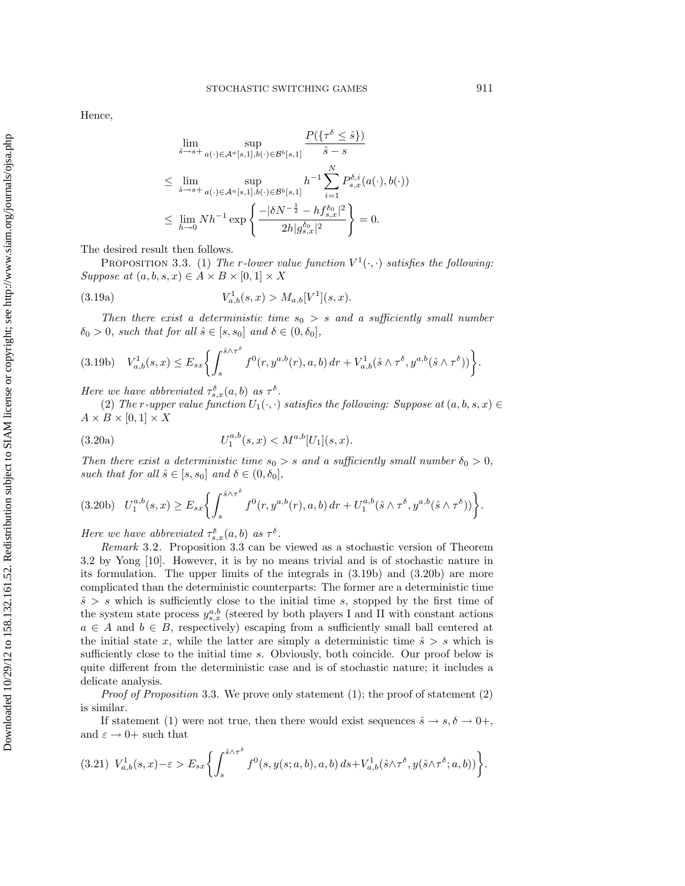Hence,

$$
\begin{aligned}
&\lim_{\hat{s}\to s+} \sup_{a(\cdot)\in\mathcal{A}^a[s,1],b(\cdot)\in\mathcal{B}^b[s,1]} \frac{P(\{\tau^\delta \le \hat{s}\})}{\hat{s}-s} \\
&\le \lim_{\hat{s}\to s+} \sup_{a(\cdot)\in\mathcal{A}^a[s,1],b(\cdot)\in\mathcal{B}^b[s,1]} h^{-1}\sum_{i=1}^N P_{s,x}^{\delta,i}(a(\cdot),b(\cdot)) \\
&\le \lim_{h\to 0} Nh^{-1}\exp\left\{\frac{-|\delta N^{-\frac{1}{2}} - hf_{s,x}^{\delta_0}|^2}{2h|g_{s,x}^{\delta_0}|^2}\right\} = 0.
\end{aligned}
$$

The desired result then follows.

Proposition 3.3. *(1) The r-lower value function $V^1(\cdot,\cdot)$ satisfies the following: Suppose at $(a,b,s,x)\in A\times B\times[0,1]\times X$*

$$
V_{a,b}^1(s,x) > M_{a,b}[V^1](s,x). \tag{3.19a}
$$

*Then there exist a deterministic time $s_0 > s$ and a sufficiently small number $\delta_0 > 0$, such that for all $\hat{s}\in[s,s_0]$ and $\delta\in(0,\delta_0]$,*

$$
V_{a,b}^1(s,x) \le E_{sx}\left\{\int_s^{\hat{s}\wedge\tau^\delta} f^0(r,y^{a,b}(r),a,b)\,dr + V_{a,b}^1(\hat{s}\wedge\tau^\delta, y^{a,b}(\hat{s}\wedge\tau^\delta))\right\}. \tag{3.19b}
$$

*Here we have abbreviated $\tau_{s,x}^\delta(a,b)$ as $\tau^\delta$.*

*(2) The r-upper value function $U_1(\cdot,\cdot)$ satisfies the following: Suppose at $(a,b,s,x)\in A\times B\times[0,1]\times X$*

$$
U_1^{a,b}(s,x) < M^{a,b}[U_1](s,x). \tag{3.20a}
$$

*Then there exist a deterministic time $s_0 > s$ and a sufficiently small number $\delta_0 > 0$, such that for all $\hat{s}\in[s,s_0]$ and $\delta\in(0,\delta_0]$,*

$$
U_1^{a,b}(s,x) \ge E_{sx}\left\{\int_s^{\hat{s}\wedge\tau^\delta} f^0(r,y^{a,b}(r),a,b)\,dr + U_1^{a,b}(\hat{s}\wedge\tau^\delta, y^{a,b}(\hat{s}\wedge\tau^\delta))\right\}. \tag{3.20b}
$$

*Here we have abbreviated $\tau_{s,x}^\delta(a,b)$ as $\tau^\delta$.*

*Remark* 3.2. Proposition 3.3 can be viewed as a stochastic version of Theorem 3.2 by Yong [10]. However, it is by no means trivial and is of stochastic nature in its formulation. The upper limits of the integrals in (3.19b) and (3.20b) are more complicated than the deterministic counterparts: The former are a deterministic time $\hat{s} > s$ which is sufficiently close to the initial time $s$, stopped by the first time of the system state process $y_{s,x}^{a,b}$ (steered by both players I and II with constant actions $a\in A$ and $b\in B$, respectively) escaping from a sufficiently small ball centered at the initial state $x$, while the latter are simply a deterministic time $\hat{s} > s$ which is sufficiently close to the initial time $s$. Obviously, both coincide. Our proof below is quite different from the deterministic case and is of stochastic nature; it includes a delicate analysis.

*Proof of Proposition* 3.3. We prove only statement (1); the proof of statement (2) is similar.

If statement (1) were not true, then there would exist sequences $\hat{s}\to s,\delta\to 0+$, and $\varepsilon\to 0+$ such that

$$
V_{a,b}^1(s,x)-\varepsilon > E_{sx}\left\{\int_s^{\hat{s}\wedge\tau^\delta} f^0(s,y(s;a,b),a,b)\,ds + V_{a,b}^1(\hat{s}\wedge\tau^\delta, y(\hat{s}\wedge\tau^\delta;a,b))\right\}. \tag{3.21}
$$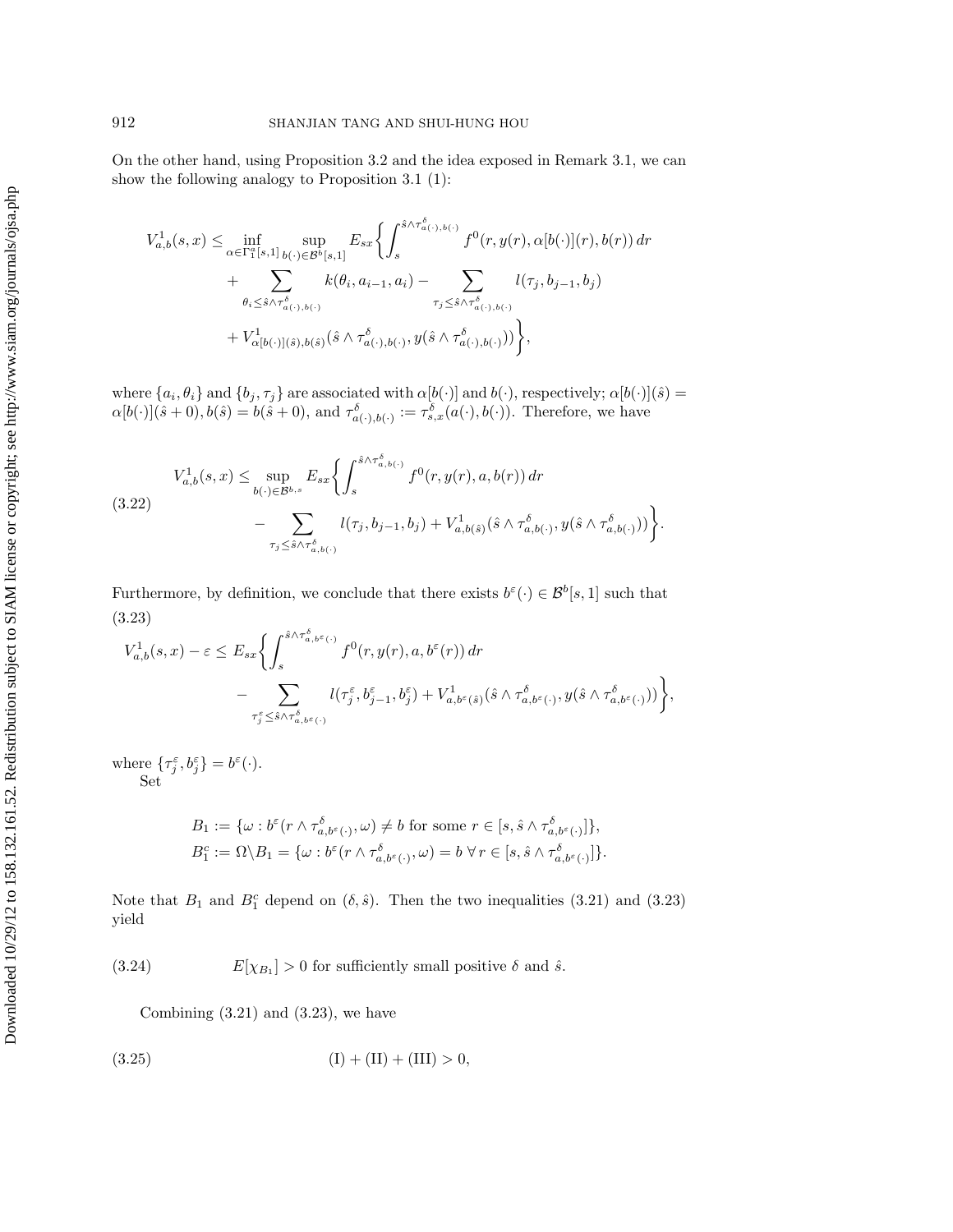On the other hand, using Proposition 3.2 and the idea exposed in Remark 3.1, we can show the following analogy to Proposition 3.1 (1):

$$
\begin{aligned}
V^1_{a,b}(s,x) \leq \inf_{\alpha\in\Gamma^a_1[s,1]} \sup_{b(\cdot)\in\mathcal{B}^b[s,1]} E_{sx}\bigg\{ &\int_s^{\hat{s}\wedge\tau^\delta_{a(\cdot),b(\cdot)}} f^0(r,y(r),\alpha[b(\cdot)](r),b(r))\,dr \\
&+ \sum_{\theta_i\leq \hat{s}\wedge\tau^\delta_{a(\cdot),b(\cdot)}} k(\theta_i,a_{i-1},a_i) - \sum_{\tau_j\leq\hat{s}\wedge\tau^\delta_{a(\cdot),b(\cdot)}} l(\tau_j,b_{j-1},b_j) \\
&+ V^1_{\alpha[b(\cdot)](\hat{s}),b(\hat{s})}(\hat{s}\wedge\tau^\delta_{a(\cdot),b(\cdot)}, y(\hat{s}\wedge\tau^\delta_{a(\cdot),b(\cdot)}))\bigg\},
\end{aligned}
$$

where $\{a_i,\theta_i\}$ and $\{b_j,\tau_j\}$ are associated with $\alpha[b(\cdot)]$ and $b(\cdot)$, respectively; $\alpha[b(\cdot)](\hat{s}) = \alpha[b(\cdot)](\hat{s}+0), b(\hat{s}) = b(\hat{s}+0)$, and $\tau^\delta_{a(\cdot),b(\cdot)} := \tau^\delta_{s,x}(a(\cdot),b(\cdot))$. Therefore, we have

$$
\begin{aligned}
V^1_{a,b}(s,x) \leq \sup_{b(\cdot)\in\mathcal{B}^{b,s}} E_{sx}\bigg\{ &\int_s^{\hat{s}\wedge\tau^\delta_{a,b(\cdot)}} f^0(r,y(r),a,b(r))\,dr \\
&- \sum_{\tau_j\leq\hat{s}\wedge\tau^\delta_{a,b(\cdot)}} l(\tau_j,b_{j-1},b_j) + V^1_{a,b(\hat{s})}(\hat{s}\wedge\tau^\delta_{a,b(\cdot)}, y(\hat{s}\wedge\tau^\delta_{a,b(\cdot)}))\bigg\}.
\end{aligned}
\tag{3.22}
$$

Furthermore, by definition, we conclude that there exists $b^\varepsilon(\cdot)\in\mathcal{B}^b[s,1]$ such that

$$
\begin{aligned}
V^1_{a,b}(s,x) - \varepsilon \leq E_{sx}\bigg\{ &\int_s^{\hat{s}\wedge\tau^\delta_{a,b^\varepsilon(\cdot)}} f^0(r,y(r),a,b^\varepsilon(r))\,dr \\
&- \sum_{\tau^\varepsilon_j\leq\hat{s}\wedge\tau^\delta_{a,b^\varepsilon(\cdot)}} l(\tau^\varepsilon_j,b^\varepsilon_{j-1},b^\varepsilon_j) + V^1_{a,b^\varepsilon(\hat{s})}(\hat{s}\wedge\tau^\delta_{a,b^\varepsilon(\cdot)}, y(\hat{s}\wedge\tau^\delta_{a,b^\varepsilon(\cdot)}))\bigg\},
\end{aligned}
\tag{3.23}
$$

where $\{\tau^\varepsilon_j, b^\varepsilon_j\} = b^\varepsilon(\cdot)$.

Set

$$
\begin{aligned}
B_1 &:= \{\omega : b^\varepsilon(r\wedge\tau^\delta_{a,b^\varepsilon(\cdot)},\omega)\neq b \text{ for some } r\in[s,\hat{s}\wedge\tau^\delta_{a,b^\varepsilon(\cdot)}]\},\\
B_1^c &:= \Omega\backslash B_1 = \{\omega : b^\varepsilon(r\wedge\tau^\delta_{a,b^\varepsilon(\cdot)},\omega) = b\ \forall\, r\in[s,\hat{s}\wedge\tau^\delta_{a,b^\varepsilon(\cdot)}]\}.
\end{aligned}
$$

Note that $B_1$ and $B_1^c$ depend on $(\delta,\hat{s})$. Then the two inequalities (3.21) and (3.23) yield

$$
E[\chi_{B_1}] > 0 \text{ for sufficiently small positive } \delta \text{ and } \hat{s}. \tag{3.24}
$$

Combining (3.21) and (3.23), we have

$$
\text{(I)} + \text{(II)} + \text{(III)} > 0, \tag{3.25}
$$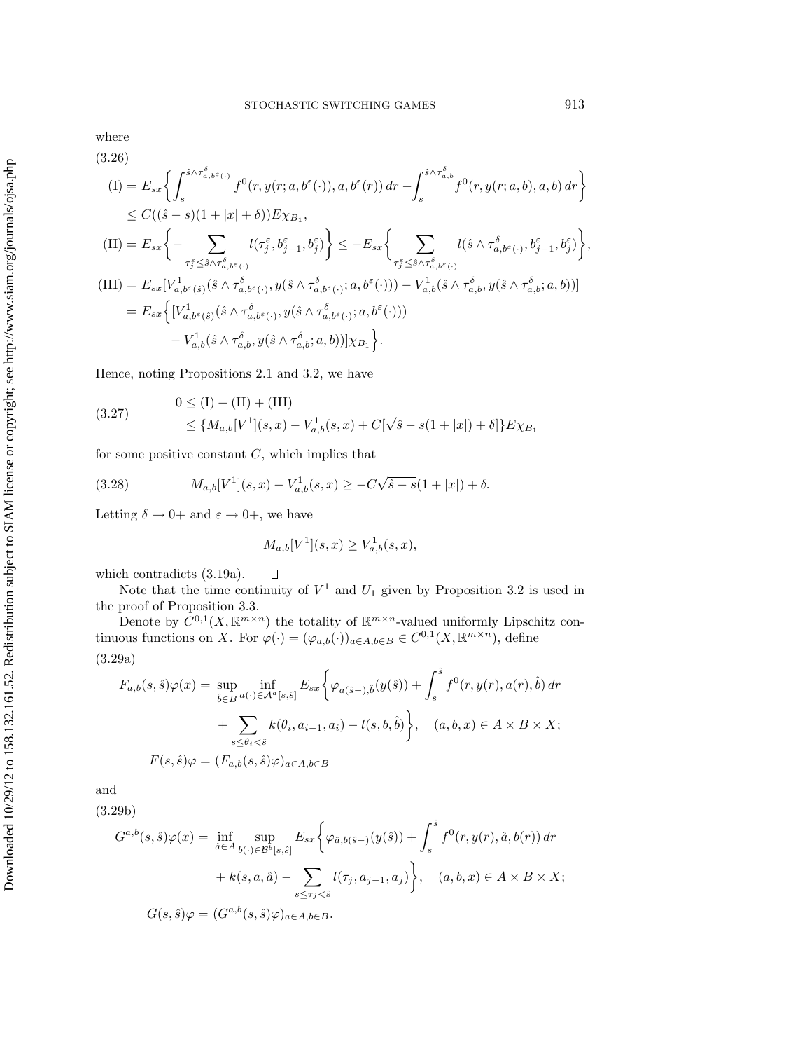where

(3.26)

$$
\begin{aligned}
\text{(I)} &= E_{sx}\bigg\{\int_s^{\hat{s}\wedge\tau^\delta_{a,b^\varepsilon(\cdot)}} f^0(r,y(r;a,b^\varepsilon(\cdot)),a,b^\varepsilon(r))\,dr - \int_s^{\hat{s}\wedge\tau^\delta_{a,b}} f^0(r,y(r;a,b),a,b)\,dr\bigg\}\\
&\le C((\hat{s}-s)(1+|x|+\delta))E\chi_{B_1},\\
\text{(II)} &= E_{sx}\bigg\{-\sum_{\tau^\varepsilon_j\le \hat{s}\wedge\tau^\delta_{a,b^\varepsilon(\cdot)}} l(\tau^\varepsilon_j,b^\varepsilon_{j-1},b^\varepsilon_j)\bigg\} \le -E_{sx}\bigg\{\sum_{\tau^\varepsilon_j\le \hat{s}\wedge\tau^\delta_{a,b^\varepsilon(\cdot)}} l(\hat{s}\wedge\tau^\delta_{a,b^\varepsilon(\cdot)},b^\varepsilon_{j-1},b^\varepsilon_j)\bigg\},\\
\text{(III)} &= E_{sx}[V^1_{a,b^\varepsilon(\hat{s})}(\hat{s}\wedge\tau^\delta_{a,b^\varepsilon(\cdot)},y(\hat{s}\wedge\tau^\delta_{a,b^\varepsilon(\cdot)};a,b^\varepsilon(\cdot))) - V^1_{a,b}(\hat{s}\wedge\tau^\delta_{a,b},y(\hat{s}\wedge\tau^\delta_{a,b};a,b))]\\
&= E_{sx}\Big\{[V^1_{a,b^\varepsilon(\hat{s})}(\hat{s}\wedge\tau^\delta_{a,b^\varepsilon(\cdot)},y(\hat{s}\wedge\tau^\delta_{a,b^\varepsilon(\cdot)};a,b^\varepsilon(\cdot)))\\
&\qquad - V^1_{a,b}(\hat{s}\wedge\tau^\delta_{a,b},y(\hat{s}\wedge\tau^\delta_{a,b};a,b))]\chi_{B_1}\Big\}.
\end{aligned}
$$

Hence, noting Propositions 2.1 and 3.2, we have

$$
\begin{aligned}
&0 \le \text{(I)}+\text{(II)}+\text{(III)}\\
&\quad \le \{M_{a,b}[V^1](s,x) - V^1_{a,b}(s,x) + C[\sqrt{\hat{s}-s}(1+|x|)+\delta]\}E\chi_{B_1}
\end{aligned}
\tag{3.27}
$$

for some positive constant $C$, which implies that

$$
M_{a,b}[V^1](s,x) - V^1_{a,b}(s,x) \ge -C\sqrt{\hat{s}-s}(1+|x|)+\delta. \tag{3.28}
$$

Letting $\delta\to 0+$ and $\varepsilon\to 0+$, we have

$$
M_{a,b}[V^1](s,x) \ge V^1_{a,b}(s,x),
$$

which contradicts (3.19a). $\square$

Note that the time continuity of $V^1$ and $U_1$ given by Proposition 3.2 is used in the proof of Proposition 3.3.

Denote by $C^{0,1}(X,\mathbb{R}^{m\times n})$ the totality of $\mathbb{R}^{m\times n}$-valued uniformly Lipschitz continuous functions on $X$. For $\varphi(\cdot) = (\varphi_{a,b}(\cdot))_{a\in A,b\in B} \in C^{0,1}(X,\mathbb{R}^{m\times n})$, define

(3.29a)

$$
\begin{aligned}
F_{a,b}(s,\hat{s})\varphi(x) &= \sup_{\hat{b}\in B}\inf_{a(\cdot)\in\mathcal{A}^a[s,\hat{s}]} E_{sx}\bigg\{\varphi_{a(\hat{s}-),\hat{b}}(y(\hat{s})) + \int_s^{\hat{s}} f^0(r,y(r),a(r),\hat{b})\,dr\\
&\quad + \sum_{s\le\theta_i<\hat{s}} k(\theta_i,a_{i-1},a_i) - l(s,b,\hat{b})\bigg\}, \quad (a,b,x)\in A\times B\times X;\\
F(s,\hat{s})\varphi &= (F_{a,b}(s,\hat{s})\varphi)_{a\in A,b\in B}
\end{aligned}
$$

and

(3.29b)

$$
\begin{aligned}
G^{a,b}(s,\hat{s})\varphi(x) &= \inf_{\hat{a}\in A}\sup_{b(\cdot)\in\mathcal{B}^b[s,\hat{s}]} E_{sx}\bigg\{\varphi_{\hat{a},b(\hat{s}-)}(y(\hat{s})) + \int_s^{\hat{s}} f^0(r,y(r),\hat{a},b(r))\,dr\\
&\quad + k(s,a,\hat{a}) - \sum_{s\le\tau_j<\hat{s}} l(\tau_j,a_{j-1},a_j)\bigg\}, \quad (a,b,x)\in A\times B\times X;\\
G(s,\hat{s})\varphi &= (G^{a,b}(s,\hat{s})\varphi)_{a\in A,b\in B}.
\end{aligned}
$$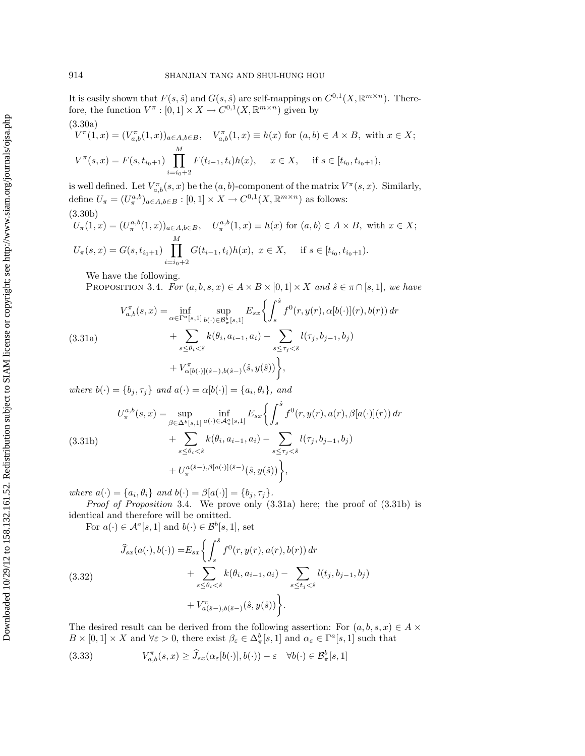It is easily shown that $F(s, \hat{s})$ and $G(s, \hat{s})$ are self-mappings on $C^{0,1}(X, \mathbb{R}^{m\times n})$. Therefore, the function $V^\pi : [0, 1] \times X \to C^{0,1}(X, \mathbb{R}^{m\times n})$ given by

(3.30a)

$$V^\pi(1, x) = (V^\pi_{a,b}(1, x))_{a\in A, b\in B}, \quad V^\pi_{a,b}(1, x) \equiv h(x) \text{ for } (a, b) \in A \times B, \text{ with } x \in X;$$

$$V^\pi(s, x) = F(s, t_{i_0+1}) \prod_{i=i_0+2}^{M} F(t_{i-1}, t_i)h(x), \qquad x \in X, \qquad \text{if } s \in [t_{i_0}, t_{i_0+1}),$$

is well defined. Let $V^\pi_{a,b}(s, x)$ be the $(a, b)$-component of the matrix $V^\pi(s, x)$. Similarly, define $U_\pi = (U^{a,b}_\pi)_{a\in A, b\in B} : [0, 1] \times X \to C^{0,1}(X, \mathbb{R}^{m\times n})$ as follows:

(3.30b)

$$U_\pi(1, x) = (U^{a,b}_\pi(1, x))_{a\in A, b\in B}, \quad U^{a,b}_\pi(1, x) \equiv h(x) \text{ for } (a, b) \in A \times B, \text{ with } x \in X;$$

$$U_\pi(s, x) = G(s, t_{i_0+1}) \prod_{i=i_0+2}^{M} G(t_{i-1}, t_i)h(x), \ x \in X, \qquad \text{if } s \in [t_{i_0}, t_{i_0+1}).$$

We have the following.

Proposition 3.4. *For $(a, b, s, x) \in A \times B \times [0, 1] \times X$ and $\hat{s} \in \pi \cap [s, 1]$, we have*

$$\begin{aligned} V^\pi_{a,b}(s, x) = \inf_{\alpha\in\Gamma^a[s,1]} \sup_{b(\cdot)\in\mathcal{B}^b_\pi[s,1]} E_{sx}\bigg\{ &\int_s^{\hat{s}} f^0(r, y(r), \alpha[b(\cdot)](r), b(r))\,dr \\ &+ \sum_{s\le\theta_i<\hat{s}} k(\theta_i, a_{i-1}, a_i) - \sum_{s\le\tau_j<\hat{s}} l(\tau_j, b_{j-1}, b_j) \\ &+ V^\pi_{\alpha[b(\cdot)](\hat{s}-), b(\hat{s}-)}(\hat{s}, y(\hat{s}))\bigg\}, \end{aligned} \tag{3.31a}$$

*where $b(\cdot) = \{b_j, \tau_j\}$ and $a(\cdot) = \alpha[b(\cdot)] = \{a_i, \theta_i\}$, and*

$$\begin{aligned} U^{a,b}_\pi(s, x) = \sup_{\beta\in\Delta^b[s,1]} \inf_{a(\cdot)\in\mathcal{A}^a_\pi[s,1]} E_{sx}\bigg\{ &\int_s^{\hat{s}} f^0(r, y(r), a(r), \beta[a(\cdot)](r))\,dr \\ &+ \sum_{s\le\theta_i<\hat{s}} k(\theta_i, a_{i-1}, a_i) - \sum_{s\le\tau_j<\hat{s}} l(\tau_j, b_{j-1}, b_j) \\ &+ U^{a(\hat{s}-), \beta[a(\cdot)](\hat{s}-)}_\pi(\hat{s}, y(\hat{s}))\bigg\}, \end{aligned} \tag{3.31b}$$

*where $a(\cdot) = \{a_i, \theta_i\}$ and $b(\cdot) = \beta[a(\cdot)] = \{b_j, \tau_j\}$.*

*Proof of Proposition* 3.4. We prove only (3.31a) here; the proof of (3.31b) is identical and therefore will be omitted.

For $a(\cdot) \in \mathcal{A}^a[s, 1]$ and $b(\cdot) \in \mathcal{B}^b[s, 1]$, set

$$\begin{aligned} \widehat{J}_{sx}(a(\cdot), b(\cdot)) = E_{sx}\bigg\{ &\int_s^{\hat{s}} f^0(r, y(r), a(r), b(r))\,dr \\ &+ \sum_{s\le\theta_i<\hat{s}} k(\theta_i, a_{i-1}, a_i) - \sum_{s\le t_j<\hat{s}} l(t_j, b_{j-1}, b_j) \\ &+ V^\pi_{a(\hat{s}-), b(\hat{s}-)}(\hat{s}, y(\hat{s}))\bigg\}. \end{aligned} \tag{3.32}$$

The desired result can be derived from the following assertion: For $(a, b, s, x) \in A \times B \times [0, 1] \times X$ and $\forall\varepsilon > 0$, there exist $\beta_\varepsilon \in \Delta^b_\pi[s, 1]$ and $\alpha_\varepsilon \in \Gamma^a[s, 1]$ such that

$$V^\pi_{a,b}(s, x) \ge \widehat{J}_{sx}(\alpha_\varepsilon[b(\cdot)], b(\cdot)) - \varepsilon \quad \forall b(\cdot) \in \mathcal{B}^b_\pi[s, 1] \tag{3.33}$$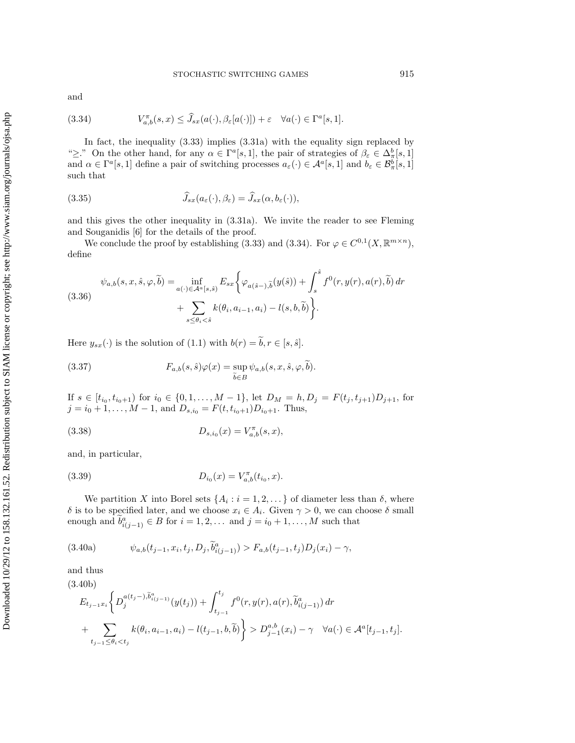and

$$V^{\pi}_{a,b}(s,x) \le \widehat{J}_{sx}(a(\cdot), \beta_\varepsilon[a(\cdot)]) + \varepsilon \quad \forall a(\cdot) \in \Gamma^a[s,1]. \tag{3.34}$$

In fact, the inequality (3.33) implies (3.31a) with the equality sign replaced by "$\geq$." On the other hand, for any $\alpha \in \Gamma^a[s,1]$, the pair of strategies of $\beta_\varepsilon \in \Delta^b_\pi[s,1]$ and $\alpha \in \Gamma^a[s,1]$ define a pair of switching processes $a_\varepsilon(\cdot) \in \mathcal{A}^a[s,1]$ and $b_\varepsilon \in \mathcal{B}^b_\pi[s,1]$ such that

$$\widehat{J}_{sx}(a_\varepsilon(\cdot), \beta_\varepsilon) = \widehat{J}_{sx}(\alpha, b_\varepsilon(\cdot)), \tag{3.35}$$

and this gives the other inequality in (3.31a). We invite the reader to see Fleming and Souganidis [6] for the details of the proof.

We conclude the proof by establishing (3.33) and (3.34). For $\varphi \in C^{0,1}(X, \mathbb{R}^{m\times n})$, define

$$\begin{aligned} \psi_{a,b}(s,x,\hat{s},\varphi,\widetilde{b}) = \inf_{a(\cdot)\in\mathcal{A}^a[s,\hat{s})} E_{sx}\bigg\{ &\varphi_{a(\hat{s}-),\widetilde{b}}(y(\hat{s})) + \int_s^{\hat{s}} f^0(r,y(r),a(r),\widetilde{b})\,dr \\ &+ \sum_{s\le\theta_i<\hat{s}} k(\theta_i,a_{i-1},a_i) - l(s,b,\widetilde{b}) \bigg\}. \end{aligned} \tag{3.36}$$

Here $y_{sx}(\cdot)$ is the solution of (1.1) with $b(r) = \widetilde{b}, r \in [s,\hat{s}]$.

$$F_{a,b}(s,\hat{s})\varphi(x) = \sup_{\widetilde{b}\in B} \psi_{a,b}(s,x,\hat{s},\varphi,\widetilde{b}). \tag{3.37}$$

If $s \in [t_{i_0}, t_{i_0+1})$ for $i_0 \in \{0,1,\ldots,M-1\}$, let $D_M = h, D_j = F(t_j,t_{j+1})D_{j+1}$, for $j = i_0+1,\ldots,M-1$, and $D_{s,i_0} = F(t,t_{i_0+1})D_{i_0+1}$. Thus,

$$D_{s,i_0}(x) = V^{\pi}_{a,b}(s,x), \tag{3.38}$$

and, in particular,

$$D_{i_0}(x) = V^{\pi}_{a,b}(t_{i_0},x). \tag{3.39}$$

We partition $X$ into Borel sets $\{A_i : i = 1,2,\ldots\}$ of diameter less than $\delta$, where $\delta$ is to be specified later, and we choose $x_i \in A_i$. Given $\gamma > 0$, we can choose $\delta$ small enough and $\widetilde{b}^a_{i(j-1)} \in B$ for $i = 1,2,\ldots$ and $j = i_0+1,\ldots,M$ such that

$$\psi_{a,b}(t_{j-1},x_i,t_j,D_j,\widetilde{b}^a_{i(j-1)}) > F_{a,b}(t_{j-1},t_j)D_j(x_i) - \gamma, \tag{3.40a}$$

and thus

$$\begin{aligned} &E_{t_{j-1}x_i}\bigg\{ D_j^{a(t_j-),\widetilde{b}^a_{i(j-1)}}(y(t_j)) + \int_{t_{j-1}}^{t_j} f^0(r,y(r),a(r),\widetilde{b}^a_{i(j-1)})\,dr \\ &+ \sum_{t_{j-1}\le\theta_i<t_j} k(\theta_i,a_{i-1},a_i) - l(t_{j-1},b,\widetilde{b}) \bigg\} > D^{a,b}_{j-1}(x_i) - \gamma \quad \forall a(\cdot) \in \mathcal{A}^a[t_{j-1},t_j]. \end{aligned} \tag{3.40b}$$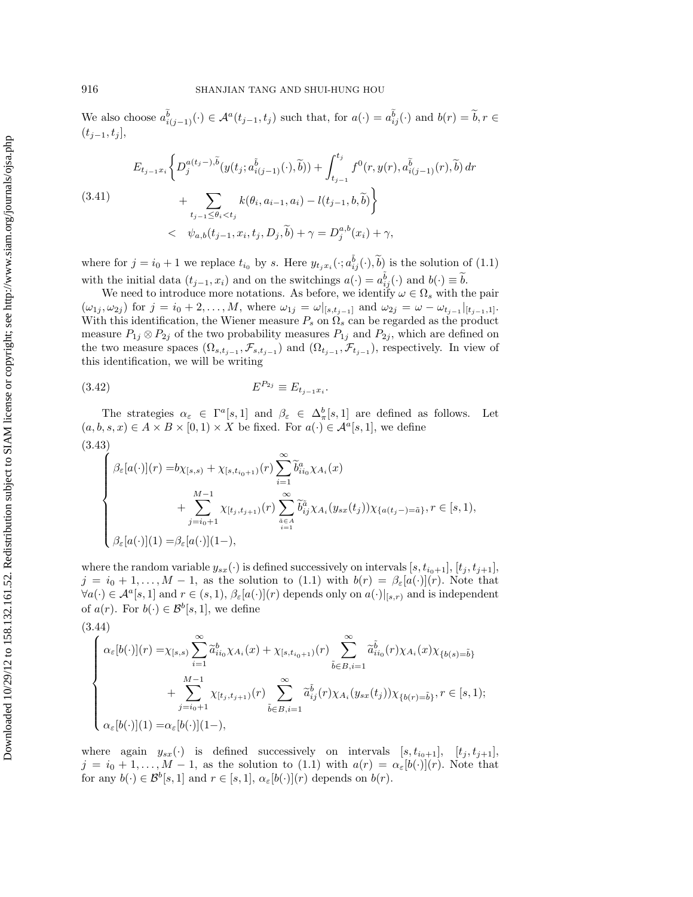We also choose $a^{\tilde{b}}_{i(j-1)}(\cdot) \in \mathcal{A}^a(t_{j-1}, t_j)$ such that, for $a(\cdot) = a^{\tilde{b}}_{ij}(\cdot)$ and $b(r) = \widetilde{b}, r \in (t_{j-1}, t_j]$,

$$
\begin{aligned}
(3.41)\qquad & E_{t_{j-1}x_i}\Bigg\{ D_j^{a(t_j-),\widetilde{b}}(y(t_j; a^{\tilde{b}}_{i(j-1)}(\cdot), \widetilde{b})) + \int_{t_{j-1}}^{t_j} f^0(r, y(r), a^{\tilde{b}}_{i(j-1)}(r), \widetilde{b})\, dr \\
& \qquad + \sum_{t_{j-1} \le \theta_i < t_j} k(\theta_i, a_{i-1}, a_i) - l(t_{j-1}, b, \widetilde{b}) \Bigg\} \\
& < \psi_{a,b}(t_{j-1}, x_i, t_j, D_j, \widetilde{b}) + \gamma = D_j^{a,b}(x_i) + \gamma,
\end{aligned}
$$

where for $j = i_0 + 1$ we replace $t_{i_0}$ by $s$. Here $y_{t_j x_i}(\cdot; a^{\tilde{b}}_{ij}(\cdot), \widetilde{b})$ is the solution of (1.1) with the initial data $(t_{j-1}, x_i)$ and on the switchings $a(\cdot) = a^{\tilde{b}}_{ij}(\cdot)$ and $b(\cdot) \equiv \widetilde{b}$.

We need to introduce more notations. As before, we identify $\omega \in \Omega_s$ with the pair $(\omega_{1j}, \omega_{2j})$ for $j = i_0 + 2, \ldots, M$, where $\omega_{1j} = \omega|_{[s, t_{j-1}]}$ and $\omega_{2j} = \omega - \omega_{t_{j-1}}|_{[t_{j-1}, 1]}$. With this identification, the Wiener measure $P_s$ on $\Omega_s$ can be regarded as the product measure $P_{1j} \otimes P_{2j}$ of the two probability measures $P_{1j}$ and $P_{2j}$, which are defined on the two measure spaces $(\Omega_{s,t_{j-1}}, \mathcal{F}_{s,t_{j-1}})$ and $(\Omega_{t_{j-1}}, \mathcal{F}_{t_{j-1}})$, respectively. In view of this identification, we will be writing

$$
(3.42)\qquad E^{P_{2j}} \equiv E_{t_{j-1}x_i}.
$$

The strategies $\alpha_\varepsilon \in \Gamma^a[s, 1]$ and $\beta_\varepsilon \in \Delta^b_\pi[s, 1]$ are defined as follows. Let $(a, b, s, x) \in A \times B \times [0, 1) \times X$ be fixed. For $a(\cdot) \in \mathcal{A}^a[s, 1]$, we define

$$
(3.43)\qquad
\begin{cases}
\beta_\varepsilon[a(\cdot)](r) = b\chi_{[s,s)} + \chi_{[s, t_{i_0+1})}(r) \displaystyle\sum_{i=1}^\infty \widetilde{b}^a_{ii_0} \chi_{A_i}(x) \\
\qquad\qquad + \displaystyle\sum_{j=i_0+1}^{M-1} \chi_{[t_j, t_{j+1})}(r) \sum_{\substack{\tilde{a} \in A \\ i=1}}^\infty \widetilde{b}^{\tilde{a}}_{ij} \chi_{A_i}(y_{sx}(t_j)) \chi_{\{a(t_j-) = \tilde{a}\}}, \quad r \in [s, 1), \\
\beta_\varepsilon[a(\cdot)](1) = \beta_\varepsilon[a(\cdot)](1-),
\end{cases}
$$

where the random variable $y_{sx}(\cdot)$ is defined successively on intervals $[s, t_{i_0+1}]$, $[t_j, t_{j+1}]$, $j = i_0 + 1, \ldots, M - 1$, as the solution to (1.1) with $b(r) = \beta_\varepsilon[a(\cdot)](r)$. Note that $\forall a(\cdot) \in \mathcal{A}^a[s, 1]$ and $r \in (s, 1)$, $\beta_\varepsilon[a(\cdot)](r)$ depends only on $a(\cdot)|_{[s,r)}$ and is independent of $a(r)$. For $b(\cdot) \in \mathcal{B}^b[s, 1]$, we define

$$
(3.44)\qquad
\begin{cases}
\alpha_\varepsilon[b(\cdot)](r) = \chi_{[s,s)} \displaystyle\sum_{i=1}^\infty \widetilde{a}^b_{ii_0} \chi_{A_i}(x) + \chi_{[s, t_{i_0+1})}(r) \sum_{\tilde{b} \in B, i=1}^\infty \widetilde{a}^{\tilde{b}}_{ii_0}(r) \chi_{A_i}(x) \chi_{\{b(s) = \tilde{b}\}} \\
\qquad\qquad + \displaystyle\sum_{j=i_0+1}^{M-1} \chi_{[t_j, t_{j+1})}(r) \sum_{\tilde{b} \in B, i=1}^\infty \widetilde{a}^{\tilde{b}}_{ij}(r) \chi_{A_i}(y_{sx}(t_j)) \chi_{\{b(r) = \tilde{b}\}}, \quad r \in [s, 1); \\
\alpha_\varepsilon[b(\cdot)](1) = \alpha_\varepsilon[b(\cdot)](1-),
\end{cases}
$$

where again $y_{sx}(\cdot)$ is defined successively on intervals $[s, t_{i_0+1}]$, $[t_j, t_{j+1}]$, $j = i_0 + 1, \ldots, M - 1$, as the solution to (1.1) with $a(r) = \alpha_\varepsilon[b(\cdot)](r)$. Note that for any $b(\cdot) \in \mathcal{B}^b[s, 1]$ and $r \in [s, 1]$, $\alpha_\varepsilon[b(\cdot)](r)$ depends on $b(r)$.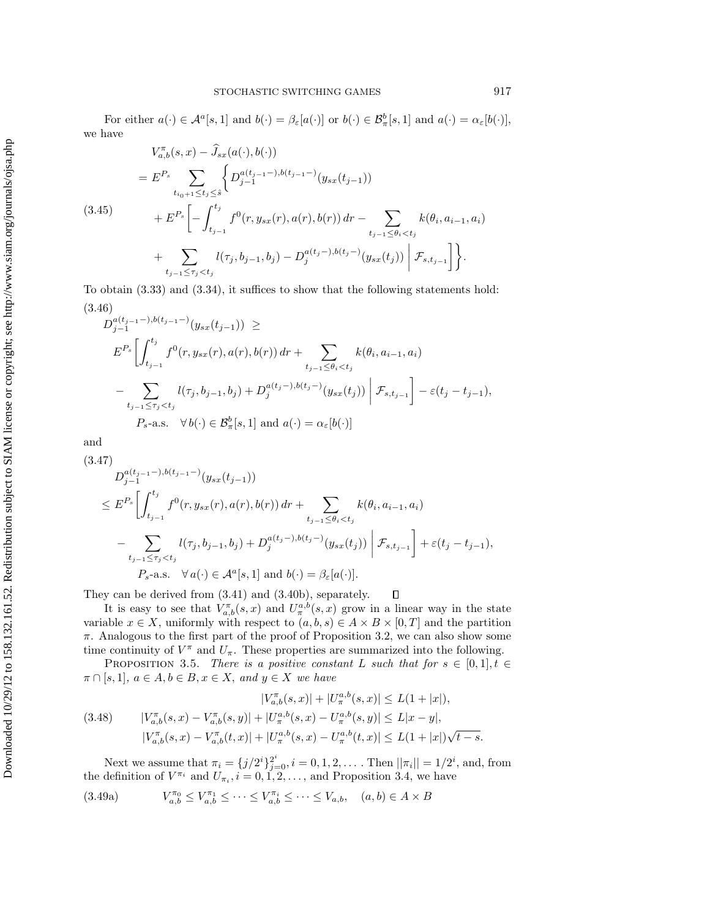For either $a(\cdot) \in \mathcal{A}^a[s,1]$ and $b(\cdot) = \beta_\varepsilon[a(\cdot)]$ or $b(\cdot) \in \mathcal{B}^b_\pi[s,1]$ and $a(\cdot) = \alpha_\varepsilon[b(\cdot)]$, we have

$$
\begin{aligned}
&V^\pi_{a,b}(s,x) - \widehat{J}_{sx}(a(\cdot), b(\cdot)) \\
&= E^{P_s} \sum_{t_{i_0+1} \le t_j \le \hat{s}} \Bigg\{ D^{a(t_{j-1}-),b(t_{j-1}-)}_{j-1}(y_{sx}(t_{j-1})) \\
&\quad + E^{P_s}\Bigg[ -\int_{t_{j-1}}^{t_j} f^0(r, y_{sx}(r), a(r), b(r))\,dr - \sum_{t_{j-1} \le \theta_i < t_j} k(\theta_i, a_{i-1}, a_i) \\
&\quad + \sum_{t_{j-1} \le \tau_j < t_j} l(\tau_j, b_{j-1}, b_j) - D^{a(t_j-),b(t_j-)}_j(y_{sx}(t_j)) \,\Bigg|\, \mathcal{F}_{s,t_{j-1}} \Bigg]\Bigg\}.
\end{aligned}
\tag{3.45}
$$

To obtain (3.33) and (3.34), it suffices to show that the following statements hold:

$$
\begin{aligned}
&D^{a(t_{j-1}-),b(t_{j-1}-)}_{j-1}(y_{sx}(t_{j-1})) \ \ge \\
&E^{P_s}\Bigg[ \int_{t_{j-1}}^{t_j} f^0(r, y_{sx}(r), a(r), b(r))\,dr + \sum_{t_{j-1} \le \theta_i < t_j} k(\theta_i, a_{i-1}, a_i) \\
&- \sum_{t_{j-1} \le \tau_j < t_j} l(\tau_j, b_{j-1}, b_j) + D^{a(t_j-),b(t_j-)}_j(y_{sx}(t_j)) \,\Bigg|\, \mathcal{F}_{s,t_{j-1}} \Bigg] - \varepsilon(t_j - t_{j-1}), \\
&\qquad P_s\text{-a.s.} \quad \forall\, b(\cdot) \in \mathcal{B}^b_\pi[s,1] \text{ and } a(\cdot) = \alpha_\varepsilon[b(\cdot)]
\end{aligned}
\tag{3.46}
$$

and

$$
\begin{aligned}
&D^{a(t_{j-1}-),b(t_{j-1}-)}_{j-1}(y_{sx}(t_{j-1})) \\
&\le E^{P_s}\Bigg[ \int_{t_{j-1}}^{t_j} f^0(r, y_{sx}(r), a(r), b(r))\,dr + \sum_{t_{j-1} \le \theta_i < t_j} k(\theta_i, a_{i-1}, a_i) \\
&- \sum_{t_{j-1} \le \tau_j < t_j} l(\tau_j, b_{j-1}, b_j) + D^{a(t_j-),b(t_j-)}_j(y_{sx}(t_j)) \,\Bigg|\, \mathcal{F}_{s,t_{j-1}} \Bigg] + \varepsilon(t_j - t_{j-1}), \\
&\qquad P_s\text{-a.s.} \quad \forall\, a(\cdot) \in \mathcal{A}^a[s,1] \text{ and } b(\cdot) = \beta_\varepsilon[a(\cdot)].
\end{aligned}
\tag{3.47}
$$

They can be derived from (3.41) and (3.40b), separately. $\square$

It is easy to see that $V^\pi_{a,b}(s,x)$ and $U^{a,b}_\pi(s,x)$ grow in a linear way in the state variable $x \in X$, uniformly with respect to $(a,b,s) \in A \times B \times [0,T]$ and the partition $\pi$. Analogous to the first part of the proof of Proposition 3.2, we can also show some time continuity of $V^\pi$ and $U_\pi$. These properties are summarized into the following.

Proposition 3.5. *There is a positive constant $L$ such that for $s \in [0,1], t \in \pi \cap [s,1]$, $a \in A, b \in B, x \in X$, and $y \in X$ we have*

$$
\begin{aligned}
&|V^\pi_{a,b}(s,x)| + |U^{a,b}_\pi(s,x)| \le L(1+|x|), \\
&|V^\pi_{a,b}(s,x) - V^\pi_{a,b}(s,y)| + |U^{a,b}_\pi(s,x) - U^{a,b}_\pi(s,y)| \le L|x-y|, \\
&|V^\pi_{a,b}(s,x) - V^\pi_{a,b}(t,x)| + |U^{a,b}_\pi(s,x) - U^{a,b}_\pi(t,x)| \le L(1+|x|)\sqrt{t-s}.
\end{aligned}
\tag{3.48}
$$

Next we assume that $\pi_i = \{j/2^i\}_{j=0}^{2^i}, i = 0,1,2,\ldots$. Then $||\pi_i|| = 1/2^i$, and, from the definition of $V^{\pi_i}$ and $U_{\pi_i}, i = 0,1,2,\ldots$, and Proposition 3.4, we have

$$
V^{\pi_0}_{a,b} \le V^{\pi_1}_{a,b} \le \cdots \le V^{\pi_i}_{a,b} \le \cdots \le V_{a,b}, \quad (a,b) \in A \times B \tag{3.49a}
$$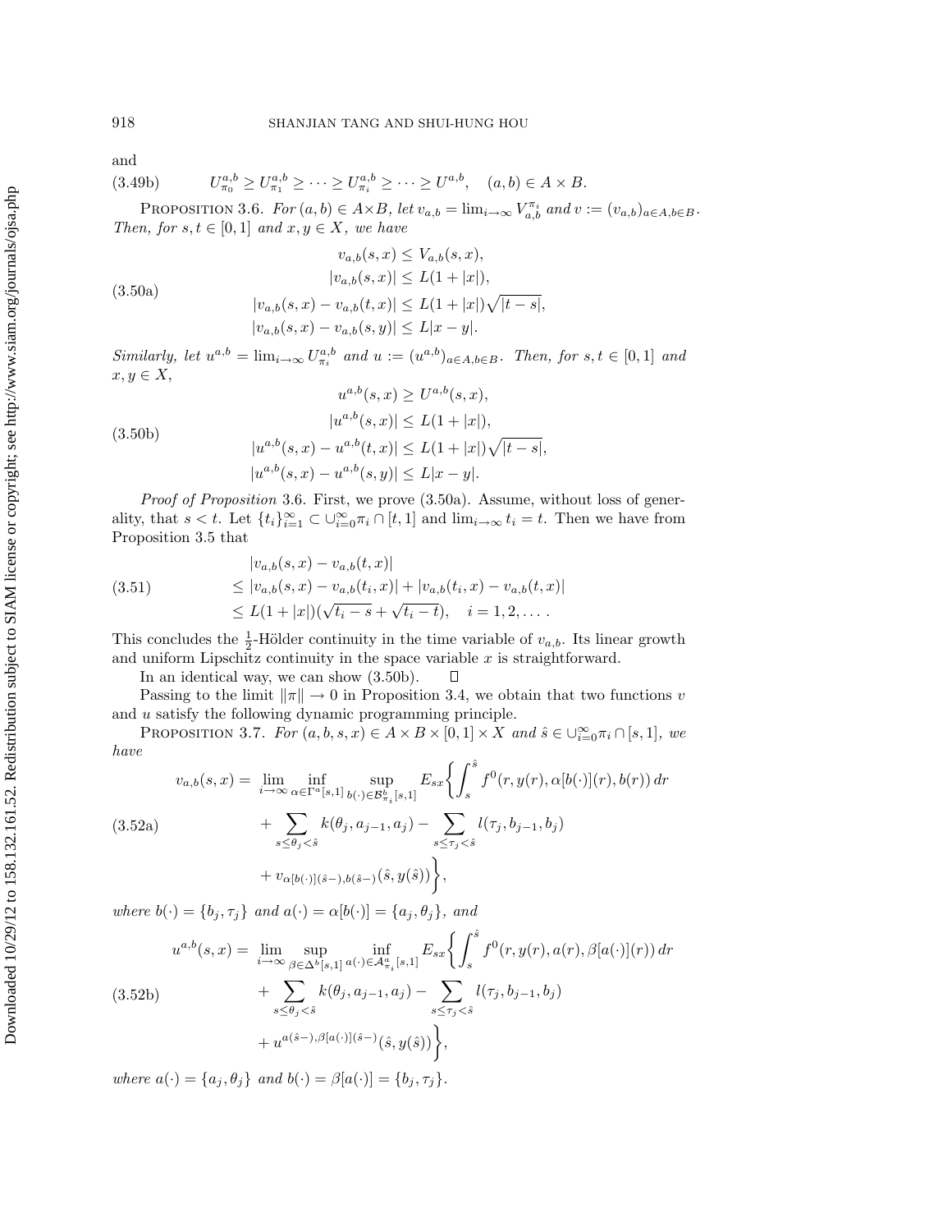and

$$U^{a,b}_{\pi_0} \geq U^{a,b}_{\pi_1} \geq \cdots \geq U^{a,b}_{\pi_i} \geq \cdots \geq U^{a,b}, \quad (a,b) \in A \times B. \tag{3.49b}$$

PROPOSITION 3.6. *For $(a,b) \in A \times B$, let $v_{a,b} = \lim_{i\to\infty} V^{\pi_i}_{a,b}$ and $v := (v_{a,b})_{a\in A, b\in B}$. Then, for $s,t \in [0,1]$ and $x,y \in X$, we have*

$$\begin{aligned}
v_{a,b}(s,x) &\leq V_{a,b}(s,x), \\
|v_{a,b}(s,x)| &\leq L(1+|x|), \\
|v_{a,b}(s,x) - v_{a,b}(t,x)| &\leq L(1+|x|)\sqrt{|t-s|}, \\
|v_{a,b}(s,x) - v_{a,b}(s,y)| &\leq L|x-y|.
\end{aligned} \tag{3.50a}$$

*Similarly, let $u^{a,b} = \lim_{i\to\infty} U^{a,b}_{\pi_i}$ and $u := (u^{a,b})_{a\in A, b\in B}$. Then, for $s,t \in [0,1]$ and $x,y \in X$,*

$$\begin{aligned}
u^{a,b}(s,x) &\geq U^{a,b}(s,x), \\
|u^{a,b}(s,x)| &\leq L(1+|x|), \\
|u^{a,b}(s,x) - u^{a,b}(t,x)| &\leq L(1+|x|)\sqrt{|t-s|}, \\
|u^{a,b}(s,x) - u^{a,b}(s,y)| &\leq L|x-y|.
\end{aligned} \tag{3.50b}$$

*Proof of Proposition* 3.6. First, we prove (3.50a). Assume, without loss of generality, that $s < t$. Let $\{t_i\}_{i=1}^\infty \subset \cup_{i=0}^\infty \pi_i \cap [t,1]$ and $\lim_{i\to\infty} t_i = t$. Then we have from Proposition 3.5 that

$$\begin{aligned}
&|v_{a,b}(s,x) - v_{a,b}(t,x)| \\
&\leq |v_{a,b}(s,x) - v_{a,b}(t_i,x)| + |v_{a,b}(t_i,x) - v_{a,b}(t,x)| \\
&\leq L(1+|x|)(\sqrt{t_i - s} + \sqrt{t_i - t}), \quad i = 1,2,\ldots.
\end{aligned} \tag{3.51}$$

This concludes the $\frac{1}{2}$-Hölder continuity in the time variable of $v_{a,b}$. Its linear growth and uniform Lipschitz continuity in the space variable $x$ is straightforward.

In an identical way, we can show (3.50b). □

Passing to the limit $\|\pi\| \to 0$ in Proposition 3.4, we obtain that two functions $v$ and $u$ satisfy the following dynamic programming principle.

PROPOSITION 3.7. *For $(a,b,s,x) \in A \times B \times [0,1] \times X$ and $\hat{s} \in \cup_{i=0}^\infty \pi_i \cap [s,1]$, we have*

$$\begin{aligned}
v_{a,b}(s,x) = &\lim_{i\to\infty} \inf_{\alpha\in\Gamma^a[s,1]} \sup_{b(\cdot)\in\mathcal{B}^b_{\pi_i}[s,1]} E_{sx}\bigg\{ \int_s^{\hat{s}} f^0(r, y(r), \alpha[b(\cdot)](r), b(r))\, dr \\
&+ \sum_{s\leq\theta_j<\hat{s}} k(\theta_j, a_{j-1}, a_j) - \sum_{s\leq\tau_j<\hat{s}} l(\tau_j, b_{j-1}, b_j) \\
&+ v_{\alpha[b(\cdot)](\hat{s}-), b(\hat{s}-)}(\hat{s}, y(\hat{s}))\bigg\},
\end{aligned} \tag{3.52a}$$

*where $b(\cdot) = \{b_j, \tau_j\}$ and $a(\cdot) = \alpha[b(\cdot)] = \{a_j, \theta_j\}$, and*

$$\begin{aligned}
u^{a,b}(s,x) = &\lim_{i\to\infty} \sup_{\beta\in\Delta^b[s,1]} \inf_{a(\cdot)\in\mathcal{A}^a_{\pi_i}[s,1]} E_{sx}\bigg\{ \int_s^{\hat{s}} f^0(r, y(r), a(r), \beta[a(\cdot)](r))\, dr \\
&+ \sum_{s\leq\theta_j<\hat{s}} k(\theta_j, a_{j-1}, a_j) - \sum_{s\leq\tau_j<\hat{s}} l(\tau_j, b_{j-1}, b_j) \\
&+ u^{a(\hat{s}-), \beta[a(\cdot)](\hat{s}-)}(\hat{s}, y(\hat{s}))\bigg\},
\end{aligned} \tag{3.52b}$$

*where $a(\cdot) = \{a_j, \theta_j\}$ and $b(\cdot) = \beta[a(\cdot)] = \{b_j, \tau_j\}$.*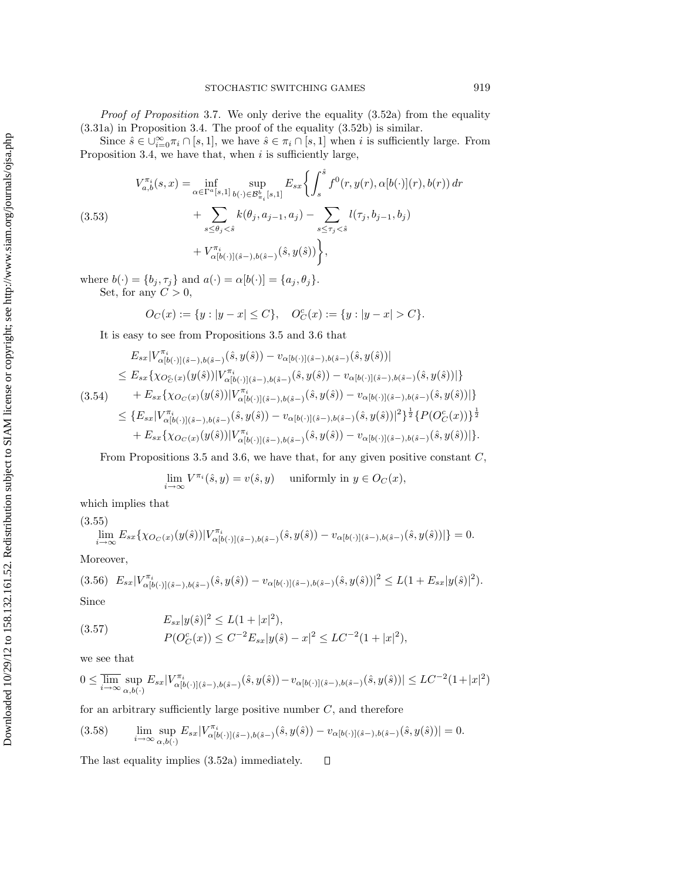*Proof of Proposition* 3.7. We only derive the equality (3.52a) from the equality (3.31a) in Proposition 3.4. The proof of the equality (3.52b) is similar.

Since $\hat{s} \in \cup_{i=0}^{\infty} \pi_i \cap [s,1]$, we have $\hat{s} \in \pi_i \cap [s,1]$ when $i$ is sufficiently large. From Proposition 3.4, we have that, when $i$ is sufficiently large,

$$
\begin{aligned}
V_{a,b}^{\pi_i}(s,x) = \inf_{\alpha \in \Gamma^a[s,1]} \sup_{b(\cdot) \in \mathcal{B}_{\pi_i}^b[s,1]} E_{sx} \bigg\{ & \int_s^{\hat{s}} f^0(r, y(r), \alpha[b(\cdot)](r), b(r))\, dr \\
& + \sum_{s \le \theta_j < \hat{s}} k(\theta_j, a_{j-1}, a_j) - \sum_{s \le \tau_j < \hat{s}} l(\tau_j, b_{j-1}, b_j) \\
& + V_{\alpha[b(\cdot)](\hat{s}-), b(\hat{s}-)}^{\pi_i}(\hat{s}, y(\hat{s})) \bigg\},
\end{aligned} \tag{3.53}
$$

where $b(\cdot) = \{b_j, \tau_j\}$ and $a(\cdot) = \alpha[b(\cdot)] = \{a_j, \theta_j\}$.

Set, for any $C > 0$,

$$
O_C(x) := \{y : |y - x| \le C\}, \quad O_C^c(x) := \{y : |y - x| > C\}.
$$

It is easy to see from Propositions 3.5 and 3.6 that

$$
\begin{aligned}
& E_{sx} |V_{\alpha[b(\cdot)](\hat{s}-), b(\hat{s}-)}^{\pi_i}(\hat{s}, y(\hat{s})) - v_{\alpha[b(\cdot)](\hat{s}-), b(\hat{s}-)}(\hat{s}, y(\hat{s}))| \\
& \le E_{sx} \{ \chi_{O_C^c(x)}(y(\hat{s})) |V_{\alpha[b(\cdot)](\hat{s}-), b(\hat{s}-)}^{\pi_i}(\hat{s}, y(\hat{s})) - v_{\alpha[b(\cdot)](\hat{s}-), b(\hat{s}-)}(\hat{s}, y(\hat{s}))| \} \\
& \quad + E_{sx} \{ \chi_{O_C(x)}(y(\hat{s})) |V_{\alpha[b(\cdot)](\hat{s}-), b(\hat{s}-)}^{\pi_i}(\hat{s}, y(\hat{s})) - v_{\alpha[b(\cdot)](\hat{s}-), b(\hat{s}-)}(\hat{s}, y(\hat{s}))| \} \\
& \le \{ E_{sx} |V_{\alpha[b(\cdot)](\hat{s}-), b(\hat{s}-)}^{\pi_i}(\hat{s}, y(\hat{s})) - v_{\alpha[b(\cdot)](\hat{s}-), b(\hat{s}-)}(\hat{s}, y(\hat{s}))|^2 \}^{\frac{1}{2}} \{ P(O_C^c(x)) \}^{\frac{1}{2}} \\
& \quad + E_{sx} \{ \chi_{O_C(x)}(y(\hat{s})) |V_{\alpha[b(\cdot)](\hat{s}-), b(\hat{s}-)}^{\pi_i}(\hat{s}, y(\hat{s})) - v_{\alpha[b(\cdot)](\hat{s}-), b(\hat{s}-)}(\hat{s}, y(\hat{s}))| \}.
\end{aligned} \tag{3.54}
$$

From Propositions 3.5 and 3.6, we have that, for any given positive constant $C$,

$$
\lim_{i \to \infty} V^{\pi_i}(\hat{s}, y) = v(\hat{s}, y) \quad \text{uniformly in } y \in O_C(x),
$$

which implies that

$$
\lim_{i \to \infty} E_{sx} \{ \chi_{O_C(x)}(y(\hat{s})) |V_{\alpha[b(\cdot)](\hat{s}-), b(\hat{s}-)}^{\pi_i}(\hat{s}, y(\hat{s})) - v_{\alpha[b(\cdot)](\hat{s}-), b(\hat{s}-)}(\hat{s}, y(\hat{s}))| \} = 0. \tag{3.55}
$$

Moreover,

$$
E_{sx} |V_{\alpha[b(\cdot)](\hat{s}-), b(\hat{s}-)}^{\pi_i}(\hat{s}, y(\hat{s})) - v_{\alpha[b(\cdot)](\hat{s}-), b(\hat{s}-)}(\hat{s}, y(\hat{s}))|^2 \le L(1 + E_{sx}|y(\hat{s})|^2). \tag{3.56}
$$

Since

$$
\begin{aligned}
& E_{sx} |y(\hat{s})|^2 \le L(1 + |x|^2), \\
& P(O_C^c(x)) \le C^{-2} E_{sx} |y(\hat{s}) - x|^2 \le L C^{-2}(1 + |x|^2),
\end{aligned} \tag{3.57}
$$

we see that

$$
0 \le \overline{\lim_{i \to \infty}} \sup_{\alpha, b(\cdot)} E_{sx} |V_{\alpha[b(\cdot)](\hat{s}-), b(\hat{s}-)}^{\pi_i}(\hat{s}, y(\hat{s})) - v_{\alpha[b(\cdot)](\hat{s}-), b(\hat{s}-)}(\hat{s}, y(\hat{s}))| \le L C^{-2}(1 + |x|^2)
$$

for an arbitrary sufficiently large positive number $C$, and therefore

$$
\lim_{i \to \infty} \sup_{\alpha, b(\cdot)} E_{sx} |V_{\alpha[b(\cdot)](\hat{s}-), b(\hat{s}-)}^{\pi_i}(\hat{s}, y(\hat{s})) - v_{\alpha[b(\cdot)](\hat{s}-), b(\hat{s}-)}(\hat{s}, y(\hat{s}))| = 0. \tag{3.58}
$$

The last equality implies (3.52a) immediately. $\square$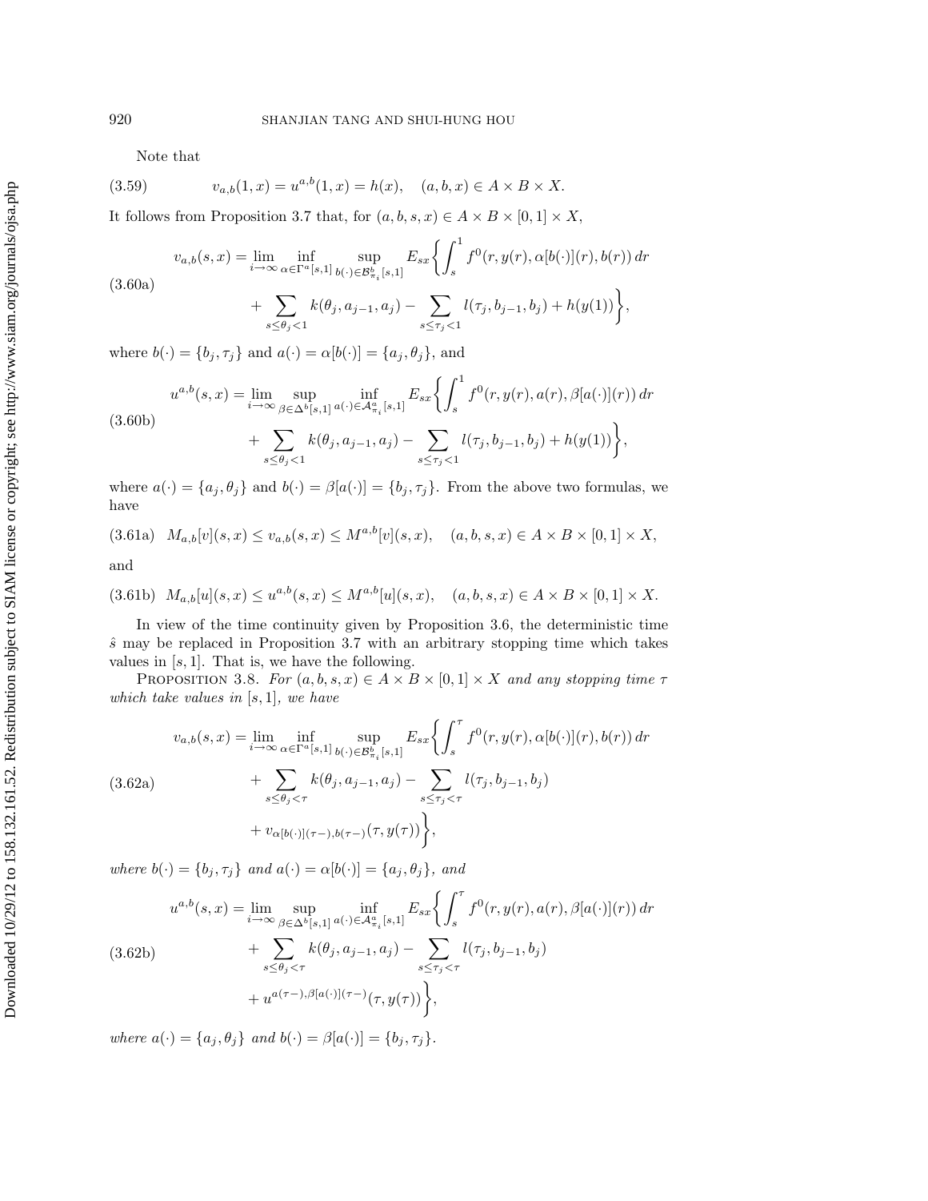Note that

$$v_{a,b}(1,x) = u^{a,b}(1,x) = h(x), \quad (a,b,x) \in A \times B \times X. \tag{3.59}$$

It follows from Proposition 3.7 that, for $(a,b,s,x) \in A \times B \times [0,1] \times X$,

$$\begin{aligned} v_{a,b}(s,x) = \lim_{i\to\infty} \inf_{\alpha \in \Gamma^a[s,1]} \sup_{b(\cdot)\in \mathcal{B}^b_{\pi_i}[s,1]} E_{sx}\bigg\{ \int_s^1 f^0(r, y(r), \alpha[b(\cdot)](r), b(r))\, dr \\ + \sum_{s\le \theta_j < 1} k(\theta_j, a_{j-1}, a_j) - \sum_{s\le \tau_j<1} l(\tau_j, b_{j-1}, b_j) + h(y(1))\bigg\}, \end{aligned} \tag{3.60a}$$

where $b(\cdot) = \{b_j, \tau_j\}$ and $a(\cdot) = \alpha[b(\cdot)] = \{a_j, \theta_j\}$, and

$$\begin{aligned} u^{a,b}(s,x) = \lim_{i\to\infty} \sup_{\beta \in \Delta^b[s,1]} \inf_{a(\cdot)\in \mathcal{A}^a_{\pi_i}[s,1]} E_{sx}\bigg\{ \int_s^1 f^0(r, y(r), a(r), \beta[a(\cdot)](r))\, dr \\ + \sum_{s\le \theta_j < 1} k(\theta_j, a_{j-1}, a_j) - \sum_{s\le \tau_j<1} l(\tau_j, b_{j-1}, b_j) + h(y(1))\bigg\}, \end{aligned} \tag{3.60b}$$

where $a(\cdot) = \{a_j, \theta_j\}$ and $b(\cdot) = \beta[a(\cdot)] = \{b_j, \tau_j\}$. From the above two formulas, we have

$$M_{a,b}[v](s,x) \le v_{a,b}(s,x) \le M^{a,b}[v](s,x), \quad (a,b,s,x) \in A \times B \times [0,1] \times X, \tag{3.61a}$$

and

$$M_{a,b}[u](s,x) \le u^{a,b}(s,x) \le M^{a,b}[u](s,x), \quad (a,b,s,x) \in A \times B \times [0,1] \times X. \tag{3.61b}$$

In view of the time continuity given by Proposition 3.6, the deterministic time $\hat{s}$ may be replaced in Proposition 3.7 with an arbitrary stopping time which takes values in $[s,1]$. That is, we have the following.

PROPOSITION 3.8. *For $(a,b,s,x) \in A \times B \times [0,1] \times X$ and any stopping time $\tau$ which take values in $[s,1]$, we have*

$$\begin{aligned} v_{a,b}(s,x) = \lim_{i\to\infty} \inf_{\alpha \in \Gamma^a[s,1]} \sup_{b(\cdot)\in \mathcal{B}^b_{\pi_i}[s,1]} E_{sx}\bigg\{ \int_s^\tau f^0(r, y(r), \alpha[b(\cdot)](r), b(r))\, dr \\ + \sum_{s\le \theta_j < \tau} k(\theta_j, a_{j-1}, a_j) - \sum_{s\le \tau_j<\tau} l(\tau_j, b_{j-1}, b_j) \\ + v_{\alpha[b(\cdot)](\tau-), b(\tau-)}(\tau, y(\tau))\bigg\}, \end{aligned} \tag{3.62a}$$

*where $b(\cdot) = \{b_j, \tau_j\}$ and $a(\cdot) = \alpha[b(\cdot)] = \{a_j, \theta_j\}$, and*

$$\begin{aligned} u^{a,b}(s,x) = \lim_{i\to\infty} \sup_{\beta \in \Delta^b[s,1]} \inf_{a(\cdot)\in \mathcal{A}^a_{\pi_i}[s,1]} E_{sx}\bigg\{ \int_s^\tau f^0(r, y(r), a(r), \beta[a(\cdot)](r))\, dr \\ + \sum_{s\le \theta_j < \tau} k(\theta_j, a_{j-1}, a_j) - \sum_{s\le \tau_j<\tau} l(\tau_j, b_{j-1}, b_j) \\ + u^{a(\tau-), \beta[a(\cdot)](\tau-)}(\tau, y(\tau))\bigg\}, \end{aligned} \tag{3.62b}$$

*where $a(\cdot) = \{a_j, \theta_j\}$ and $b(\cdot) = \beta[a(\cdot)] = \{b_j, \tau_j\}$.*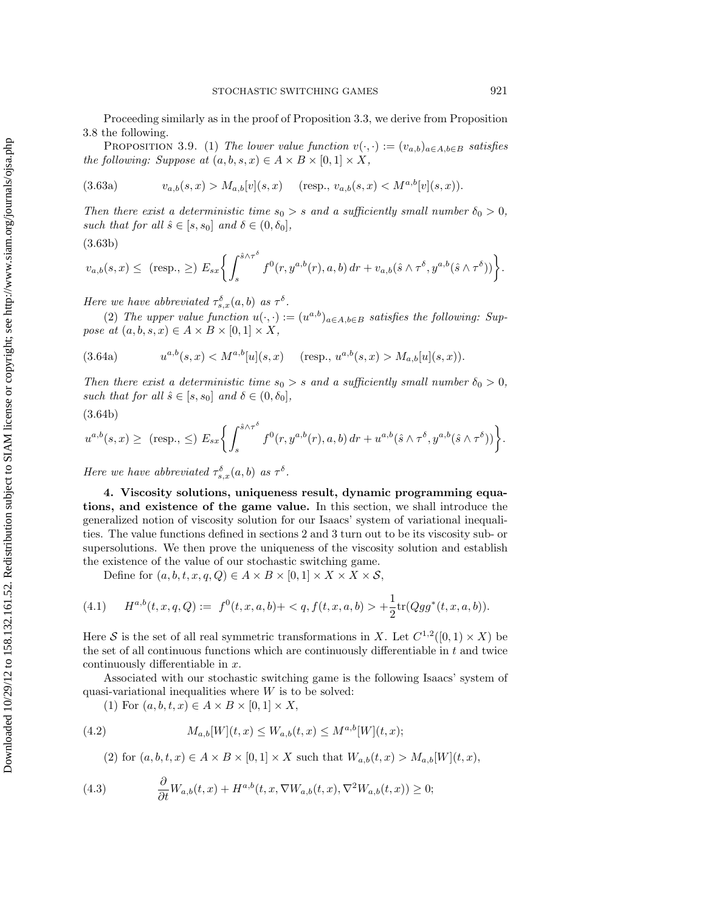Proceeding similarly as in the proof of Proposition 3.3, we derive from Proposition 3.8 the following.

PROPOSITION 3.9. (1) *The lower value function* $v(\cdot,\cdot) := (v_{a,b})_{a\in A, b\in B}$ *satisfies the following: Suppose at* $(a,b,s,x) \in A \times B \times [0,1] \times X$,

$$v_{a,b}(s,x) > M_{a,b}[v](s,x) \quad (\text{resp., } v_{a,b}(s,x) < M^{a,b}[v](s,x)). \tag{3.63a}$$

*Then there exist a deterministic time* $s_0 > s$ *and a sufficiently small number* $\delta_0 > 0$, *such that for all* $\hat{s} \in [s, s_0]$ *and* $\delta \in (0, \delta_0]$,

$$v_{a,b}(s,x) \le \ (\text{resp., } \ge) \ E_{sx}\left\{ \int_s^{\hat{s}\wedge\tau^\delta} f^0(r, y^{a,b}(r), a, b)\, dr + v_{a,b}(\hat{s}\wedge\tau^\delta, y^{a,b}(\hat{s}\wedge\tau^\delta)) \right\}. \tag{3.63b}$$

*Here we have abbreviated* $\tau^\delta_{s,x}(a,b)$ *as* $\tau^\delta$.

(2) *The upper value function* $u(\cdot,\cdot) := (u^{a,b})_{a\in A, b\in B}$ *satisfies the following: Suppose at* $(a,b,s,x) \in A \times B \times [0,1] \times X$,

$$u^{a,b}(s,x) < M^{a,b}[u](s,x) \quad (\text{resp., } u^{a,b}(s,x) > M_{a,b}[u](s,x)). \tag{3.64a}$$

*Then there exist a deterministic time* $s_0 > s$ *and a sufficiently small number* $\delta_0 > 0$, *such that for all* $\hat{s} \in [s, s_0]$ *and* $\delta \in (0, \delta_0]$,

$$u^{a,b}(s,x) \ge \ (\text{resp., } \le) \ E_{sx}\left\{ \int_s^{\hat{s}\wedge\tau^\delta} f^0(r, y^{a,b}(r), a, b)\, dr + u^{a,b}(\hat{s}\wedge\tau^\delta, y^{a,b}(\hat{s}\wedge\tau^\delta)) \right\}. \tag{3.64b}$$

*Here we have abbreviated* $\tau^\delta_{s,x}(a,b)$ *as* $\tau^\delta$.

**4. Viscosity solutions, uniqueness result, dynamic programming equations, and existence of the game value.** In this section, we shall introduce the generalized notion of viscosity solution for our Isaacs' system of variational inequalities. The value functions defined in sections 2 and 3 turn out to be its viscosity sub- or supersolutions. We then prove the uniqueness of the viscosity solution and establish the existence of the value of our stochastic switching game.

Define for $(a,b,t,x,q,Q) \in A \times B \times [0,1] \times X \times X \times \mathcal{S}$,

$$H^{a,b}(t,x,q,Q) := \ f^0(t,x,a,b) + < q, f(t,x,a,b) > + \frac{1}{2}\mathrm{tr}(Qgg^*(t,x,a,b)). \tag{4.1}$$

Here $\mathcal{S}$ is the set of all real symmetric transformations in $X$. Let $C^{1,2}([0,1) \times X)$ be the set of all continuous functions which are continuously differentiable in $t$ and twice continuously differentiable in $x$.

Associated with our stochastic switching game is the following Isaacs' system of quasi-variational inequalities where $W$ is to be solved:

(1) For $(a,b,t,x) \in A \times B \times [0,1] \times X$,

$$M_{a,b}[W](t,x) \le W_{a,b}(t,x) \le M^{a,b}[W](t,x); \tag{4.2}$$

(2) for $(a,b,t,x) \in A \times B \times [0,1] \times X$ such that $W_{a,b}(t,x) > M_{a,b}[W](t,x)$,

$$\frac{\partial}{\partial t} W_{a,b}(t,x) + H^{a,b}(t,x,\nabla W_{a,b}(t,x), \nabla^2 W_{a,b}(t,x)) \ge 0; \tag{4.3}$$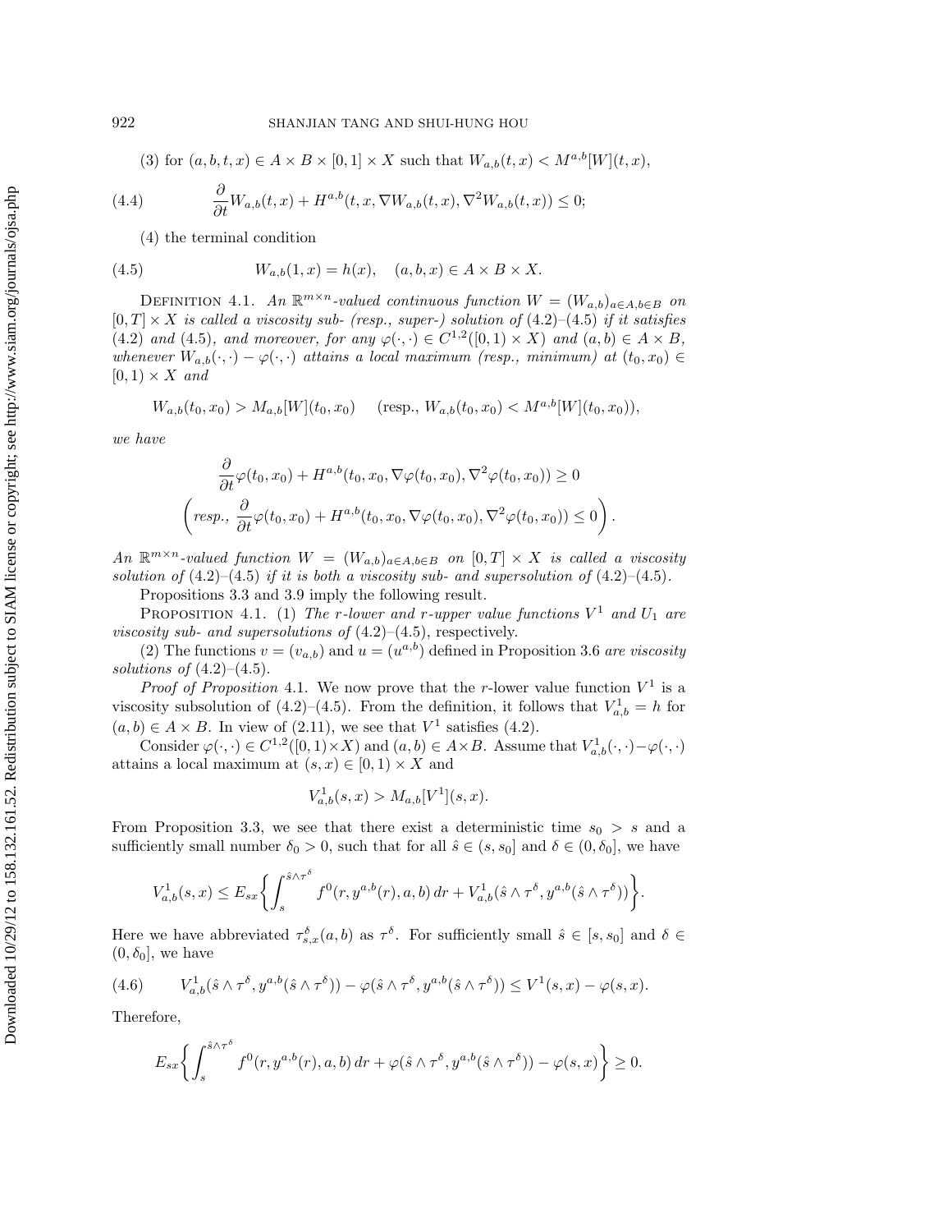(3) for $(a,b,t,x) \in A \times B \times [0,1] \times X$ such that $W_{a,b}(t,x) < M^{a,b}[W](t,x)$,

$$\frac{\partial}{\partial t} W_{a,b}(t,x) + H^{a,b}(t,x,\nabla W_{a,b}(t,x), \nabla^2 W_{a,b}(t,x)) \le 0; \tag{4.4}$$

(4) the terminal condition

$$W_{a,b}(1,x) = h(x), \quad (a,b,x) \in A \times B \times X. \tag{4.5}$$

Definition 4.1. *An $\mathbb{R}^{m\times n}$-valued continuous function $W = (W_{a,b})_{a\in A, b\in B}$ on $[0,T]\times X$ is called a viscosity sub- (resp., super-) solution of* (4.2)–(4.5) *if it satisfies* (4.2) *and* (4.5)*, and moreover, for any $\varphi(\cdot,\cdot) \in C^{1,2}([0,1)\times X)$ and $(a,b) \in A\times B$, whenever $W_{a,b}(\cdot,\cdot) - \varphi(\cdot,\cdot)$ attains a local maximum (resp., minimum) at $(t_0,x_0) \in [0,1)\times X$ and*

$$W_{a,b}(t_0,x_0) > M_{a,b}[W](t_0,x_0) \quad (\text{resp., } W_{a,b}(t_0,x_0) < M^{a,b}[W](t_0,x_0)),$$

*we have*

$$\frac{\partial}{\partial t}\varphi(t_0,x_0) + H^{a,b}(t_0,x_0,\nabla\varphi(t_0,x_0),\nabla^2\varphi(t_0,x_0)) \ge 0$$
$$\left(\textit{resp., } \frac{\partial}{\partial t}\varphi(t_0,x_0) + H^{a,b}(t_0,x_0,\nabla\varphi(t_0,x_0),\nabla^2\varphi(t_0,x_0)) \le 0\right).$$

*An $\mathbb{R}^{m\times n}$-valued function $W = (W_{a,b})_{a\in A,b\in B}$ on $[0,T]\times X$ is called a viscosity solution of* (4.2)–(4.5) *if it is both a viscosity sub- and supersolution of* (4.2)–(4.5).

Propositions 3.3 and 3.9 imply the following result.

Proposition 4.1. (1) *The r-lower and r-upper value functions $V^1$ and $U_1$ are viscosity sub- and supersolutions of* (4.2)–(4.5), respectively.

(2) The functions $v = (v_{a,b})$ and $u = (u^{a,b})$ defined in Proposition 3.6 *are viscosity solutions of* (4.2)–(4.5).

*Proof of Proposition* 4.1. We now prove that the $r$-lower value function $V^1$ is a viscosity subsolution of (4.2)–(4.5). From the definition, it follows that $V^1_{a,b} = h$ for $(a,b)\in A\times B$. In view of (2.11), we see that $V^1$ satisfies (4.2).

Consider $\varphi(\cdot,\cdot) \in C^{1,2}([0,1)\times X)$ and $(a,b)\in A\times B$. Assume that $V^1_{a,b}(\cdot,\cdot)-\varphi(\cdot,\cdot)$ attains a local maximum at $(s,x)\in[0,1)\times X$ and

$$V^1_{a,b}(s,x) > M_{a,b}[V^1](s,x).$$

From Proposition 3.3, we see that there exist a deterministic time $s_0 > s$ and a sufficiently small number $\delta_0 > 0$, such that for all $\hat{s} \in (s,s_0]$ and $\delta \in (0,\delta_0]$, we have

$$V^1_{a,b}(s,x) \le E_{sx}\left\{\int_s^{\hat{s}\wedge\tau^\delta} f^0(r,y^{a,b}(r),a,b)\,dr + V^1_{a,b}(\hat{s}\wedge\tau^\delta, y^{a,b}(\hat{s}\wedge\tau^\delta))\right\}.$$

Here we have abbreviated $\tau^\delta_{s,x}(a,b)$ as $\tau^\delta$. For sufficiently small $\hat{s}\in[s,s_0]$ and $\delta\in(0,\delta_0]$, we have

$$V^1_{a,b}(\hat{s}\wedge\tau^\delta, y^{a,b}(\hat{s}\wedge\tau^\delta)) - \varphi(\hat{s}\wedge\tau^\delta, y^{a,b}(\hat{s}\wedge\tau^\delta)) \le V^1(s,x) - \varphi(s,x). \tag{4.6}$$

Therefore,

$$E_{sx}\left\{\int_s^{\hat{s}\wedge\tau^\delta} f^0(r,y^{a,b}(r),a,b)\,dr + \varphi(\hat{s}\wedge\tau^\delta, y^{a,b}(\hat{s}\wedge\tau^\delta)) - \varphi(s,x)\right\} \ge 0.$$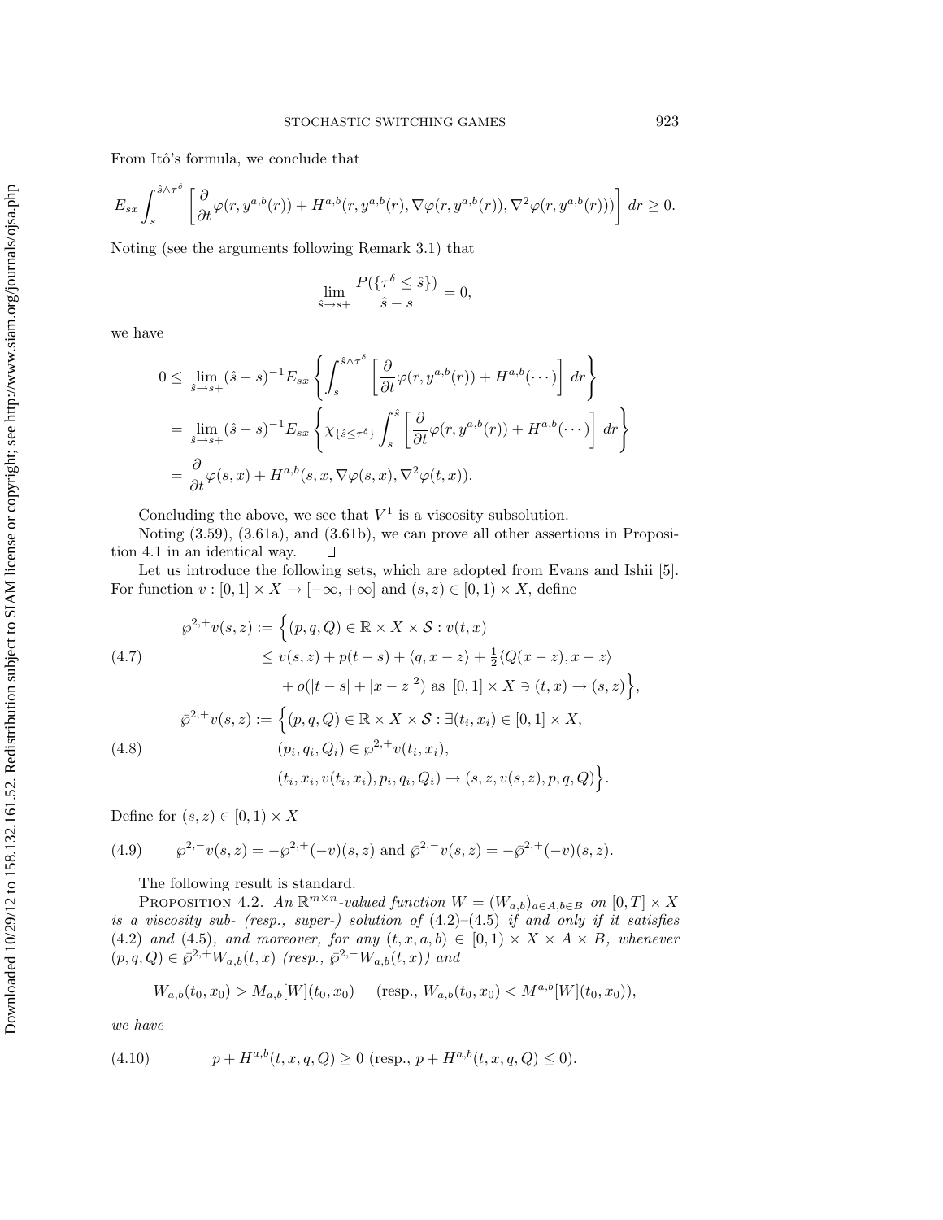From Itô's formula, we conclude that

$$E_{sx}\int_s^{\hat{s}\wedge\tau^\delta}\left[\frac{\partial}{\partial t}\varphi(r,y^{a,b}(r))+H^{a,b}(r,y^{a,b}(r),\nabla\varphi(r,y^{a,b}(r)),\nabla^2\varphi(r,y^{a,b}(r)))\right]dr\geq 0.$$

Noting (see the arguments following Remark 3.1) that

$$\lim_{\hat{s}\to s+}\frac{P(\{\tau^\delta\leq\hat{s}\})}{\hat{s}-s}=0,$$

we have

$$\begin{aligned}0&\leq\lim_{\hat{s}\to s+}(\hat{s}-s)^{-1}E_{sx}\left\{\int_s^{\hat{s}\wedge\tau^\delta}\left[\frac{\partial}{\partial t}\varphi(r,y^{a,b}(r))+H^{a,b}(\cdots)\right]dr\right\}\\&=\lim_{\hat{s}\to s+}(\hat{s}-s)^{-1}E_{sx}\left\{\chi_{\{\hat{s}\leq\tau^\delta\}}\int_s^{\hat{s}}\left[\frac{\partial}{\partial t}\varphi(r,y^{a,b}(r))+H^{a,b}(\cdots)\right]dr\right\}\\&=\frac{\partial}{\partial t}\varphi(s,x)+H^{a,b}(s,x,\nabla\varphi(s,x),\nabla^2\varphi(t,x)).\end{aligned}$$

Concluding the above, we see that $V^1$ is a viscosity subsolution.

Noting (3.59), (3.61a), and (3.61b), we can prove all other assertions in Proposition 4.1 in an identical way. $\square$

Let us introduce the following sets, which are adopted from Evans and Ishii [5]. For function $v:[0,1]\times X\to[-\infty,+\infty]$ and $(s,z)\in[0,1)\times X$, define

$$\begin{aligned}\wp^{2,+}v(s,z):=\Big\{(p,q,Q)\in\mathbb{R}\times X\times\mathcal{S}:&\ v(t,x)\\&\leq v(s,z)+p(t-s)+\langle q,x-z\rangle+\tfrac{1}{2}\langle Q(x-z),x-z\rangle\\&\quad+o(|t-s|+|x-z|^2)\text{ as }[0,1]\times X\ni(t,x)\to(s,z)\Big\},\end{aligned}\tag{4.7}$$

$$\begin{aligned}\bar{\wp}^{2,+}v(s,z):=\Big\{(p,q,Q)\in\mathbb{R}\times X\times\mathcal{S}:&\ \exists(t_i,x_i)\in[0,1]\times X,\\&(p_i,q_i,Q_i)\in\wp^{2,+}v(t_i,x_i),\\&(t_i,x_i,v(t_i,x_i),p_i,q_i,Q_i)\to(s,z,v(s,z),p,q,Q)\Big\}.\end{aligned}\tag{4.8}$$

Define for $(s,z)\in[0,1)\times X$

$$\wp^{2,-}v(s,z)=-\wp^{2,+}(-v)(s,z)\text{ and }\bar{\wp}^{2,-}v(s,z)=-\bar{\wp}^{2,+}(-v)(s,z).\tag{4.9}$$

The following result is standard.

Proposition 4.2. *An $\mathbb{R}^{m\times n}$-valued function $W=(W_{a,b})_{a\in A,b\in B}$ on $[0,T]\times X$ is a viscosity sub- (resp., super-) solution of (4.2)–(4.5) if and only if it satisfies (4.2) and (4.5), and moreover, for any $(t,x,a,b)\in[0,1)\times X\times A\times B$, whenever $(p,q,Q)\in\bar{\wp}^{2,+}W_{a,b}(t,x)$ (resp., $\bar{\wp}^{2,-}W_{a,b}(t,x)$) and*

$$W_{a,b}(t_0,x_0)>M_{a,b}[W](t_0,x_0)\quad(\text{resp., }W_{a,b}(t_0,x_0)<M^{a,b}[W](t_0,x_0)),$$

*we have*

$$p+H^{a,b}(t,x,q,Q)\geq 0\ (\text{resp., }p+H^{a,b}(t,x,q,Q)\leq 0).\tag{4.10}$$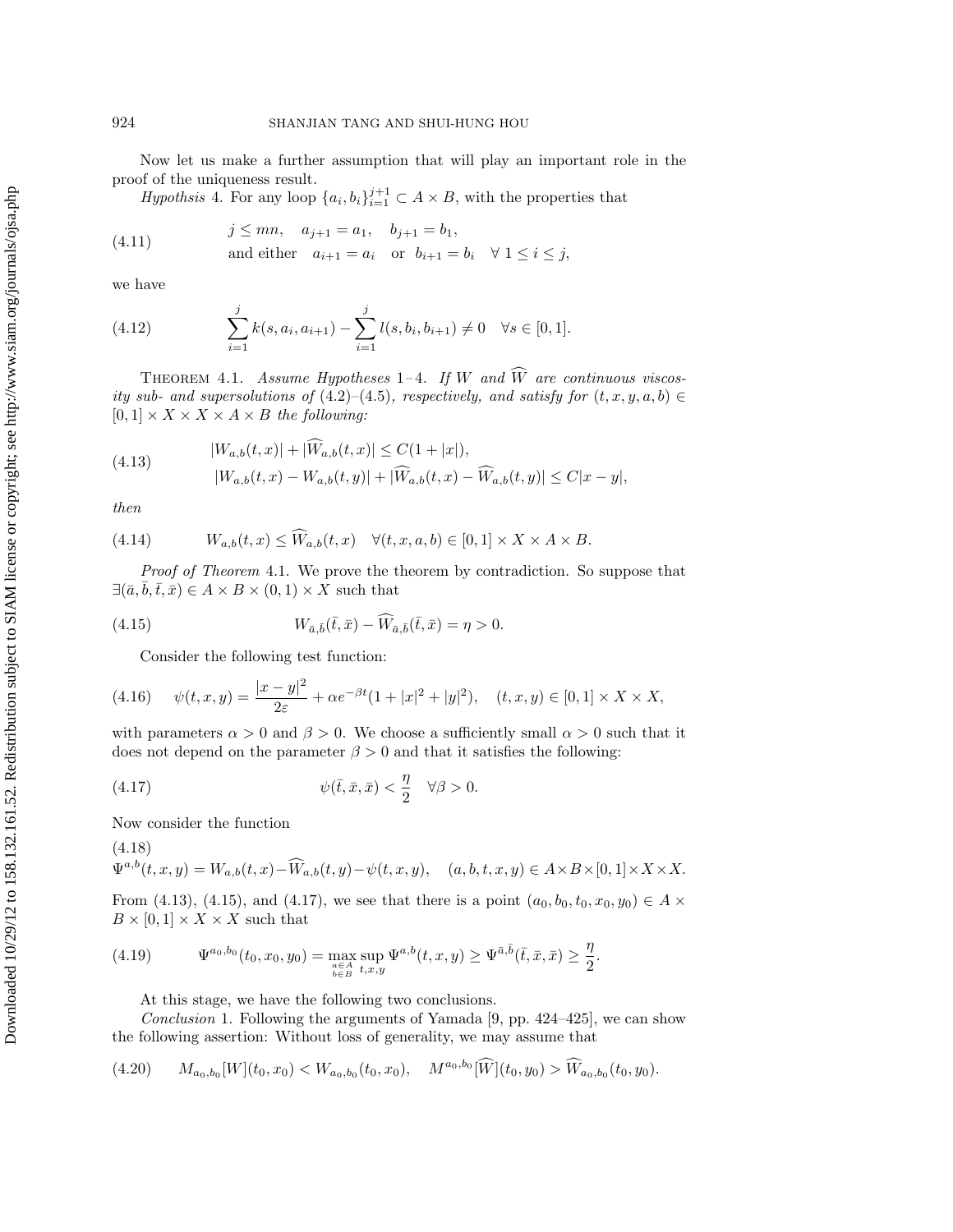Now let us make a further assumption that will play an important role in the proof of the uniqueness result.

*Hypothsis* 4. For any loop $\{a_i, b_i\}_{i=1}^{j+1} \subset A \times B$, with the properties that

$$
\begin{aligned}
&j \leq mn, \quad a_{j+1} = a_1, \quad b_{j+1} = b_1, \\
&\text{and either} \quad a_{i+1} = a_i \quad \text{or} \quad b_{i+1} = b_i \quad \forall\, 1 \leq i \leq j,
\end{aligned}
\tag{4.11}
$$

we have

$$
\sum_{i=1}^{j} k(s, a_i, a_{i+1}) - \sum_{i=1}^{j} l(s, b_i, b_{i+1}) \neq 0 \quad \forall s \in [0, 1]. \tag{4.12}
$$

THEOREM 4.1. *Assume Hypotheses* 1–4. *If $W$ and $\widehat{W}$ are continuous viscosity sub- and supersolutions of* (4.2)–(4.5)*, respectively, and satisfy for $(t, x, y, a, b) \in [0, 1] \times X \times X \times A \times B$ the following:*

$$
\begin{aligned}
&|W_{a,b}(t, x)| + |\widehat{W}_{a,b}(t, x)| \leq C(1 + |x|), \\
&|W_{a,b}(t, x) - W_{a,b}(t, y)| + |\widehat{W}_{a,b}(t, x) - \widehat{W}_{a,b}(t, y)| \leq C|x - y|,
\end{aligned}
\tag{4.13}
$$

*then*

$$
W_{a,b}(t, x) \leq \widehat{W}_{a,b}(t, x) \quad \forall (t, x, a, b) \in [0, 1] \times X \times A \times B. \tag{4.14}
$$

*Proof of Theorem* 4.1. We prove the theorem by contradiction. So suppose that $\exists (\bar{a}, \bar{b}, \bar{t}, \bar{x}) \in A \times B \times (0, 1) \times X$ such that

$$
W_{\bar{a},\bar{b}}(\bar{t}, \bar{x}) - \widehat{W}_{\bar{a},\bar{b}}(\bar{t}, \bar{x}) = \eta > 0. \tag{4.15}
$$

Consider the following test function:

$$
\psi(t, x, y) = \frac{|x - y|^2}{2\varepsilon} + \alpha e^{-\beta t}(1 + |x|^2 + |y|^2), \quad (t, x, y) \in [0, 1] \times X \times X, \tag{4.16}
$$

with parameters $\alpha > 0$ and $\beta > 0$. We choose a sufficiently small $\alpha > 0$ such that it does not depend on the parameter $\beta > 0$ and that it satisfies the following:

$$
\psi(\bar{t}, \bar{x}, \bar{x}) < \frac{\eta}{2} \quad \forall \beta > 0. \tag{4.17}
$$

Now consider the function

$$
\Psi^{a,b}(t, x, y) = W_{a,b}(t, x) - \widehat{W}_{a,b}(t, y) - \psi(t, x, y), \quad (a, b, t, x, y) \in A \times B \times [0, 1] \times X \times X. \tag{4.18}
$$

From (4.13), (4.15), and (4.17), we see that there is a point $(a_0, b_0, t_0, x_0, y_0) \in A \times B \times [0, 1] \times X \times X$ such that

$$
\Psi^{a_0,b_0}(t_0, x_0, y_0) = \max_{\substack{a \in A \\ b \in B}} \sup_{t,x,y} \Psi^{a,b}(t, x, y) \geq \Psi^{\bar{a},\bar{b}}(\bar{t}, \bar{x}, \bar{x}) \geq \frac{\eta}{2}. \tag{4.19}
$$

At this stage, we have the following two conclusions.

*Conclusion* 1. Following the arguments of Yamada [9, pp. 424–425], we can show the following assertion: Without loss of generality, we may assume that

$$
M_{a_0,b_0}[W](t_0, x_0) < W_{a_0,b_0}(t_0, x_0), \quad M^{a_0,b_0}[\widehat{W}](t_0, y_0) > \widehat{W}_{a_0,b_0}(t_0, y_0). \tag{4.20}
$$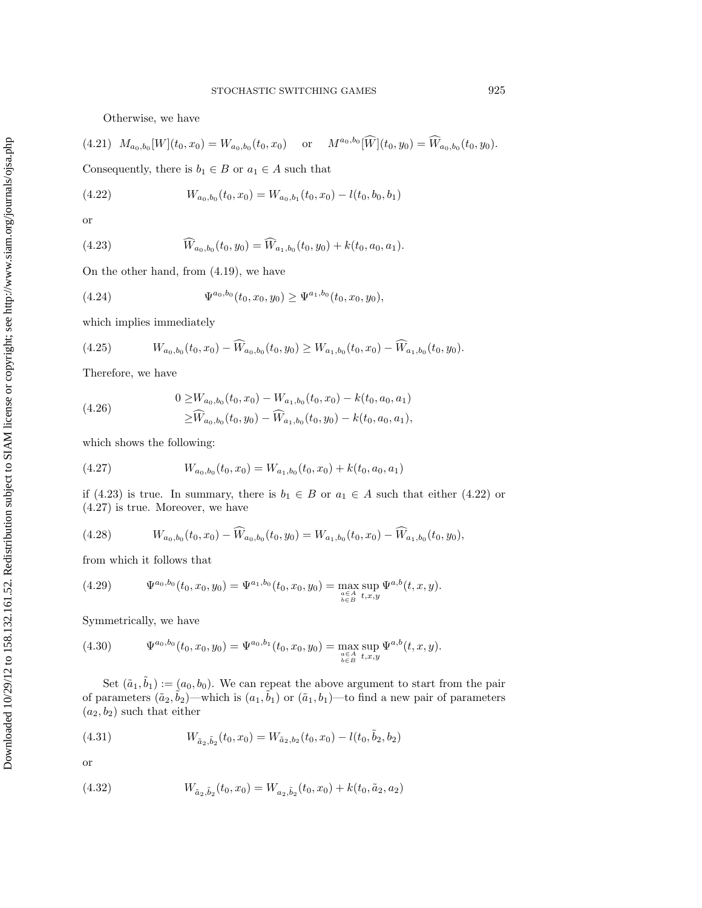Otherwise, we have

$$M_{a_0,b_0}[W](t_0,x_0) = W_{a_0,b_0}(t_0,x_0) \quad \text{ or } \quad M^{a_0,b_0}[\widehat{W}](t_0,y_0) = \widehat{W}_{a_0,b_0}(t_0,y_0). \tag{4.21}$$

Consequently, there is $b_1 \in B$ or $a_1 \in A$ such that

$$W_{a_0,b_0}(t_0,x_0) = W_{a_0,b_1}(t_0,x_0) - l(t_0,b_0,b_1) \tag{4.22}$$

or

$$\widehat{W}_{a_0,b_0}(t_0,y_0) = \widehat{W}_{a_1,b_0}(t_0,y_0) + k(t_0,a_0,a_1). \tag{4.23}$$

On the other hand, from (4.19), we have

$$\Psi^{a_0,b_0}(t_0,x_0,y_0) \geq \Psi^{a_1,b_0}(t_0,x_0,y_0), \tag{4.24}$$

which implies immediately

$$W_{a_0,b_0}(t_0,x_0) - \widehat{W}_{a_0,b_0}(t_0,y_0) \geq W_{a_1,b_0}(t_0,x_0) - \widehat{W}_{a_1,b_0}(t_0,y_0). \tag{4.25}$$

Therefore, we have

$$\begin{aligned} 0 \geq & W_{a_0,b_0}(t_0,x_0) - W_{a_1,b_0}(t_0,x_0) - k(t_0,a_0,a_1) \\ \geq & \widehat{W}_{a_0,b_0}(t_0,y_0) - \widehat{W}_{a_1,b_0}(t_0,y_0) - k(t_0,a_0,a_1), \end{aligned} \tag{4.26}$$

which shows the following:

$$W_{a_0,b_0}(t_0,x_0) = W_{a_1,b_0}(t_0,x_0) + k(t_0,a_0,a_1) \tag{4.27}$$

if (4.23) is true. In summary, there is $b_1 \in B$ or $a_1 \in A$ such that either (4.22) or (4.27) is true. Moreover, we have

$$W_{a_0,b_0}(t_0,x_0) - \widehat{W}_{a_0,b_0}(t_0,y_0) = W_{a_1,b_0}(t_0,x_0) - \widehat{W}_{a_1,b_0}(t_0,y_0), \tag{4.28}$$

from which it follows that

$$\Psi^{a_0,b_0}(t_0,x_0,y_0) = \Psi^{a_1,b_0}(t_0,x_0,y_0) = \max_{\substack{a\in A \\ b \in B}} \sup_{t,x,y} \Psi^{a,b}(t,x,y). \tag{4.29}$$

Symmetrically, we have

$$\Psi^{a_0,b_0}(t_0,x_0,y_0) = \Psi^{a_0,b_1}(t_0,x_0,y_0) = \max_{\substack{a\in A \\ b \in B}} \sup_{t,x,y} \Psi^{a,b}(t,x,y). \tag{4.30}$$

Set $(\tilde{a}_1,\tilde{b}_1) := (a_0,b_0)$. We can repeat the above argument to start from the pair of parameters $(\tilde{a}_2,\tilde{b}_2)$—which is $(a_1,\tilde{b}_1)$ or $(\tilde{a}_1,b_1)$—to find a new pair of parameters $(a_2,b_2)$ such that either

$$W_{\tilde{a}_2,\tilde{b}_2}(t_0,x_0) = W_{\tilde{a}_2,b_2}(t_0,x_0) - l(t_0,\tilde{b}_2,b_2) \tag{4.31}$$

or

$$W_{\tilde{a}_2,\tilde{b}_2}(t_0,x_0) = W_{a_2,\tilde{b}_2}(t_0,x_0) + k(t_0,\tilde{a}_2,a_2) \tag{4.32}$$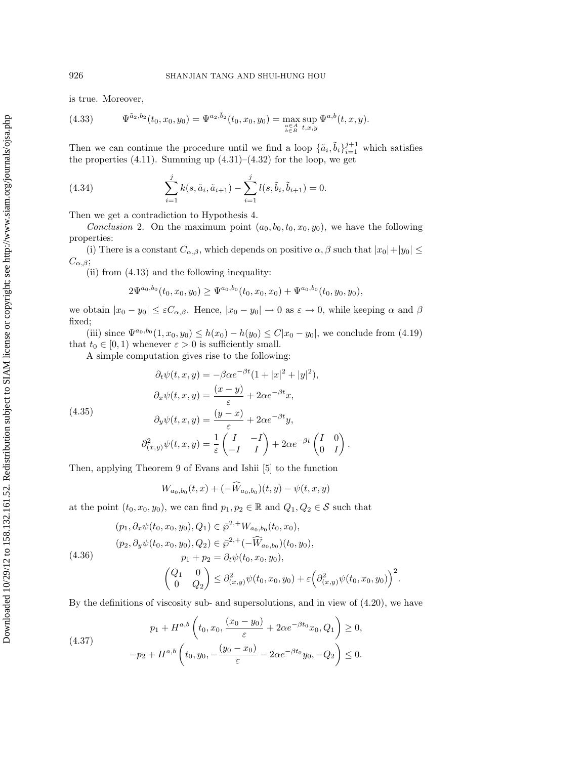is true. Moreover,

$$\Psi^{\tilde{a}_2,b_2}(t_0,x_0,y_0) = \Psi^{a_2,\tilde{b}_2}(t_0,x_0,y_0) = \max_{\substack{a\in A\\ b\in B}} \sup_{t,x,y} \Psi^{a,b}(t,x,y). \tag{4.33}$$

Then we can continue the procedure until we find a loop $\{\tilde{a}_i,\tilde{b}_i\}_{i=1}^{j+1}$ which satisfies the properties (4.11). Summing up (4.31)–(4.32) for the loop, we get

$$\sum_{i=1}^{j} k(s,\tilde{a}_i,\tilde{a}_{i+1}) - \sum_{i=1}^{j} l(s,\tilde{b}_i,\tilde{b}_{i+1}) = 0. \tag{4.34}$$

Then we get a contradiction to Hypothesis 4.

*Conclusion* 2. On the maximum point $(a_0,b_0,t_0,x_0,y_0)$, we have the following properties:

(i) There is a constant $C_{\alpha,\beta}$, which depends on positive $\alpha,\beta$ such that $|x_0|+|y_0| \le C_{\alpha,\beta}$;

(ii) from (4.13) and the following inequality:

$$2\Psi^{a_0,b_0}(t_0,x_0,y_0) \ge \Psi^{a_0,b_0}(t_0,x_0,x_0) + \Psi^{a_0,b_0}(t_0,y_0,y_0),$$

we obtain $|x_0-y_0| \le \varepsilon C_{\alpha,\beta}$. Hence, $|x_0-y_0| \to 0$ as $\varepsilon \to 0$, while keeping $\alpha$ and $\beta$ fixed;

(iii) since $\Psi^{a_0,b_0}(1,x_0,y_0) \le h(x_0)-h(y_0) \le C|x_0-y_0|$, we conclude from (4.19) that $t_0 \in [0,1)$ whenever $\varepsilon > 0$ is sufficiently small.

A simple computation gives rise to the following:

$$\begin{aligned}
\partial_t \psi(t,x,y) &= -\beta\alpha e^{-\beta t}(1+|x|^2+|y|^2),\\
\partial_x \psi(t,x,y) &= \frac{(x-y)}{\varepsilon} + 2\alpha e^{-\beta t}x,\\
\partial_y \psi(t,x,y) &= \frac{(y-x)}{\varepsilon} + 2\alpha e^{-\beta t}y,\\
\partial^2_{(x,y)} \psi(t,x,y) &= \frac{1}{\varepsilon}\begin{pmatrix} I & -I \\ -I & I \end{pmatrix} + 2\alpha e^{-\beta t}\begin{pmatrix} I & 0 \\ 0 & I \end{pmatrix}.
\end{aligned} \tag{4.35}$$

Then, applying Theorem 9 of Evans and Ishii [5] to the function

$$W_{a_0,b_0}(t,x) + (-\widehat{W}_{a_0,b_0})(t,y) - \psi(t,x,y)$$

at the point $(t_0,x_0,y_0)$, we can find $p_1,p_2 \in \mathbb{R}$ and $Q_1,Q_2 \in \mathcal{S}$ such that

$$\begin{aligned}
&(p_1, \partial_x\psi(t_0,x_0,y_0), Q_1) \in \bar{\wp}^{2,+}W_{a_0,b_0}(t_0,x_0),\\
&(p_2, \partial_y\psi(t_0,x_0,y_0), Q_2) \in \bar{\wp}^{2,+}(-\widehat{W}_{a_0,b_0})(t_0,y_0),\\
&\qquad p_1+p_2 = \partial_t\psi(t_0,x_0,y_0),\\
&\qquad \begin{pmatrix} Q_1 & 0 \\ 0 & Q_2 \end{pmatrix} \le \partial^2_{(x,y)}\psi(t_0,x_0,y_0) + \varepsilon\Big(\partial^2_{(x,y)}\psi(t_0,x_0,y_0)\Big)^2.
\end{aligned} \tag{4.36}$$

By the definitions of viscosity sub- and supersolutions, and in view of (4.20), we have

$$\begin{aligned}
p_1 + H^{a,b}\left(t_0,x_0,\frac{(x_0-y_0)}{\varepsilon} + 2\alpha e^{-\beta t_0}x_0, Q_1\right) &\ge 0,\\
-p_2 + H^{a,b}\left(t_0,y_0,-\frac{(y_0-x_0)}{\varepsilon} - 2\alpha e^{-\beta t_0}y_0, -Q_2\right) &\le 0.
\end{aligned} \tag{4.37}$$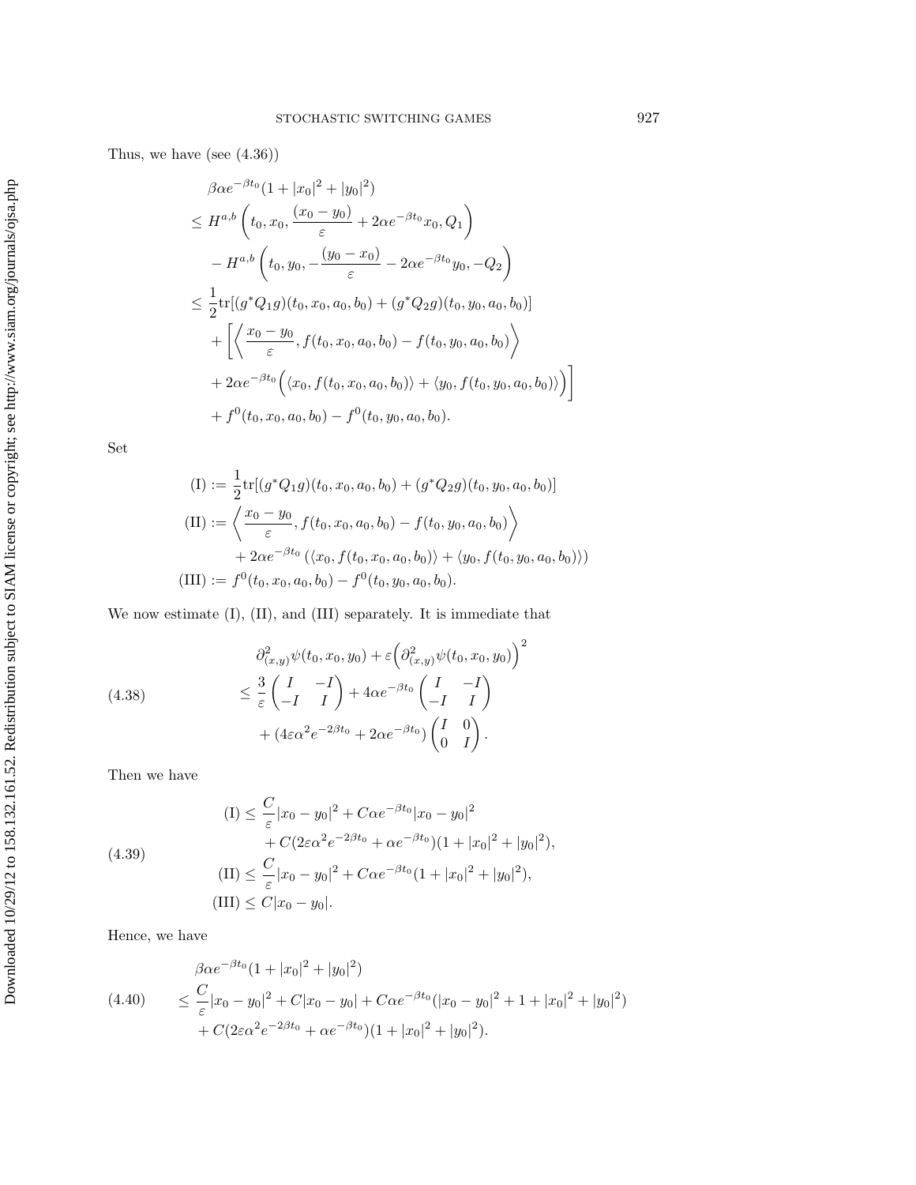Thus, we have (see (4.36))

$$
\begin{aligned}
&\beta\alpha e^{-\beta t_0}(1+|x_0|^2+|y_0|^2)\\
&\le H^{a,b}\left(t_0,x_0,\frac{(x_0-y_0)}{\varepsilon}+2\alpha e^{-\beta t_0}x_0,Q_1\right)\\
&\quad - H^{a,b}\left(t_0,y_0,-\frac{(y_0-x_0)}{\varepsilon}-2\alpha e^{-\beta t_0}y_0,-Q_2\right)\\
&\le \frac{1}{2}\mathrm{tr}[(g^*Q_1g)(t_0,x_0,a_0,b_0)+(g^*Q_2g)(t_0,y_0,a_0,b_0)]\\
&\quad+\bigg[\left\langle \frac{x_0-y_0}{\varepsilon}, f(t_0,x_0,a_0,b_0)-f(t_0,y_0,a_0,b_0)\right\rangle\\
&\quad+2\alpha e^{-\beta t_0}\Big(\langle x_0,f(t_0,x_0,a_0,b_0)\rangle+\langle y_0,f(t_0,y_0,a_0,b_0)\rangle\Big)\bigg]\\
&\quad+f^0(t_0,x_0,a_0,b_0)-f^0(t_0,y_0,a_0,b_0).
\end{aligned}
$$

Set

$$
\begin{aligned}
\text{(I)} &:= \frac{1}{2}\mathrm{tr}[(g^*Q_1g)(t_0,x_0,a_0,b_0)+(g^*Q_2g)(t_0,y_0,a_0,b_0)]\\
\text{(II)} &:= \left\langle \frac{x_0-y_0}{\varepsilon}, f(t_0,x_0,a_0,b_0)-f(t_0,y_0,a_0,b_0)\right\rangle\\
&\quad+2\alpha e^{-\beta t_0}\left(\langle x_0,f(t_0,x_0,a_0,b_0)\rangle+\langle y_0,f(t_0,y_0,a_0,b_0)\rangle\right)\\
\text{(III)} &:= f^0(t_0,x_0,a_0,b_0)-f^0(t_0,y_0,a_0,b_0).
\end{aligned}
$$

We now estimate (I), (II), and (III) separately. It is immediate that

$$
\begin{aligned}
&\partial^2_{(x,y)}\psi(t_0,x_0,y_0)+\varepsilon\Big(\partial^2_{(x,y)}\psi(t_0,x_0,y_0)\Big)^2\\
&\le \frac{3}{\varepsilon}\begin{pmatrix} I & -I\\ -I & I\end{pmatrix}+4\alpha e^{-\beta t_0}\begin{pmatrix} I & -I\\ -I & I\end{pmatrix}\\
&\quad+(4\varepsilon\alpha^2e^{-2\beta t_0}+2\alpha e^{-\beta t_0})\begin{pmatrix} I & 0\\ 0 & I\end{pmatrix}.
\end{aligned}
\tag{4.38}
$$

Then we have

$$
\begin{aligned}
\text{(I)} &\le \frac{C}{\varepsilon}|x_0-y_0|^2+C\alpha e^{-\beta t_0}|x_0-y_0|^2\\
&\quad+C(2\varepsilon\alpha^2e^{-2\beta t_0}+\alpha e^{-\beta t_0})(1+|x_0|^2+|y_0|^2),\\
\text{(II)} &\le \frac{C}{\varepsilon}|x_0-y_0|^2+C\alpha e^{-\beta t_0}(1+|x_0|^2+|y_0|^2),\\
\text{(III)} &\le C|x_0-y_0|.
\end{aligned}
\tag{4.39}
$$

Hence, we have

$$
\begin{aligned}
&\beta\alpha e^{-\beta t_0}(1+|x_0|^2+|y_0|^2)\\
&\le \frac{C}{\varepsilon}|x_0-y_0|^2+C|x_0-y_0|+C\alpha e^{-\beta t_0}(|x_0-y_0|^2+1+|x_0|^2+|y_0|^2)\\
&\quad+C(2\varepsilon\alpha^2e^{-2\beta t_0}+\alpha e^{-\beta t_0})(1+|x_0|^2+|y_0|^2).
\end{aligned}
\tag{4.40}
$$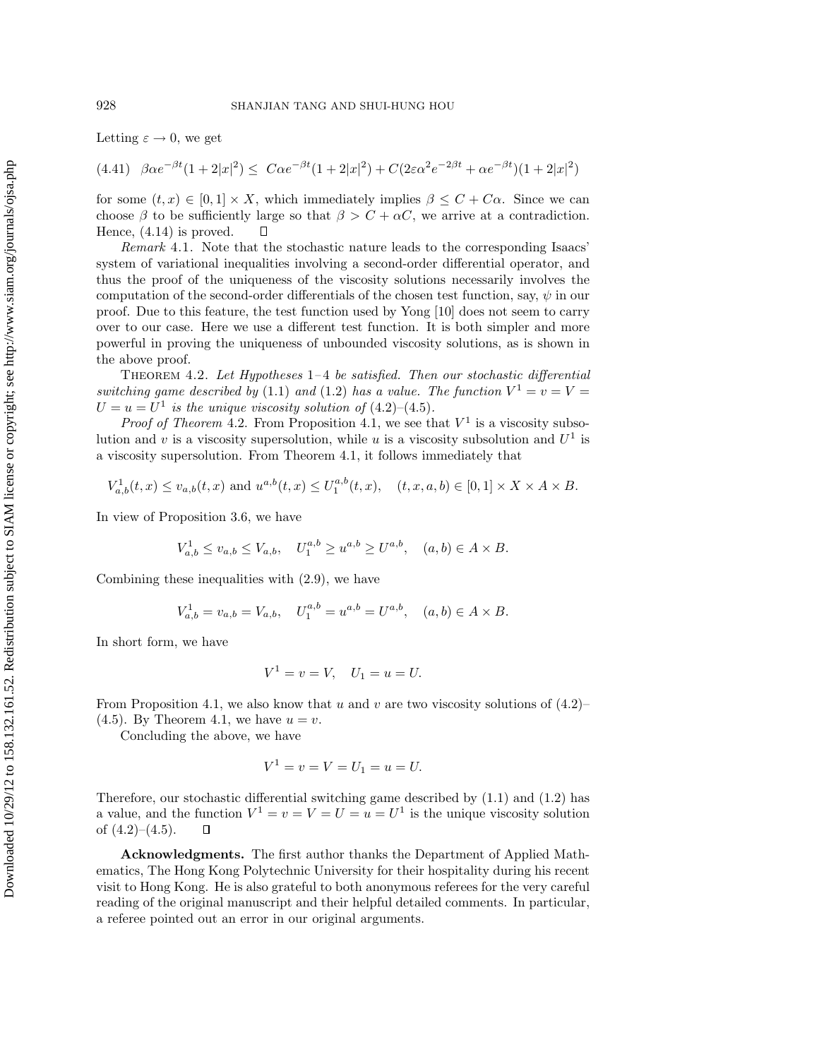Letting $\varepsilon \to 0$, we get

$$
(4.41)\quad \beta\alpha e^{-\beta t}(1+2|x|^2) \le \; C\alpha e^{-\beta t}(1+2|x|^2) + C(2\varepsilon\alpha^2 e^{-2\beta t} + \alpha e^{-\beta t})(1+2|x|^2)
$$

for some $(t,x) \in [0,1] \times X$, which immediately implies $\beta \le C + C\alpha$. Since we can choose $\beta$ to be sufficiently large so that $\beta > C + \alpha C$, we arrive at a contradiction. Hence, (4.14) is proved. $\square$

*Remark* 4.1. Note that the stochastic nature leads to the corresponding Isaacs' system of variational inequalities involving a second-order differential operator, and thus the proof of the uniqueness of the viscosity solutions necessarily involves the computation of the second-order differentials of the chosen test function, say, $\psi$ in our proof. Due to this feature, the test function used by Yong [10] does not seem to carry over to our case. Here we use a different test function. It is both simpler and more powerful in proving the uniqueness of unbounded viscosity solutions, as is shown in the above proof.

THEOREM 4.2. *Let Hypotheses* 1–4 *be satisfied. Then our stochastic differential switching game described by* (1.1) *and* (1.2) *has a value. The function* $V^1 = v = V = U = u = U^1$ *is the unique viscosity solution of* (4.2)–(4.5).

*Proof of Theorem* 4.2. From Proposition 4.1, we see that $V^1$ is a viscosity subsolution and $v$ is a viscosity supersolution, while $u$ is a viscosity subsolution and $U^1$ is a viscosity supersolution. From Theorem 4.1, it follows immediately that

$$
V^1_{a,b}(t,x) \le v_{a,b}(t,x) \text{ and } u^{a,b}(t,x) \le U_1^{a,b}(t,x), \quad (t,x,a,b) \in [0,1] \times X \times A \times B.
$$

In view of Proposition 3.6, we have

$$
V^1_{a,b} \le v_{a,b} \le V_{a,b}, \quad U_1^{a,b} \ge u^{a,b} \ge U^{a,b}, \quad (a,b) \in A \times B.
$$

Combining these inequalities with (2.9), we have

$$
V^1_{a,b} = v_{a,b} = V_{a,b}, \quad U_1^{a,b} = u^{a,b} = U^{a,b}, \quad (a,b) \in A \times B.
$$

In short form, we have

$$
V^1 = v = V, \quad U_1 = u = U.
$$

From Proposition 4.1, we also know that $u$ and $v$ are two viscosity solutions of (4.2)–(4.5). By Theorem 4.1, we have $u = v$.

Concluding the above, we have

$$
V^1 = v = V = U_1 = u = U.
$$

Therefore, our stochastic differential switching game described by (1.1) and (1.2) has a value, and the function $V^1 = v = V = U = u = U^1$ is the unique viscosity solution of (4.2)–(4.5). $\square$

**Acknowledgments.** The first author thanks the Department of Applied Mathematics, The Hong Kong Polytechnic University for their hospitality during his recent visit to Hong Kong. He is also grateful to both anonymous referees for the very careful reading of the original manuscript and their helpful detailed comments. In particular, a referee pointed out an error in our original arguments.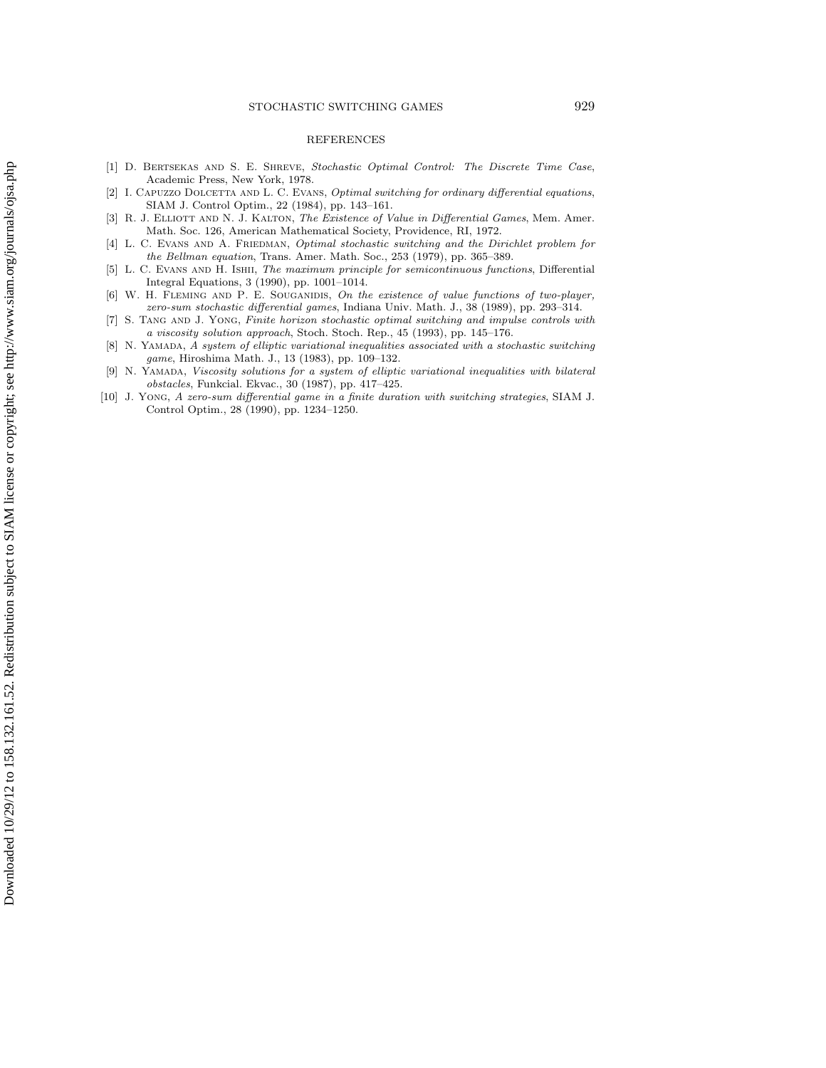## REFERENCES

[1] D. Bertsekas and S. E. Shreve, *Stochastic Optimal Control: The Discrete Time Case*, Academic Press, New York, 1978.

[2] I. Capuzzo Dolcetta and L. C. Evans, *Optimal switching for ordinary differential equations*, SIAM J. Control Optim., 22 (1984), pp. 143–161.

[3] R. J. Elliott and N. J. Kalton, *The Existence of Value in Differential Games*, Mem. Amer. Math. Soc. 126, American Mathematical Society, Providence, RI, 1972.

[4] L. C. Evans and A. Friedman, *Optimal stochastic switching and the Dirichlet problem for the Bellman equation*, Trans. Amer. Math. Soc., 253 (1979), pp. 365–389.

[5] L. C. Evans and H. Ishii, *The maximum principle for semicontinuous functions*, Differential Integral Equations, 3 (1990), pp. 1001–1014.

[6] W. H. Fleming and P. E. Souganidis, *On the existence of value functions of two-player, zero-sum stochastic differential games*, Indiana Univ. Math. J., 38 (1989), pp. 293–314.

[7] S. Tang and J. Yong, *Finite horizon stochastic optimal switching and impulse controls with a viscosity solution approach*, Stoch. Stoch. Rep., 45 (1993), pp. 145–176.

[8] N. Yamada, *A system of elliptic variational inequalities associated with a stochastic switching game*, Hiroshima Math. J., 13 (1983), pp. 109–132.

[9] N. Yamada, *Viscosity solutions for a system of elliptic variational inequalities with bilateral obstacles*, Funkcial. Ekvac., 30 (1987), pp. 417–425.

[10] J. Yong, *A zero-sum differential game in a finite duration with switching strategies*, SIAM J. Control Optim., 28 (1990), pp. 1234–1250.